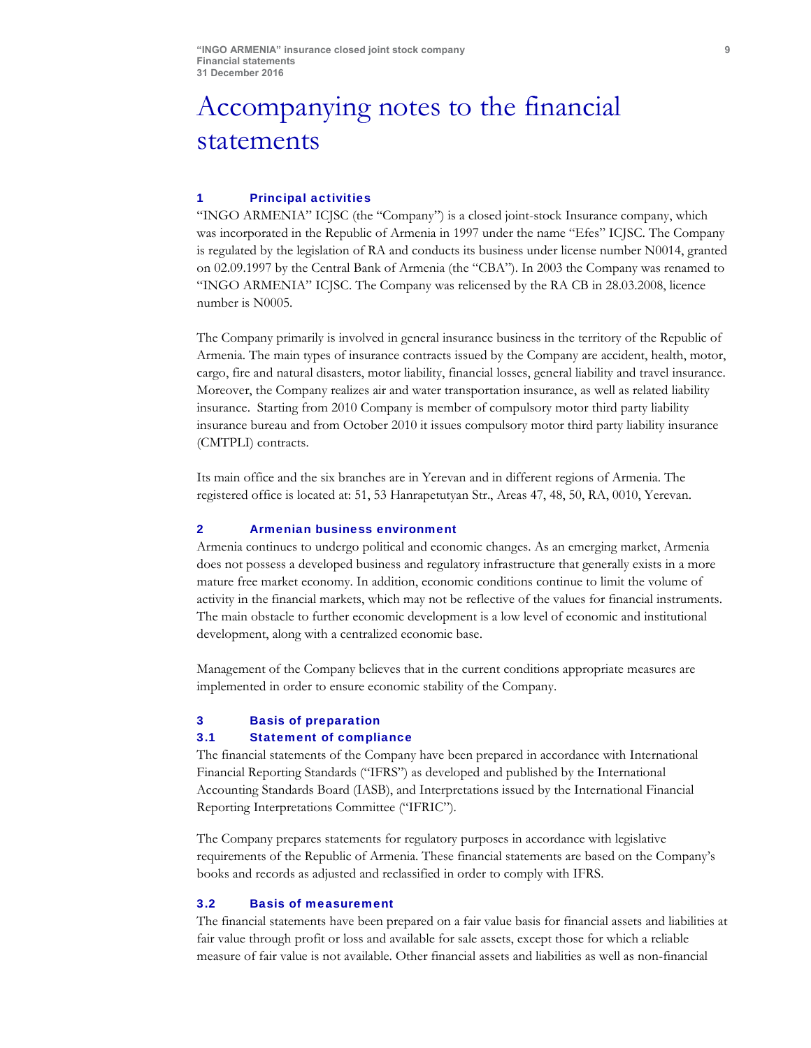# Accompanying notes to the financial statements

## 1 Principal activities

"INGO ARMENIA" ICJSC (the "Company") is a closed joint-stock Insurance company, which was incorporated in the Republic of Armenia in 1997 under the name "Efes" ICJSC. The Company is regulated by the legislation of RA and conducts its business under license number N0014, granted on 02.09.1997 by the Central Bank of Armenia (the "CBA"). In 2003 the Company was renamed to "INGO ARMENIA" ICJSC. The Company was relicensed by the RA CB in 28.03.2008, licence number is N0005.

The Company primarily is involved in general insurance business in the territory of the Republic of Armenia. The main types of insurance contracts issued by the Company are accident, health, motor, cargo, fire and natural disasters, motor liability, financial losses, general liability and travel insurance. Moreover, the Company realizes air and water transportation insurance, as well as related liability insurance. Starting from 2010 Company is member of compulsory motor third party liability insurance bureau and from October 2010 it issues compulsory motor third party liability insurance (CMTPLI) contracts.

Its main office and the six branches are in Yerevan and in different regions of Armenia. The registered office is located at: 51, 53 Hanrapetutyan Str., Areas 47, 48, 50, RA, 0010, Yerevan.

## 2 Armenian business environment

Armenia continues to undergo political and economic changes. As an emerging market, Armenia does not possess a developed business and regulatory infrastructure that generally exists in a more mature free market economy. In addition, economic conditions continue to limit the volume of activity in the financial markets, which may not be reflective of the values for financial instruments. The main obstacle to further economic development is a low level of economic and institutional development, along with a centralized economic base.

Management of the Company believes that in the current conditions appropriate measures are implemented in order to ensure economic stability of the Company.

## 3 Basis of preparation

### 3.1 Statement of compliance

The financial statements of the Company have been prepared in accordance with International Financial Reporting Standards ("IFRS") as developed and published by the International Accounting Standards Board (IASB), and Interpretations issued by the International Financial Reporting Interpretations Committee ("IFRIC").

The Company prepares statements for regulatory purposes in accordance with legislative requirements of the Republic of Armenia. These financial statements are based on the Company's books and records as adjusted and reclassified in order to comply with IFRS.

### 3.2 Basis of measurement

The financial statements have been prepared on a fair value basis for financial assets and liabilities at fair value through profit or loss and available for sale assets, except those for which a reliable measure of fair value is not available. Other financial assets and liabilities as well as non-financial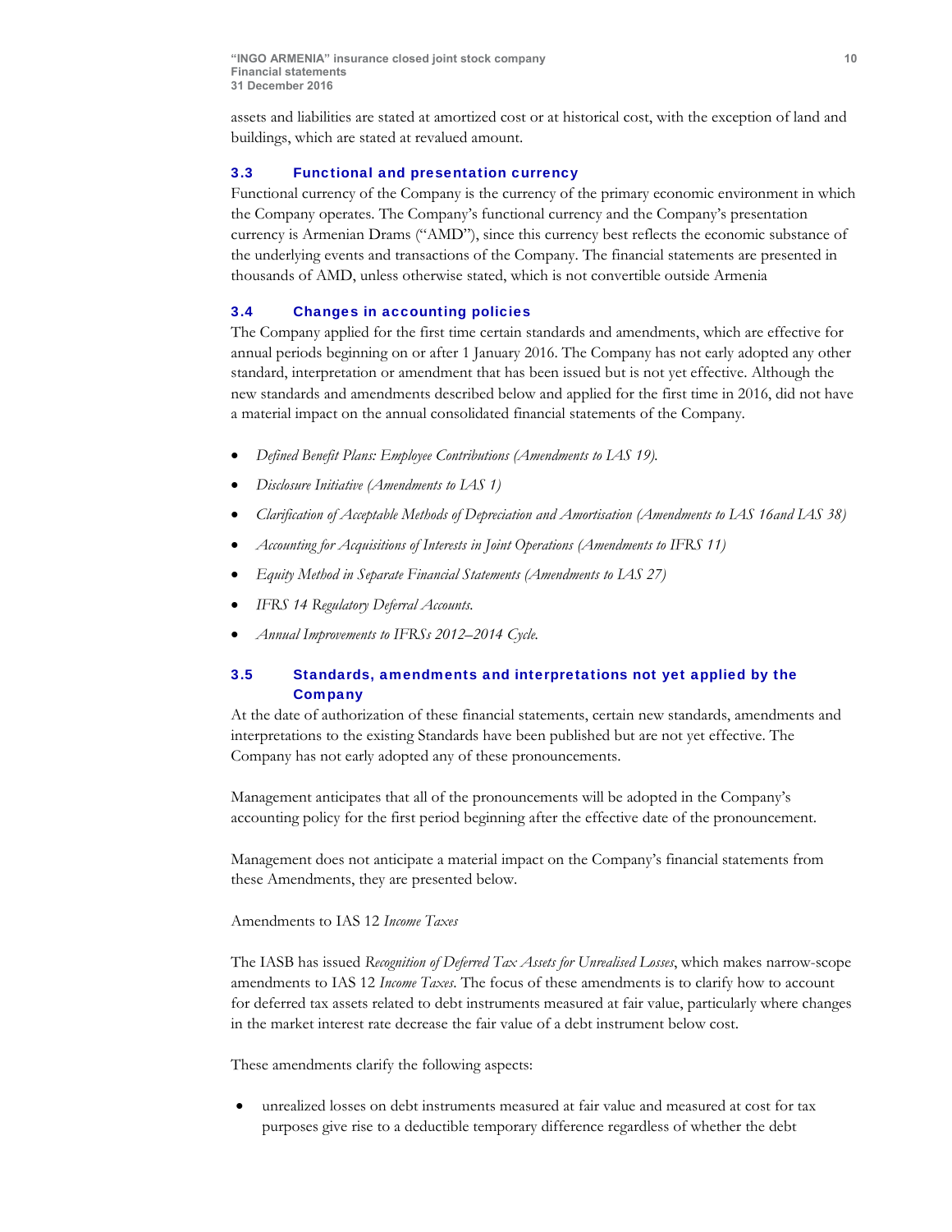assets and liabilities are stated at amortized cost or at historical cost, with the exception of land and buildings, which are stated at revalued amount.

### 3.3 Functional and presentation currency

Functional currency of the Company is the currency of the primary economic environment in which the Company operates. The Company's functional currency and the Company's presentation currency is Armenian Drams ("AMD"), since this currency best reflects the economic substance of the underlying events and transactions of the Company. The financial statements are presented in thousands of AMD, unless otherwise stated, which is not convertible outside Armenia

### 3.4 Changes in accounting policies

The Company applied for the first time certain standards and amendments, which are effective for annual periods beginning on or after 1 January 2016. The Company has not early adopted any other standard, interpretation or amendment that has been issued but is not yet effective. Although the new standards and amendments described below and applied for the first time in 2016, did not have a material impact on the annual consolidated financial statements of the Company.

- *Defined Benefit Plans: Employee Contributions (Amendments to IAS 19).*
- *Disclosure Initiative (Amendments to IAS 1)*
- *Clarification of Acceptable Methods of Depreciation and Amortisation (Amendments to IAS 16and IAS 38)*
- *Accounting for Acquisitions of Interests in Joint Operations (Amendments to IFRS 11)*
- *Equity Method in Separate Financial Statements (Amendments to IAS 27)*
- *IFRS 14 Regulatory Deferral Accounts.*
- *Annual Improvements to IFRSs 2012–2014 Cycle.*

### 3.5 Standards, amendments and interpretations not yet applied by the Company

At the date of authorization of these financial statements, certain new standards, amendments and interpretations to the existing Standards have been published but are not yet effective. The Company has not early adopted any of these pronouncements.

Management anticipates that all of the pronouncements will be adopted in the Company's accounting policy for the first period beginning after the effective date of the pronouncement.

Management does not anticipate a material impact on the Company's financial statements from these Amendments, they are presented below.

Amendments to IAS 12 *Income Taxes*

The IASB has issued *Recognition of Deferred Tax Assets for Unrealised Losses*, which makes narrow-scope amendments to IAS 12 *Income Taxes*. The focus of these amendments is to clarify how to account for deferred tax assets related to debt instruments measured at fair value, particularly where changes in the market interest rate decrease the fair value of a debt instrument below cost.

These amendments clarify the following aspects:

- unrealized losses on debt instruments measured at fair value and measured at cost for tax purposes give rise to a deductible temporary difference regardless of whether the debt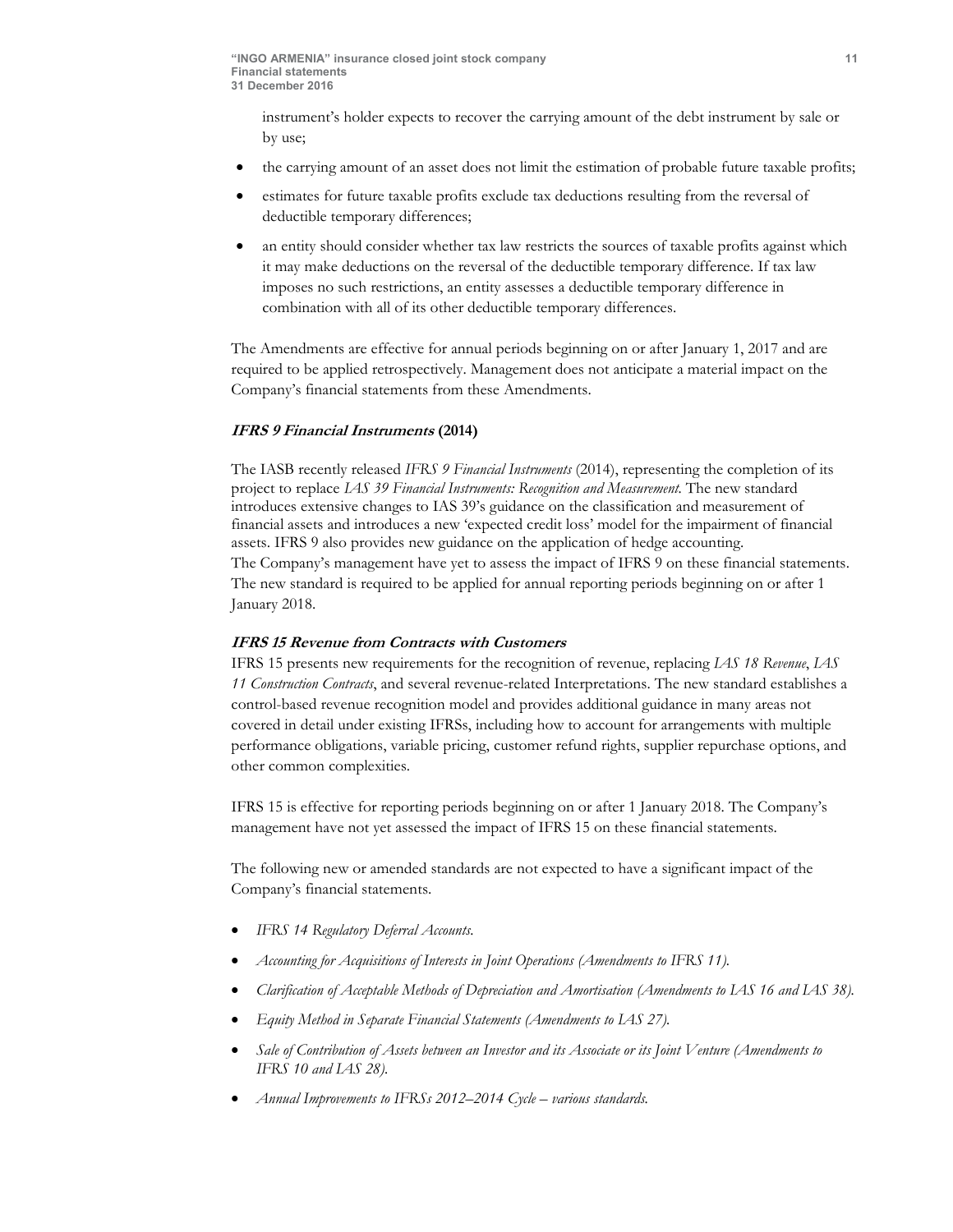instrument's holder expects to recover the carrying amount of the debt instrument by sale or by use;

- the carrying amount of an asset does not limit the estimation of probable future taxable profits;
- estimates for future taxable profits exclude tax deductions resulting from the reversal of deductible temporary differences;
- an entity should consider whether tax law restricts the sources of taxable profits against which it may make deductions on the reversal of the deductible temporary difference. If tax law imposes no such restrictions, an entity assesses a deductible temporary difference in combination with all of its other deductible temporary differences.

The Amendments are effective for annual periods beginning on or after January 1, 2017 and are required to be applied retrospectively. Management does not anticipate a material impact on the Company's financial statements from these Amendments.

***IFRS 9 Financial Instruments* (2014)**

The IASB recently released *IFRS 9 Financial Instruments* (2014), representing the completion of its project to replace *IAS 39 Financial Instruments: Recognition and Measurement.* The new standard introduces extensive changes to IAS 39's guidance on the classification and measurement of financial assets and introduces a new 'expected credit loss' model for the impairment of financial assets. IFRS 9 also provides new guidance on the application of hedge accounting.
The Company's management have yet to assess the impact of IFRS 9 on these financial statements. The new standard is required to be applied for annual reporting periods beginning on or after 1 January 2018.

***IFRS 15 Revenue from Contracts with Customers***

IFRS 15 presents new requirements for the recognition of revenue, replacing *IAS 18 Revenue*, *IAS 11 Construction Contracts*, and several revenue-related Interpretations. The new standard establishes a control-based revenue recognition model and provides additional guidance in many areas not covered in detail under existing IFRSs, including how to account for arrangements with multiple performance obligations, variable pricing, customer refund rights, supplier repurchase options, and other common complexities.

IFRS 15 is effective for reporting periods beginning on or after 1 January 2018. The Company's management have not yet assessed the impact of IFRS 15 on these financial statements.

The following new or amended standards are not expected to have a significant impact of the Company's financial statements.

- *IFRS 14 Regulatory Deferral Accounts.*
- *Accounting for Acquisitions of Interests in Joint Operations (Amendments to IFRS 11).*
- *Clarification of Acceptable Methods of Depreciation and Amortisation (Amendments to IAS 16 and IAS 38).*
- *Equity Method in Separate Financial Statements (Amendments to IAS 27).*
- *Sale of Contribution of Assets between an Investor and its Associate or its Joint Venture (Amendments to IFRS 10 and IAS 28).*
- *Annual Improvements to IFRSs 2012–2014 Cycle – various standards.*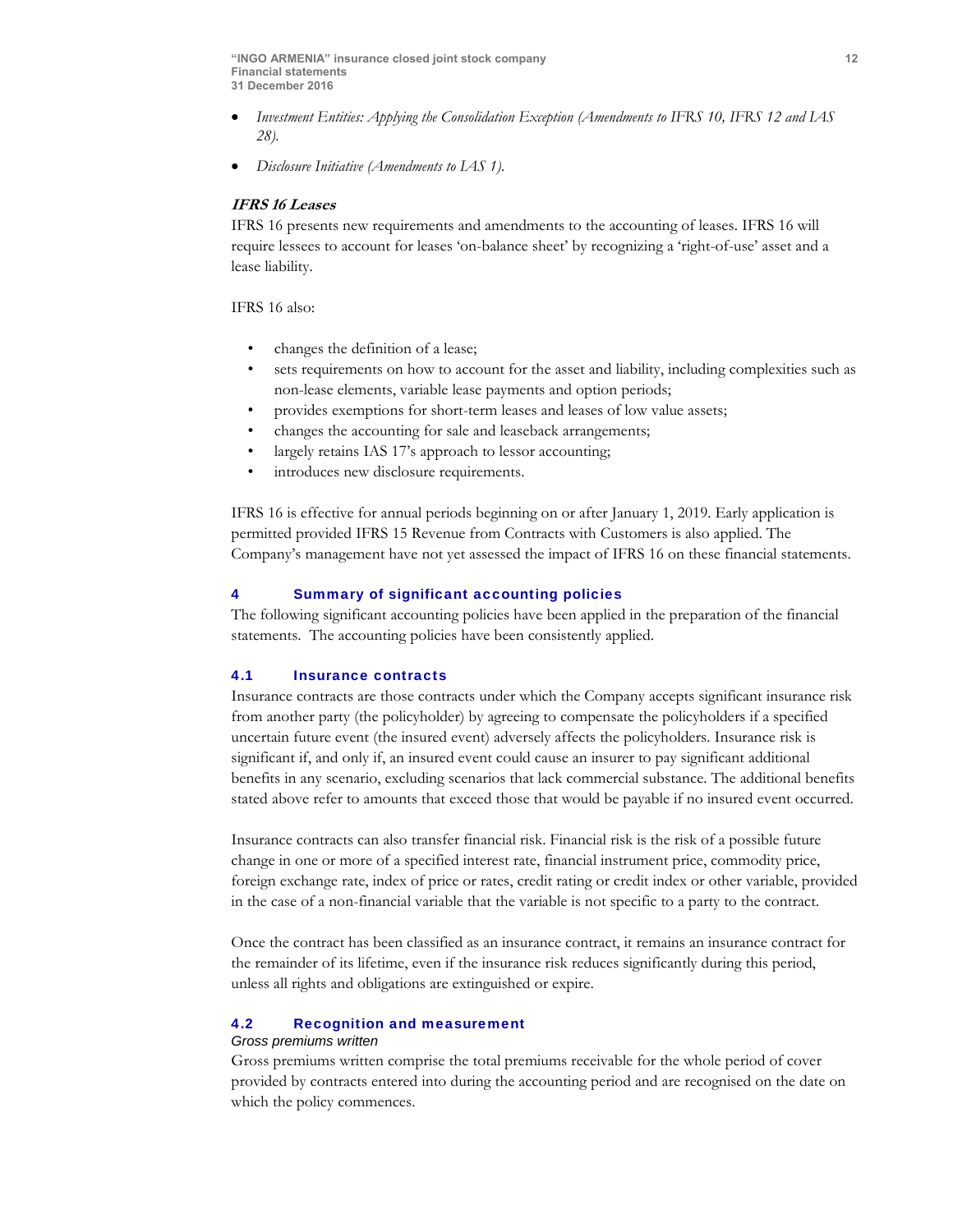- *Investment Entities: Applying the Consolidation Exception (Amendments to IFRS 10, IFRS 12 and IAS 28).*
- *Disclosure Initiative (Amendments to IAS 1).*

***IFRS 16 Leases***

IFRS 16 presents new requirements and amendments to the accounting of leases. IFRS 16 will require lessees to account for leases 'on-balance sheet' by recognizing a 'right-of-use' asset and a lease liability.

IFRS 16 also:

- changes the definition of a lease;
- sets requirements on how to account for the asset and liability, including complexities such as non-lease elements, variable lease payments and option periods;
- provides exemptions for short-term leases and leases of low value assets;
- changes the accounting for sale and leaseback arrangements;
- largely retains IAS 17's approach to lessor accounting;
- introduces new disclosure requirements.

IFRS 16 is effective for annual periods beginning on or after January 1, 2019. Early application is permitted provided IFRS 15 Revenue from Contracts with Customers is also applied. The Company's management have not yet assessed the impact of IFRS 16 on these financial statements.

## 4 Summary of significant accounting policies

The following significant accounting policies have been applied in the preparation of the financial statements. The accounting policies have been consistently applied.

### 4.1 Insurance contracts

Insurance contracts are those contracts under which the Company accepts significant insurance risk from another party (the policyholder) by agreeing to compensate the policyholders if a specified uncertain future event (the insured event) adversely affects the policyholders. Insurance risk is significant if, and only if, an insured event could cause an insurer to pay significant additional benefits in any scenario, excluding scenarios that lack commercial substance. The additional benefits stated above refer to amounts that exceed those that would be payable if no insured event occurred.

Insurance contracts can also transfer financial risk. Financial risk is the risk of a possible future change in one or more of a specified interest rate, financial instrument price, commodity price, foreign exchange rate, index of price or rates, credit rating or credit index or other variable, provided in the case of a non-financial variable that the variable is not specific to a party to the contract.

Once the contract has been classified as an insurance contract, it remains an insurance contract for the remainder of its lifetime, even if the insurance risk reduces significantly during this period, unless all rights and obligations are extinguished or expire.

### 4.2 Recognition and measurement

*Gross premiums written*

Gross premiums written comprise the total premiums receivable for the whole period of cover provided by contracts entered into during the accounting period and are recognised on the date on which the policy commences.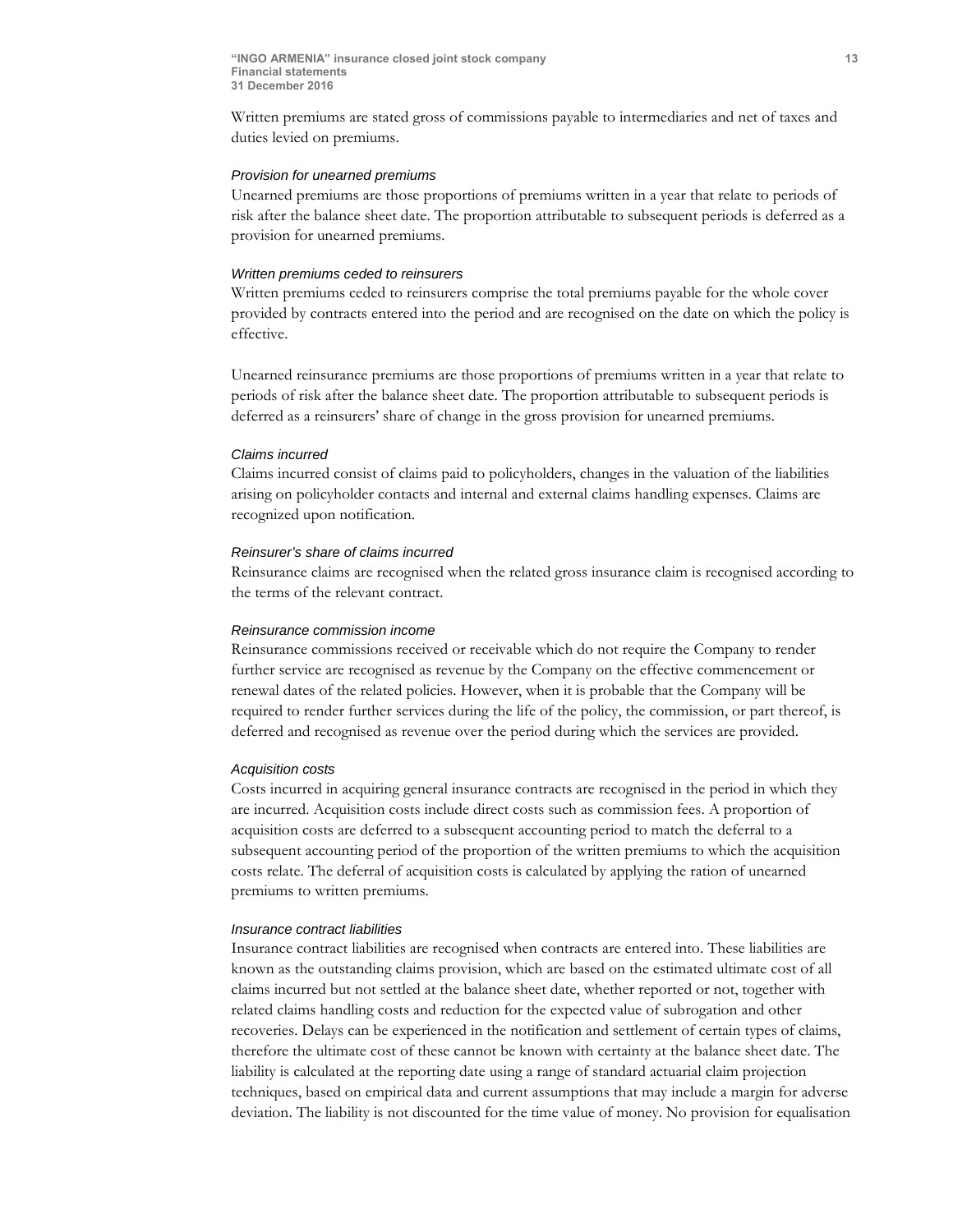Written premiums are stated gross of commissions payable to intermediaries and net of taxes and duties levied on premiums.

*Provision for unearned premiums*

Unearned premiums are those proportions of premiums written in a year that relate to periods of risk after the balance sheet date. The proportion attributable to subsequent periods is deferred as a provision for unearned premiums.

*Written premiums ceded to reinsurers*

Written premiums ceded to reinsurers comprise the total premiums payable for the whole cover provided by contracts entered into the period and are recognised on the date on which the policy is effective.

Unearned reinsurance premiums are those proportions of premiums written in a year that relate to periods of risk after the balance sheet date. The proportion attributable to subsequent periods is deferred as a reinsurers' share of change in the gross provision for unearned premiums.

*Claims incurred*

Claims incurred consist of claims paid to policyholders, changes in the valuation of the liabilities arising on policyholder contacts and internal and external claims handling expenses. Claims are recognized upon notification.

*Reinsurer's share of claims incurred*

Reinsurance claims are recognised when the related gross insurance claim is recognised according to the terms of the relevant contract.

*Reinsurance commission income*

Reinsurance commissions received or receivable which do not require the Company to render further service are recognised as revenue by the Company on the effective commencement or renewal dates of the related policies. However, when it is probable that the Company will be required to render further services during the life of the policy, the commission, or part thereof, is deferred and recognised as revenue over the period during which the services are provided.

*Acquisition costs*

Costs incurred in acquiring general insurance contracts are recognised in the period in which they are incurred. Acquisition costs include direct costs such as commission fees. A proportion of acquisition costs are deferred to a subsequent accounting period to match the deferral to a subsequent accounting period of the proportion of the written premiums to which the acquisition costs relate. The deferral of acquisition costs is calculated by applying the ration of unearned premiums to written premiums.

*Insurance contract liabilities*

Insurance contract liabilities are recognised when contracts are entered into. These liabilities are known as the outstanding claims provision, which are based on the estimated ultimate cost of all claims incurred but not settled at the balance sheet date, whether reported or not, together with related claims handling costs and reduction for the expected value of subrogation and other recoveries. Delays can be experienced in the notification and settlement of certain types of claims, therefore the ultimate cost of these cannot be known with certainty at the balance sheet date. The liability is calculated at the reporting date using a range of standard actuarial claim projection techniques, based on empirical data and current assumptions that may include a margin for adverse deviation. The liability is not discounted for the time value of money. No provision for equalisation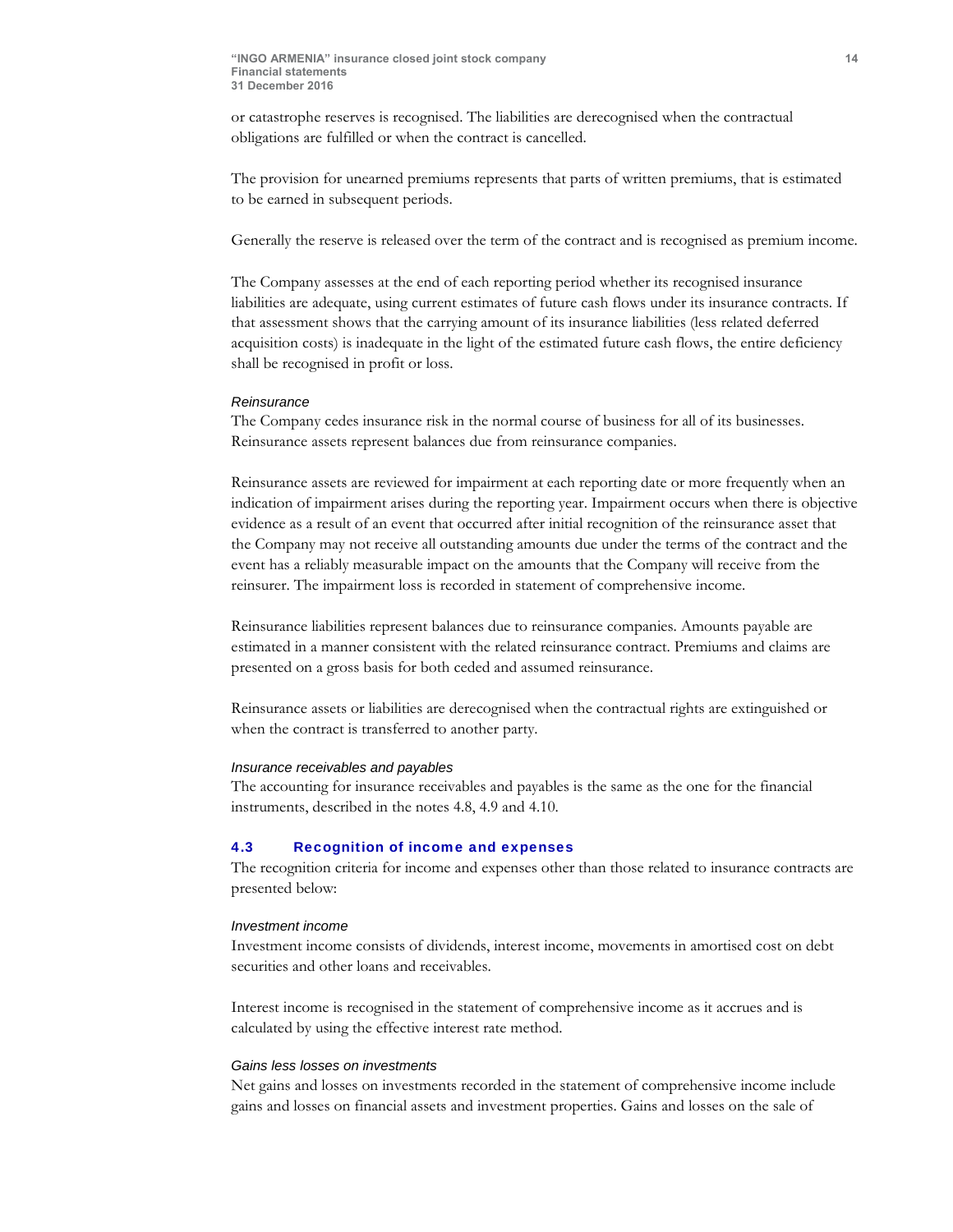or catastrophe reserves is recognised. The liabilities are derecognised when the contractual obligations are fulfilled or when the contract is cancelled.

The provision for unearned premiums represents that parts of written premiums, that is estimated to be earned in subsequent periods.

Generally the reserve is released over the term of the contract and is recognised as premium income.

The Company assesses at the end of each reporting period whether its recognised insurance liabilities are adequate, using current estimates of future cash flows under its insurance contracts. If that assessment shows that the carrying amount of its insurance liabilities (less related deferred acquisition costs) is inadequate in the light of the estimated future cash flows, the entire deficiency shall be recognised in profit or loss.

*Reinsurance*

The Company cedes insurance risk in the normal course of business for all of its businesses. Reinsurance assets represent balances due from reinsurance companies.

Reinsurance assets are reviewed for impairment at each reporting date or more frequently when an indication of impairment arises during the reporting year. Impairment occurs when there is objective evidence as a result of an event that occurred after initial recognition of the reinsurance asset that the Company may not receive all outstanding amounts due under the terms of the contract and the event has a reliably measurable impact on the amounts that the Company will receive from the reinsurer. The impairment loss is recorded in statement of comprehensive income.

Reinsurance liabilities represent balances due to reinsurance companies. Amounts payable are estimated in a manner consistent with the related reinsurance contract. Premiums and claims are presented on a gross basis for both ceded and assumed reinsurance.

Reinsurance assets or liabilities are derecognised when the contractual rights are extinguished or when the contract is transferred to another party.

*Insurance receivables and payables*

The accounting for insurance receivables and payables is the same as the one for the financial instruments, described in the notes 4.8, 4.9 and 4.10.

## 4.3 Recognition of income and expenses

The recognition criteria for income and expenses other than those related to insurance contracts are presented below:

*Investment income*

Investment income consists of dividends, interest income, movements in amortised cost on debt securities and other loans and receivables.

Interest income is recognised in the statement of comprehensive income as it accrues and is calculated by using the effective interest rate method.

*Gains less losses on investments*

Net gains and losses on investments recorded in the statement of comprehensive income include gains and losses on financial assets and investment properties. Gains and losses on the sale of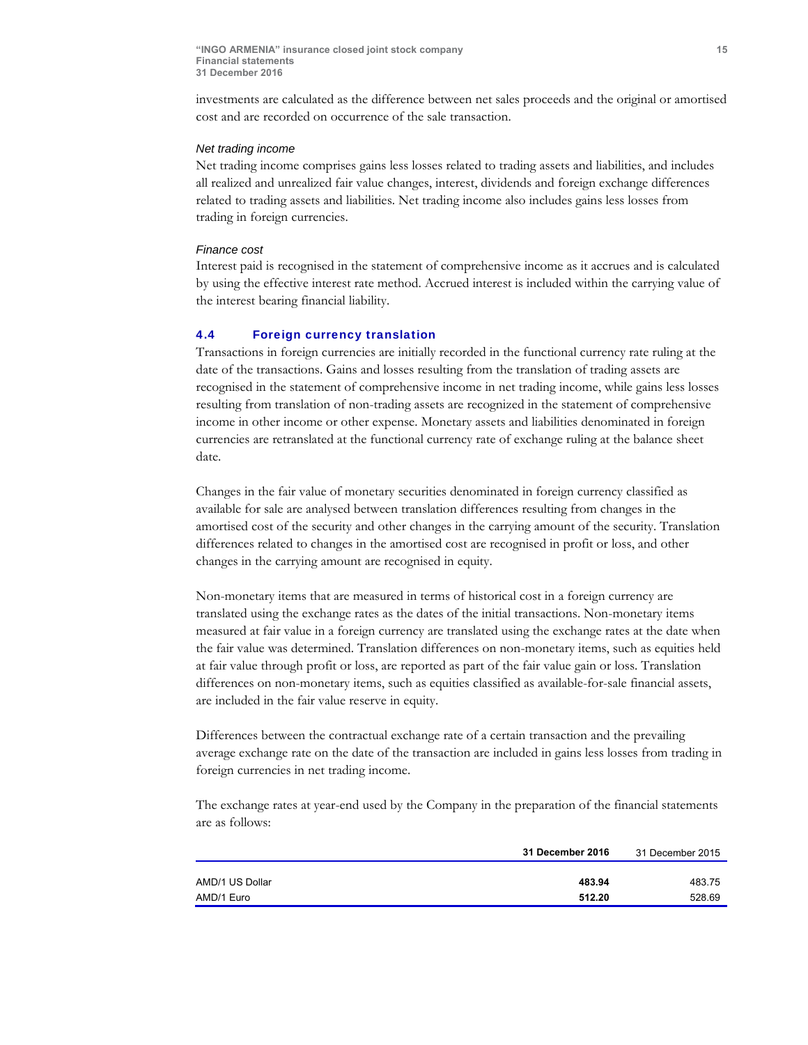investments are calculated as the difference between net sales proceeds and the original or amortised cost and are recorded on occurrence of the sale transaction.

*Net trading income*

Net trading income comprises gains less losses related to trading assets and liabilities, and includes all realized and unrealized fair value changes, interest, dividends and foreign exchange differences related to trading assets and liabilities. Net trading income also includes gains less losses from trading in foreign currencies.

*Finance cost*

Interest paid is recognised in the statement of comprehensive income as it accrues and is calculated by using the effective interest rate method. Accrued interest is included within the carrying value of the interest bearing financial liability.

### 4.4 Foreign currency translation

Transactions in foreign currencies are initially recorded in the functional currency rate ruling at the date of the transactions. Gains and losses resulting from the translation of trading assets are recognised in the statement of comprehensive income in net trading income, while gains less losses resulting from translation of non-trading assets are recognized in the statement of comprehensive income in other income or other expense. Monetary assets and liabilities denominated in foreign currencies are retranslated at the functional currency rate of exchange ruling at the balance sheet date.

Changes in the fair value of monetary securities denominated in foreign currency classified as available for sale are analysed between translation differences resulting from changes in the amortised cost of the security and other changes in the carrying amount of the security. Translation differences related to changes in the amortised cost are recognised in profit or loss, and other changes in the carrying amount are recognised in equity.

Non-monetary items that are measured in terms of historical cost in a foreign currency are translated using the exchange rates as the dates of the initial transactions. Non-monetary items measured at fair value in a foreign currency are translated using the exchange rates at the date when the fair value was determined. Translation differences on non-monetary items, such as equities held at fair value through profit or loss, are reported as part of the fair value gain or loss. Translation differences on non-monetary items, such as equities classified as available-for-sale financial assets, are included in the fair value reserve in equity.

Differences between the contractual exchange rate of a certain transaction and the prevailing average exchange rate on the date of the transaction are included in gains less losses from trading in foreign currencies in net trading income.

The exchange rates at year-end used by the Company in the preparation of the financial statements are as follows:

| | **31 December 2016** | 31 December 2015 |
|---|---|---|
| AMD/1 US Dollar | **483.94** | 483.75 |
| AMD/1 Euro | **512.20** | 528.69 |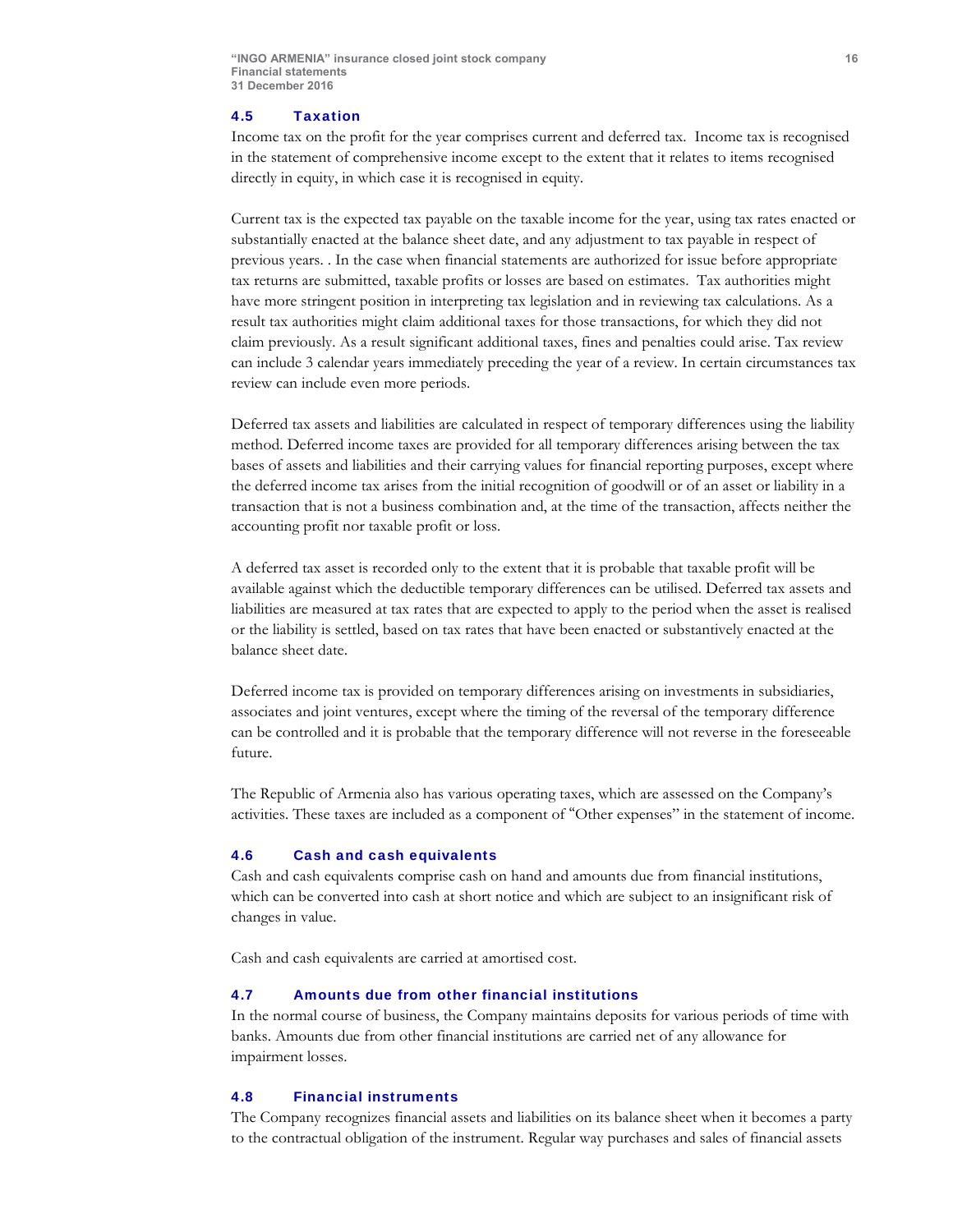### 4.5 Taxation

Income tax on the profit for the year comprises current and deferred tax. Income tax is recognised in the statement of comprehensive income except to the extent that it relates to items recognised directly in equity, in which case it is recognised in equity.

Current tax is the expected tax payable on the taxable income for the year, using tax rates enacted or substantially enacted at the balance sheet date, and any adjustment to tax payable in respect of previous years. . In the case when financial statements are authorized for issue before appropriate tax returns are submitted, taxable profits or losses are based on estimates. Tax authorities might have more stringent position in interpreting tax legislation and in reviewing tax calculations. As a result tax authorities might claim additional taxes for those transactions, for which they did not claim previously. As a result significant additional taxes, fines and penalties could arise. Tax review can include 3 calendar years immediately preceding the year of a review. In certain circumstances tax review can include even more periods.

Deferred tax assets and liabilities are calculated in respect of temporary differences using the liability method. Deferred income taxes are provided for all temporary differences arising between the tax bases of assets and liabilities and their carrying values for financial reporting purposes, except where the deferred income tax arises from the initial recognition of goodwill or of an asset or liability in a transaction that is not a business combination and, at the time of the transaction, affects neither the accounting profit nor taxable profit or loss.

A deferred tax asset is recorded only to the extent that it is probable that taxable profit will be available against which the deductible temporary differences can be utilised. Deferred tax assets and liabilities are measured at tax rates that are expected to apply to the period when the asset is realised or the liability is settled, based on tax rates that have been enacted or substantively enacted at the balance sheet date.

Deferred income tax is provided on temporary differences arising on investments in subsidiaries, associates and joint ventures, except where the timing of the reversal of the temporary difference can be controlled and it is probable that the temporary difference will not reverse in the foreseeable future.

The Republic of Armenia also has various operating taxes, which are assessed on the Company's activities. These taxes are included as a component of "Other expenses" in the statement of income.

### 4.6 Cash and cash equivalents

Cash and cash equivalents comprise cash on hand and amounts due from financial institutions, which can be converted into cash at short notice and which are subject to an insignificant risk of changes in value.

Cash and cash equivalents are carried at amortised cost.

### 4.7 Amounts due from other financial institutions

In the normal course of business, the Company maintains deposits for various periods of time with banks. Amounts due from other financial institutions are carried net of any allowance for impairment losses.

### 4.8 Financial instruments

The Company recognizes financial assets and liabilities on its balance sheet when it becomes a party to the contractual obligation of the instrument. Regular way purchases and sales of financial assets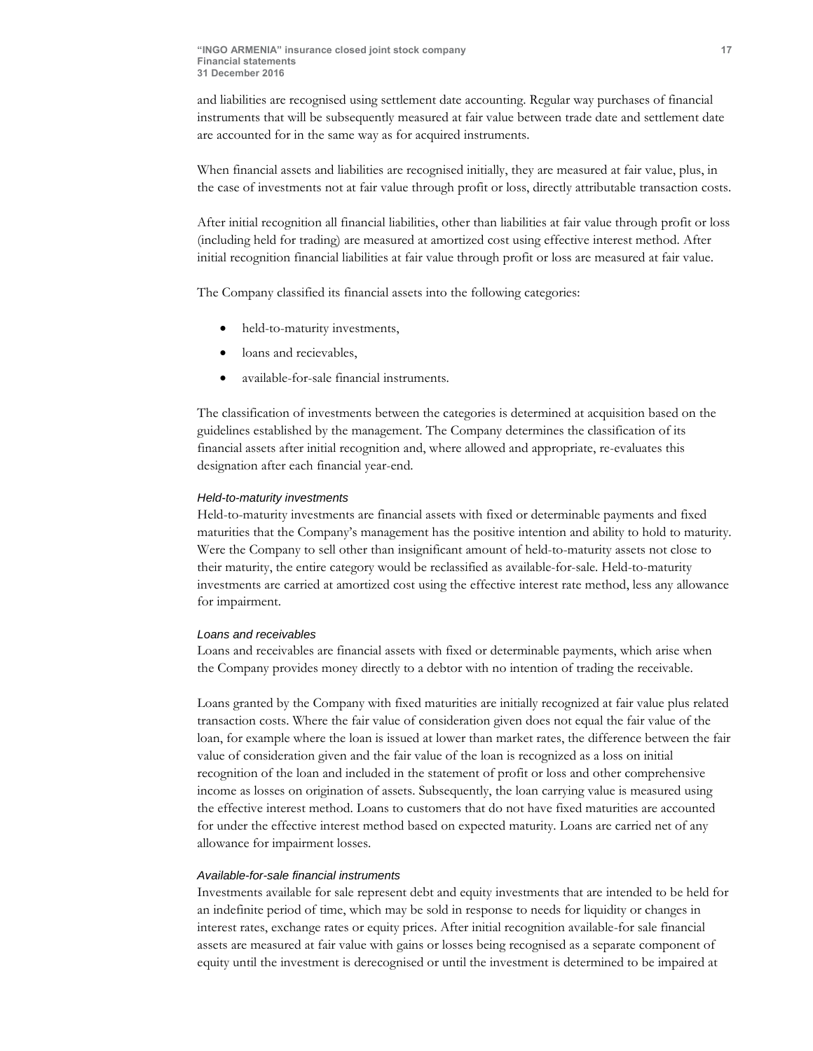and liabilities are recognised using settlement date accounting. Regular way purchases of financial instruments that will be subsequently measured at fair value between trade date and settlement date are accounted for in the same way as for acquired instruments.

When financial assets and liabilities are recognised initially, they are measured at fair value, plus, in the case of investments not at fair value through profit or loss, directly attributable transaction costs.

After initial recognition all financial liabilities, other than liabilities at fair value through profit or loss (including held for trading) are measured at amortized cost using effective interest method. After initial recognition financial liabilities at fair value through profit or loss are measured at fair value.

The Company classified its financial assets into the following categories:

- held-to-maturity investments,
- loans and recievables,
- available-for-sale financial instruments.

The classification of investments between the categories is determined at acquisition based on the guidelines established by the management. The Company determines the classification of its financial assets after initial recognition and, where allowed and appropriate, re-evaluates this designation after each financial year-end.

*Held-to-maturity investments*

Held-to-maturity investments are financial assets with fixed or determinable payments and fixed maturities that the Company's management has the positive intention and ability to hold to maturity. Were the Company to sell other than insignificant amount of held-to-maturity assets not close to their maturity, the entire category would be reclassified as available-for-sale. Held-to-maturity investments are carried at amortized cost using the effective interest rate method, less any allowance for impairment.

*Loans and receivables*

Loans and receivables are financial assets with fixed or determinable payments, which arise when the Company provides money directly to a debtor with no intention of trading the receivable.

Loans granted by the Company with fixed maturities are initially recognized at fair value plus related transaction costs. Where the fair value of consideration given does not equal the fair value of the loan, for example where the loan is issued at lower than market rates, the difference between the fair value of consideration given and the fair value of the loan is recognized as a loss on initial recognition of the loan and included in the statement of profit or loss and other comprehensive income as losses on origination of assets. Subsequently, the loan carrying value is measured using the effective interest method. Loans to customers that do not have fixed maturities are accounted for under the effective interest method based on expected maturity. Loans are carried net of any allowance for impairment losses.

*Available-for-sale financial instruments*

Investments available for sale represent debt and equity investments that are intended to be held for an indefinite period of time, which may be sold in response to needs for liquidity or changes in interest rates, exchange rates or equity prices. After initial recognition available-for sale financial assets are measured at fair value with gains or losses being recognised as a separate component of equity until the investment is derecognised or until the investment is determined to be impaired at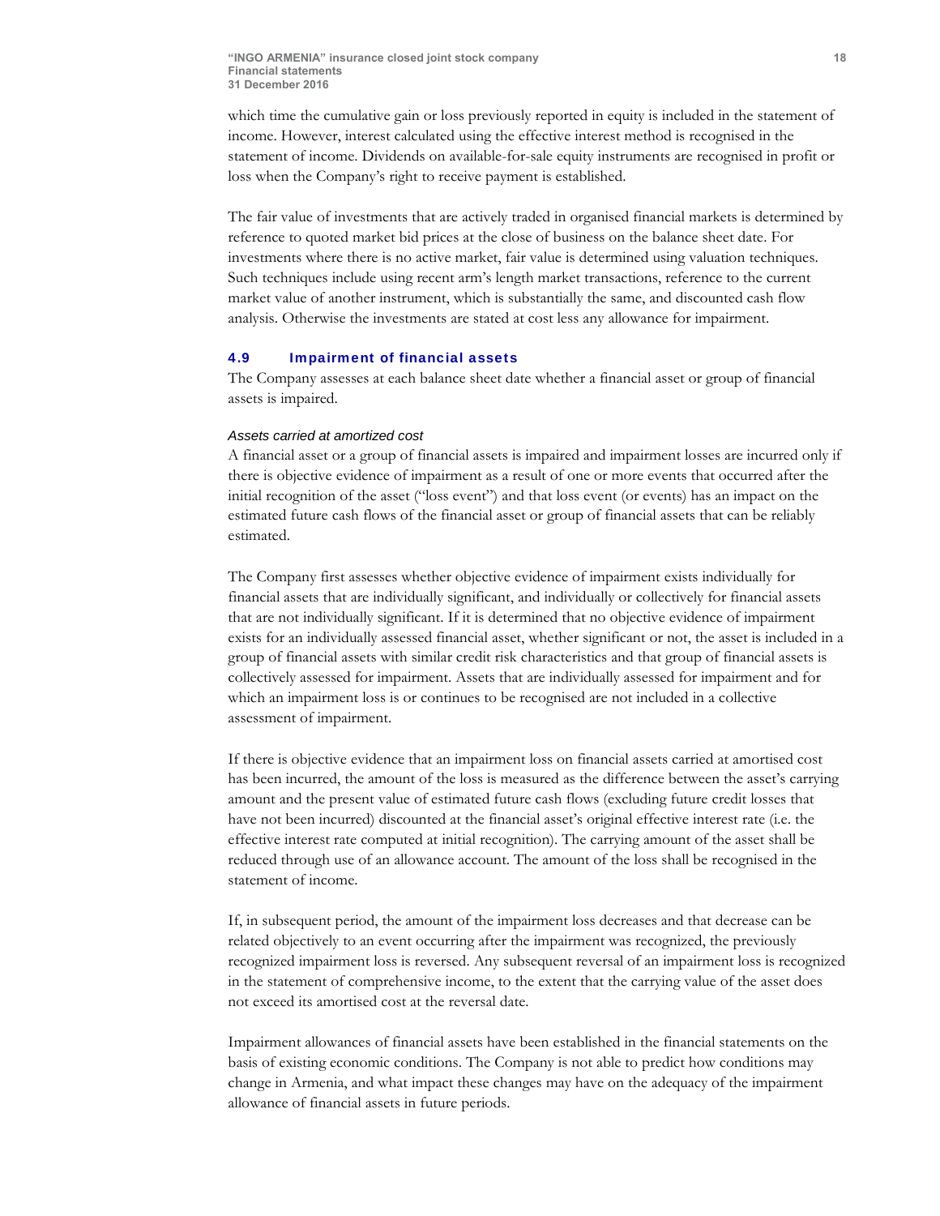which time the cumulative gain or loss previously reported in equity is included in the statement of income. However, interest calculated using the effective interest method is recognised in the statement of income. Dividends on available-for-sale equity instruments are recognised in profit or loss when the Company's right to receive payment is established.

The fair value of investments that are actively traded in organised financial markets is determined by reference to quoted market bid prices at the close of business on the balance sheet date. For investments where there is no active market, fair value is determined using valuation techniques. Such techniques include using recent arm's length market transactions, reference to the current market value of another instrument, which is substantially the same, and discounted cash flow analysis. Otherwise the investments are stated at cost less any allowance for impairment.

### 4.9 Impairment of financial assets

The Company assesses at each balance sheet date whether a financial asset or group of financial assets is impaired.

*Assets carried at amortized cost*

A financial asset or a group of financial assets is impaired and impairment losses are incurred only if there is objective evidence of impairment as a result of one or more events that occurred after the initial recognition of the asset ("loss event") and that loss event (or events) has an impact on the estimated future cash flows of the financial asset or group of financial assets that can be reliably estimated.

The Company first assesses whether objective evidence of impairment exists individually for financial assets that are individually significant, and individually or collectively for financial assets that are not individually significant. If it is determined that no objective evidence of impairment exists for an individually assessed financial asset, whether significant or not, the asset is included in a group of financial assets with similar credit risk characteristics and that group of financial assets is collectively assessed for impairment. Assets that are individually assessed for impairment and for which an impairment loss is or continues to be recognised are not included in a collective assessment of impairment.

If there is objective evidence that an impairment loss on financial assets carried at amortised cost has been incurred, the amount of the loss is measured as the difference between the asset's carrying amount and the present value of estimated future cash flows (excluding future credit losses that have not been incurred) discounted at the financial asset's original effective interest rate (i.e. the effective interest rate computed at initial recognition). The carrying amount of the asset shall be reduced through use of an allowance account. The amount of the loss shall be recognised in the statement of income.

If, in subsequent period, the amount of the impairment loss decreases and that decrease can be related objectively to an event occurring after the impairment was recognized, the previously recognized impairment loss is reversed. Any subsequent reversal of an impairment loss is recognized in the statement of comprehensive income, to the extent that the carrying value of the asset does not exceed its amortised cost at the reversal date.

Impairment allowances of financial assets have been established in the financial statements on the basis of existing economic conditions. The Company is not able to predict how conditions may change in Armenia, and what impact these changes may have on the adequacy of the impairment allowance of financial assets in future periods.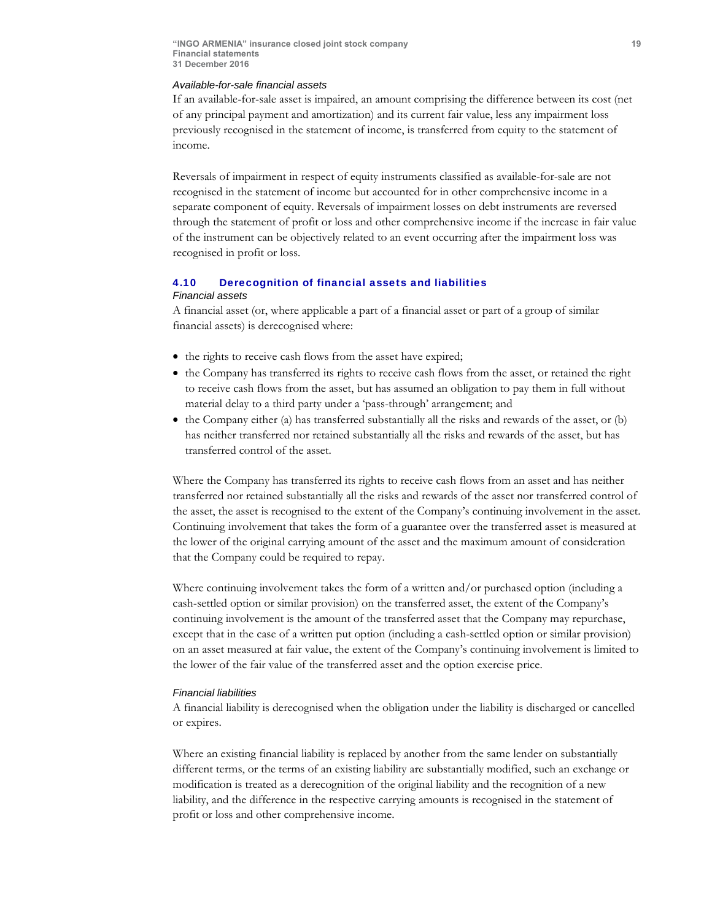*Available-for-sale financial assets*

If an available-for-sale asset is impaired, an amount comprising the difference between its cost (net of any principal payment and amortization) and its current fair value, less any impairment loss previously recognised in the statement of income, is transferred from equity to the statement of income.

Reversals of impairment in respect of equity instruments classified as available-for-sale are not recognised in the statement of income but accounted for in other comprehensive income in a separate component of equity. Reversals of impairment losses on debt instruments are reversed through the statement of profit or loss and other comprehensive income if the increase in fair value of the instrument can be objectively related to an event occurring after the impairment loss was recognised in profit or loss.

## 4.10 Derecognition of financial assets and liabilities

*Financial assets*

A financial asset (or, where applicable a part of a financial asset or part of a group of similar financial assets) is derecognised where:

- the rights to receive cash flows from the asset have expired;
- the Company has transferred its rights to receive cash flows from the asset, or retained the right to receive cash flows from the asset, but has assumed an obligation to pay them in full without material delay to a third party under a 'pass-through' arrangement; and
- the Company either (a) has transferred substantially all the risks and rewards of the asset, or (b) has neither transferred nor retained substantially all the risks and rewards of the asset, but has transferred control of the asset.

Where the Company has transferred its rights to receive cash flows from an asset and has neither transferred nor retained substantially all the risks and rewards of the asset nor transferred control of the asset, the asset is recognised to the extent of the Company's continuing involvement in the asset. Continuing involvement that takes the form of a guarantee over the transferred asset is measured at the lower of the original carrying amount of the asset and the maximum amount of consideration that the Company could be required to repay.

Where continuing involvement takes the form of a written and/or purchased option (including a cash-settled option or similar provision) on the transferred asset, the extent of the Company's continuing involvement is the amount of the transferred asset that the Company may repurchase, except that in the case of a written put option (including a cash-settled option or similar provision) on an asset measured at fair value, the extent of the Company's continuing involvement is limited to the lower of the fair value of the transferred asset and the option exercise price.

*Financial liabilities*

A financial liability is derecognised when the obligation under the liability is discharged or cancelled or expires.

Where an existing financial liability is replaced by another from the same lender on substantially different terms, or the terms of an existing liability are substantially modified, such an exchange or modification is treated as a derecognition of the original liability and the recognition of a new liability, and the difference in the respective carrying amounts is recognised in the statement of profit or loss and other comprehensive income.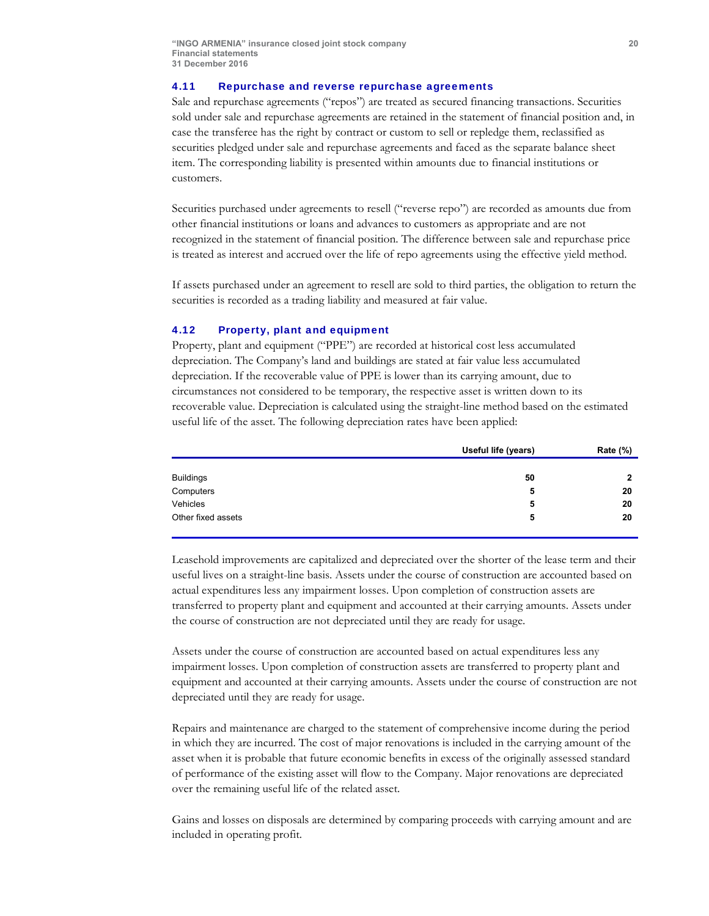### 4.11 Repurchase and reverse repurchase agreements

Sale and repurchase agreements ("repos") are treated as secured financing transactions. Securities sold under sale and repurchase agreements are retained in the statement of financial position and, in case the transferee has the right by contract or custom to sell or repledge them, reclassified as securities pledged under sale and repurchase agreements and faced as the separate balance sheet item. The corresponding liability is presented within amounts due to financial institutions or customers.

Securities purchased under agreements to resell ("reverse repo") are recorded as amounts due from other financial institutions or loans and advances to customers as appropriate and are not recognized in the statement of financial position. The difference between sale and repurchase price is treated as interest and accrued over the life of repo agreements using the effective yield method.

If assets purchased under an agreement to resell are sold to third parties, the obligation to return the securities is recorded as a trading liability and measured at fair value.

### 4.12 Property, plant and equipment

Property, plant and equipment ("PPE") are recorded at historical cost less accumulated depreciation. The Company's land and buildings are stated at fair value less accumulated depreciation. If the recoverable value of PPE is lower than its carrying amount, due to circumstances not considered to be temporary, the respective asset is written down to its recoverable value. Depreciation is calculated using the straight-line method based on the estimated useful life of the asset. The following depreciation rates have been applied:

| | Useful life (years) | Rate (%) |
|---|---|---|
| Buildings | **50** | **2** |
| Computers | **5** | **20** |
| Vehicles | **5** | **20** |
| Other fixed assets | **5** | **20** |

Leasehold improvements are capitalized and depreciated over the shorter of the lease term and their useful lives on a straight-line basis. Assets under the course of construction are accounted based on actual expenditures less any impairment losses. Upon completion of construction assets are transferred to property plant and equipment and accounted at their carrying amounts. Assets under the course of construction are not depreciated until they are ready for usage.

Assets under the course of construction are accounted based on actual expenditures less any impairment losses. Upon completion of construction assets are transferred to property plant and equipment and accounted at their carrying amounts. Assets under the course of construction are not depreciated until they are ready for usage.

Repairs and maintenance are charged to the statement of comprehensive income during the period in which they are incurred. The cost of major renovations is included in the carrying amount of the asset when it is probable that future economic benefits in excess of the originally assessed standard of performance of the existing asset will flow to the Company. Major renovations are depreciated over the remaining useful life of the related asset.

Gains and losses on disposals are determined by comparing proceeds with carrying amount and are included in operating profit.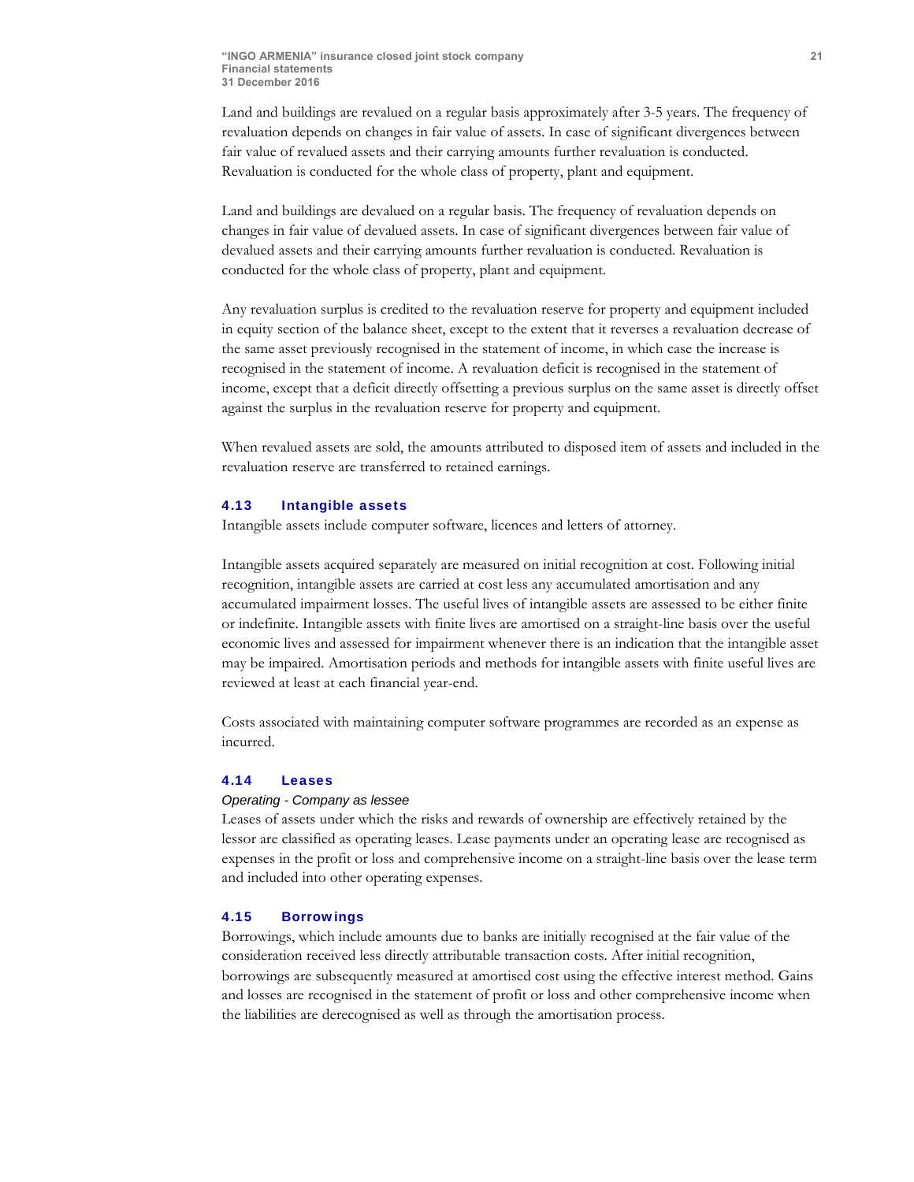Land and buildings are revalued on a regular basis approximately after 3-5 years. The frequency of revaluation depends on changes in fair value of assets. In case of significant divergences between fair value of revalued assets and their carrying amounts further revaluation is conducted. Revaluation is conducted for the whole class of property, plant and equipment.

Land and buildings are devalued on a regular basis. The frequency of revaluation depends on changes in fair value of devalued assets. In case of significant divergences between fair value of devalued assets and their carrying amounts further revaluation is conducted. Revaluation is conducted for the whole class of property, plant and equipment.

Any revaluation surplus is credited to the revaluation reserve for property and equipment included in equity section of the balance sheet, except to the extent that it reverses a revaluation decrease of the same asset previously recognised in the statement of income, in which case the increase is recognised in the statement of income. A revaluation deficit is recognised in the statement of income, except that a deficit directly offsetting a previous surplus on the same asset is directly offset against the surplus in the revaluation reserve for property and equipment.

When revalued assets are sold, the amounts attributed to disposed item of assets and included in the revaluation reserve are transferred to retained earnings.

### 4.13 Intangible assets

Intangible assets include computer software, licences and letters of attorney.

Intangible assets acquired separately are measured on initial recognition at cost. Following initial recognition, intangible assets are carried at cost less any accumulated amortisation and any accumulated impairment losses. The useful lives of intangible assets are assessed to be either finite or indefinite. Intangible assets with finite lives are amortised on a straight-line basis over the useful economic lives and assessed for impairment whenever there is an indication that the intangible asset may be impaired. Amortisation periods and methods for intangible assets with finite useful lives are reviewed at least at each financial year-end.

Costs associated with maintaining computer software programmes are recorded as an expense as incurred.

### 4.14 Leases

*Operating - Company as lessee*

Leases of assets under which the risks and rewards of ownership are effectively retained by the lessor are classified as operating leases. Lease payments under an operating lease are recognised as expenses in the profit or loss and comprehensive income on a straight-line basis over the lease term and included into other operating expenses.

### 4.15 Borrowings

Borrowings, which include amounts due to banks are initially recognised at the fair value of the consideration received less directly attributable transaction costs. After initial recognition, borrowings are subsequently measured at amortised cost using the effective interest method. Gains and losses are recognised in the statement of profit or loss and other comprehensive income when the liabilities are derecognised as well as through the amortisation process.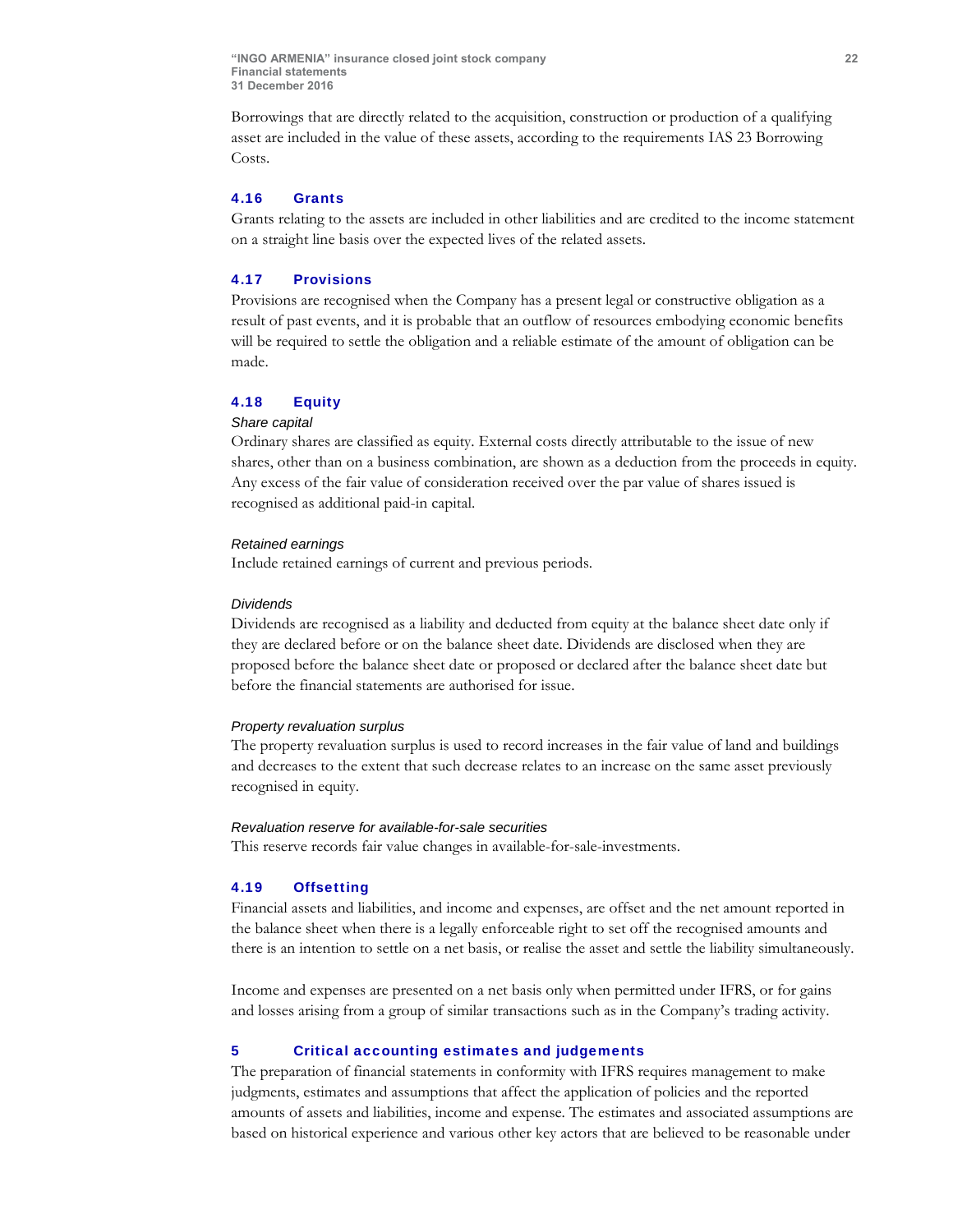Borrowings that are directly related to the acquisition, construction or production of a qualifying asset are included in the value of these assets, according to the requirements IAS 23 Borrowing Costs.

### 4.16 Grants

Grants relating to the assets are included in other liabilities and are credited to the income statement on a straight line basis over the expected lives of the related assets.

### 4.17 Provisions

Provisions are recognised when the Company has a present legal or constructive obligation as a result of past events, and it is probable that an outflow of resources embodying economic benefits will be required to settle the obligation and a reliable estimate of the amount of obligation can be made.

### 4.18 Equity

*Share capital*

Ordinary shares are classified as equity. External costs directly attributable to the issue of new shares, other than on a business combination, are shown as a deduction from the proceeds in equity. Any excess of the fair value of consideration received over the par value of shares issued is recognised as additional paid-in capital.

*Retained earnings*

Include retained earnings of current and previous periods.

*Dividends*

Dividends are recognised as a liability and deducted from equity at the balance sheet date only if they are declared before or on the balance sheet date. Dividends are disclosed when they are proposed before the balance sheet date or proposed or declared after the balance sheet date but before the financial statements are authorised for issue.

*Property revaluation surplus*

The property revaluation surplus is used to record increases in the fair value of land and buildings and decreases to the extent that such decrease relates to an increase on the same asset previously recognised in equity.

*Revaluation reserve for available-for-sale securities*

This reserve records fair value changes in available-for-sale-investments.

### 4.19 Offsetting

Financial assets and liabilities, and income and expenses, are offset and the net amount reported in the balance sheet when there is a legally enforceable right to set off the recognised amounts and there is an intention to settle on a net basis, or realise the asset and settle the liability simultaneously.

Income and expenses are presented on a net basis only when permitted under IFRS, or for gains and losses arising from a group of similar transactions such as in the Company's trading activity.

## 5 Critical accounting estimates and judgements

The preparation of financial statements in conformity with IFRS requires management to make judgments, estimates and assumptions that affect the application of policies and the reported amounts of assets and liabilities, income and expense. The estimates and associated assumptions are based on historical experience and various other key actors that are believed to be reasonable under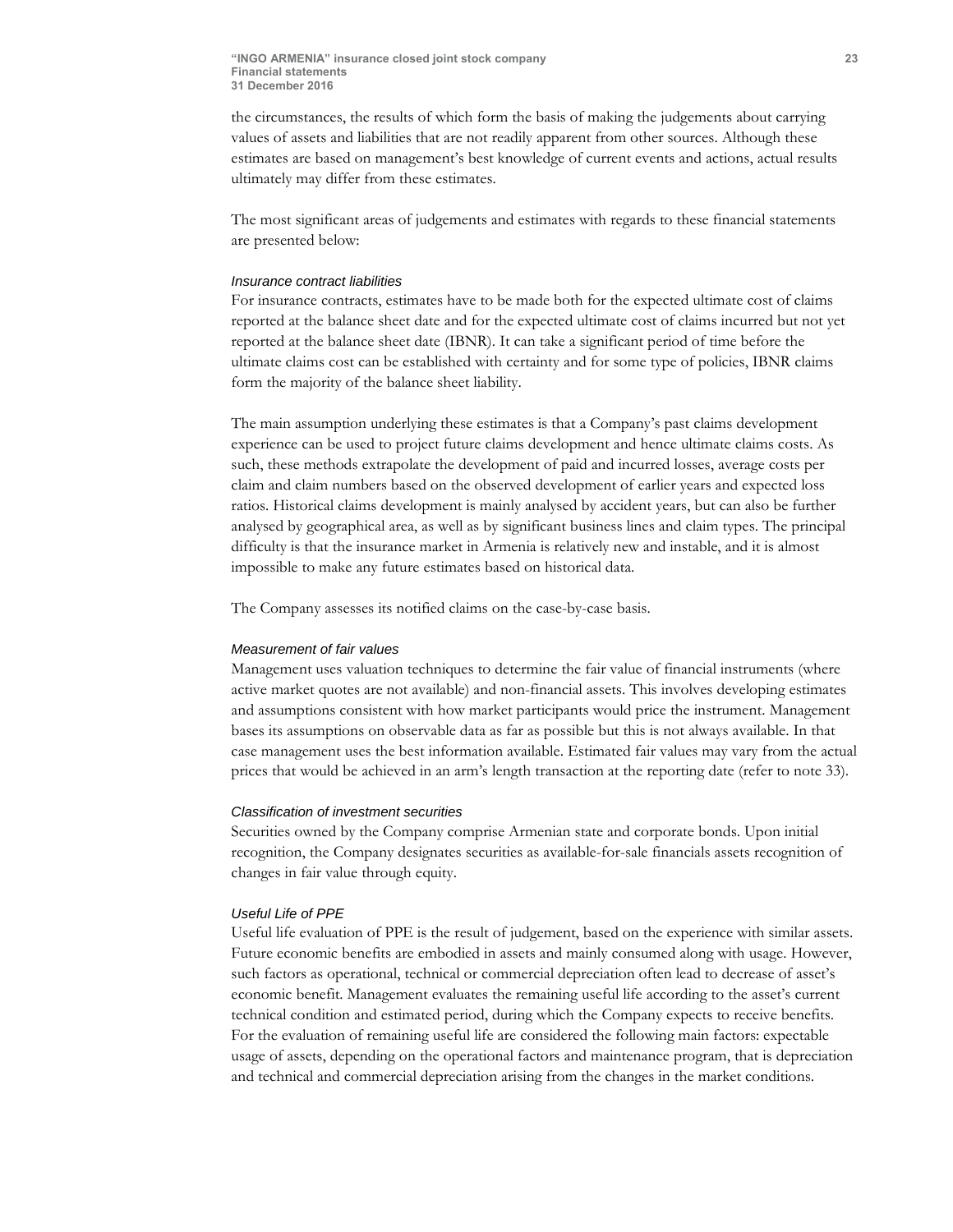the circumstances, the results of which form the basis of making the judgements about carrying values of assets and liabilities that are not readily apparent from other sources. Although these estimates are based on management's best knowledge of current events and actions, actual results ultimately may differ from these estimates.

The most significant areas of judgements and estimates with regards to these financial statements are presented below:

*Insurance contract liabilities*

For insurance contracts, estimates have to be made both for the expected ultimate cost of claims reported at the balance sheet date and for the expected ultimate cost of claims incurred but not yet reported at the balance sheet date (IBNR). It can take a significant period of time before the ultimate claims cost can be established with certainty and for some type of policies, IBNR claims form the majority of the balance sheet liability.

The main assumption underlying these estimates is that a Company's past claims development experience can be used to project future claims development and hence ultimate claims costs. As such, these methods extrapolate the development of paid and incurred losses, average costs per claim and claim numbers based on the observed development of earlier years and expected loss ratios. Historical claims development is mainly analysed by accident years, but can also be further analysed by geographical area, as well as by significant business lines and claim types. The principal difficulty is that the insurance market in Armenia is relatively new and instable, and it is almost impossible to make any future estimates based on historical data.

The Company assesses its notified claims on the case-by-case basis.

*Measurement of fair values*

Management uses valuation techniques to determine the fair value of financial instruments (where active market quotes are not available) and non-financial assets. This involves developing estimates and assumptions consistent with how market participants would price the instrument. Management bases its assumptions on observable data as far as possible but this is not always available. In that case management uses the best information available. Estimated fair values may vary from the actual prices that would be achieved in an arm's length transaction at the reporting date (refer to note 33).

*Classification of investment securities*

Securities owned by the Company comprise Armenian state and corporate bonds. Upon initial recognition, the Company designates securities as available-for-sale financials assets recognition of changes in fair value through equity.

*Useful Life of PPE*

Useful life evaluation of PPE is the result of judgement, based on the experience with similar assets. Future economic benefits are embodied in assets and mainly consumed along with usage. However, such factors as operational, technical or commercial depreciation often lead to decrease of asset's economic benefit. Management evaluates the remaining useful life according to the asset's current technical condition and estimated period, during which the Company expects to receive benefits. For the evaluation of remaining useful life are considered the following main factors: expectable usage of assets, depending on the operational factors and maintenance program, that is depreciation and technical and commercial depreciation arising from the changes in the market conditions.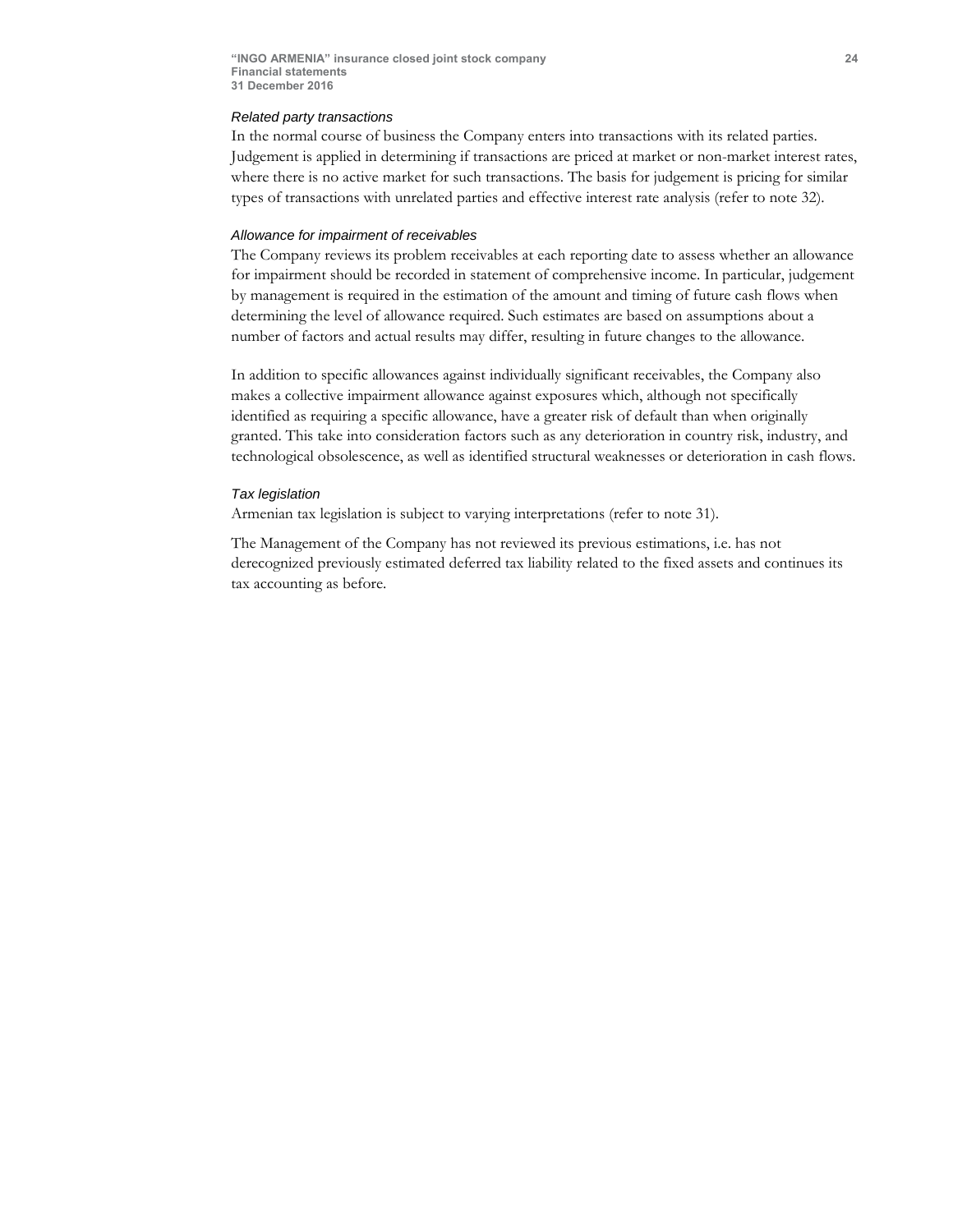*Related party transactions*

In the normal course of business the Company enters into transactions with its related parties. Judgement is applied in determining if transactions are priced at market or non-market interest rates, where there is no active market for such transactions. The basis for judgement is pricing for similar types of transactions with unrelated parties and effective interest rate analysis (refer to note 32).

*Allowance for impairment of receivables*

The Company reviews its problem receivables at each reporting date to assess whether an allowance for impairment should be recorded in statement of comprehensive income. In particular, judgement by management is required in the estimation of the amount and timing of future cash flows when determining the level of allowance required. Such estimates are based on assumptions about a number of factors and actual results may differ, resulting in future changes to the allowance.

In addition to specific allowances against individually significant receivables, the Company also makes a collective impairment allowance against exposures which, although not specifically identified as requiring a specific allowance, have a greater risk of default than when originally granted. This take into consideration factors such as any deterioration in country risk, industry, and technological obsolescence, as well as identified structural weaknesses or deterioration in cash flows.

*Tax legislation*

Armenian tax legislation is subject to varying interpretations (refer to note 31).

The Management of the Company has not reviewed its previous estimations, i.e. has not derecognized previously estimated deferred tax liability related to the fixed assets and continues its tax accounting as before.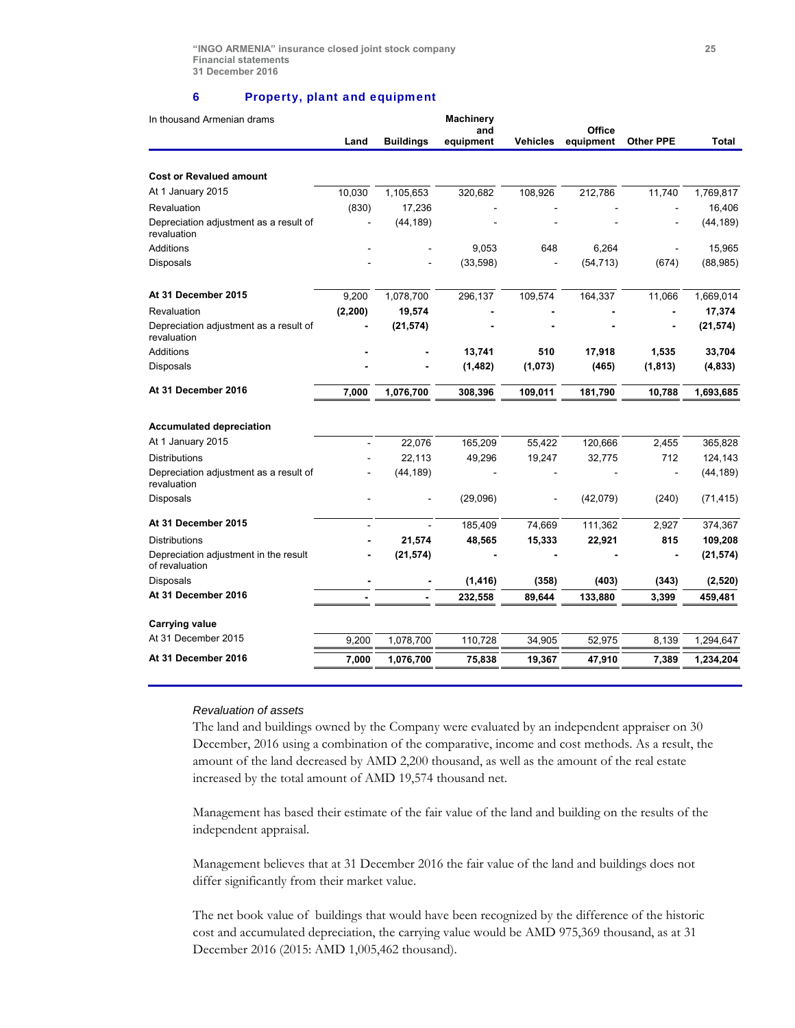## 6 Property, plant and equipment

| In thousand Armenian drams | Land | Buildings | Machinery and equipment | Vehicles | Office equipment | Other PPE | Total |
|---|---|---|---|---|---|---|---|
| **Cost or Revalued amount** | | | | | | | |
| At 1 January 2015 | 10,030 | 1,105,653 | 320,682 | 108,926 | 212,786 | 11,740 | 1,769,817 |
| Revaluation | (830) | 17,236 | - | - | - | - | 16,406 |
| Depreciation adjustment as a result of revaluation | - | (44,189) | - | - | - | - | (44,189) |
| Additions | - | - | 9,053 | 648 | 6,264 | - | 15,965 |
| Disposals | - | - | (33,598) | - | (54,713) | (674) | (88,985) |
| **At 31 December 2015** | 9,200 | 1,078,700 | 296,137 | 109,574 | 164,337 | 11,066 | 1,669,014 |
| Revaluation | **(2,200)** | **19,574** | **-** | **-** | **-** | **-** | **17,374** |
| Depreciation adjustment as a result of revaluation | **-** | **(21,574)** | **-** | **-** | **-** | **-** | **(21,574)** |
| Additions | **-** | **-** | **13,741** | **510** | **17,918** | **1,535** | **33,704** |
| Disposals | **-** | **-** | **(1,482)** | **(1,073)** | **(465)** | **(1,813)** | **(4,833)** |
| **At 31 December 2016** | **7,000** | **1,076,700** | **308,396** | **109,011** | **181,790** | **10,788** | **1,693,685** |
| **Accumulated depreciation** | | | | | | | |
| At 1 January 2015 | - | 22,076 | 165,209 | 55,422 | 120,666 | 2,455 | 365,828 |
| Distributions | - | 22,113 | 49,296 | 19,247 | 32,775 | 712 | 124,143 |
| Depreciation adjustment as a result of revaluation | - | (44,189) | - | - | - | - | (44,189) |
| Disposals | - | - | (29,096) | - | (42,079) | (240) | (71,415) |
| **At 31 December 2015** | - | - | 185,409 | 74,669 | 111,362 | 2,927 | 374,367 |
| Distributions | **-** | **21,574** | **48,565** | **15,333** | **22,921** | **815** | **109,208** |
| Depreciation adjustment in the result of revaluation | **-** | **(21,574)** | **-** | **-** | **-** | **-** | **(21,574)** |
| Disposals | **-** | **-** | **(1,416)** | **(358)** | **(403)** | **(343)** | **(2,520)** |
| **At 31 December 2016** | **-** | **-** | **232,558** | **89,644** | **133,880** | **3,399** | **459,481** |
| **Carrying value** | | | | | | | |
| At 31 December 2015 | 9,200 | 1,078,700 | 110,728 | 34,905 | 52,975 | 8,139 | 1,294,647 |
| **At 31 December 2016** | **7,000** | **1,076,700** | **75,838** | **19,367** | **47,910** | **7,389** | **1,234,204** |

*Revaluation of assets*

The land and buildings owned by the Company were evaluated by an independent appraiser on 30 December, 2016 using a combination of the comparative, income and cost methods. As a result, the amount of the land decreased by AMD 2,200 thousand, as well as the amount of the real estate increased by the total amount of AMD 19,574 thousand net.

Management has based their estimate of the fair value of the land and building on the results of the independent appraisal.

Management believes that at 31 December 2016 the fair value of the land and buildings does not differ significantly from their market value.

The net book value of buildings that would have been recognized by the difference of the historic cost and accumulated depreciation, the carrying value would be AMD 975,369 thousand, as at 31 December 2016 (2015: AMD 1,005,462 thousand).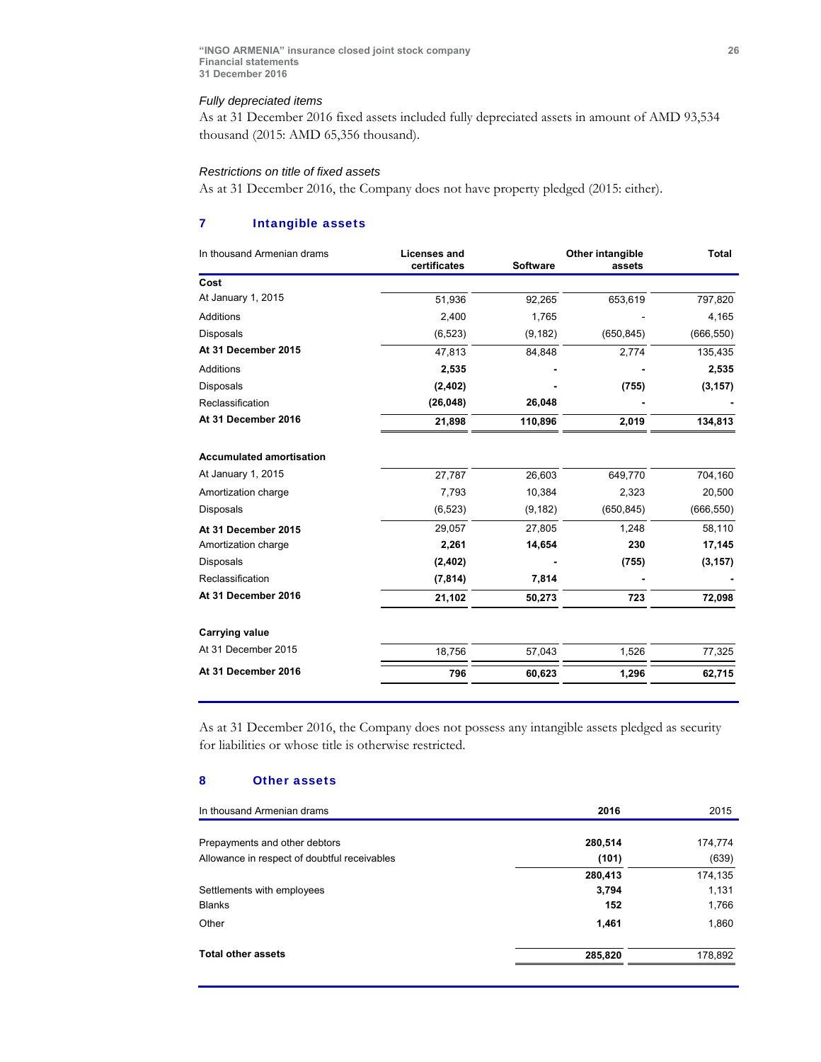### *Fully depreciated items*

As at 31 December 2016 fixed assets included fully depreciated assets in amount of AMD 93,534 thousand (2015: AMD 65,356 thousand).

### *Restrictions on title of fixed assets*

As at 31 December 2016, the Company does not have property pledged (2015: either).

## 7 Intangible assets

| In thousand Armenian drams | Licenses and certificates | Software | Other intangible assets | Total |
|---|---|---|---|---|
| **Cost** | | | | |
| At January 1, 2015 | 51,936 | 92,265 | 653,619 | 797,820 |
| Additions | 2,400 | 1,765 | - | 4,165 |
| Disposals | (6,523) | (9,182) | (650,845) | (666,550) |
| **At 31 December 2015** | 47,813 | 84,848 | 2,774 | 135,435 |
| Additions | **2,535** | **-** | **-** | **2,535** |
| Disposals | **(2,402)** | **-** | **(755)** | **(3,157)** |
| Reclassification | **(26,048)** | **26,048** | **-** | **-** |
| **At 31 December 2016** | **21,898** | **110,896** | **2,019** | **134,813** |
| | | | | |
| **Accumulated amortisation** | | | | |
| At January 1, 2015 | 27,787 | 26,603 | 649,770 | 704,160 |
| Amortization charge | 7,793 | 10,384 | 2,323 | 20,500 |
| Disposals | (6,523) | (9,182) | (650,845) | (666,550) |
| **At 31 December 2015** | 29,057 | 27,805 | 1,248 | 58,110 |
| Amortization charge | **2,261** | **14,654** | **230** | **17,145** |
| Disposals | **(2,402)** | **-** | **(755)** | **(3,157)** |
| Reclassification | **(7,814)** | **7,814** | **-** | **-** |
| **At 31 December 2016** | **21,102** | **50,273** | **723** | **72,098** |
| | | | | |
| **Carrying value** | | | | |
| At 31 December 2015 | 18,756 | 57,043 | 1,526 | 77,325 |
| **At 31 December 2016** | **796** | **60,623** | **1,296** | **62,715** |

As at 31 December 2016, the Company does not possess any intangible assets pledged as security for liabilities or whose title is otherwise restricted.

## 8 Other assets

| In thousand Armenian drams | **2016** | 2015 |
|---|---|---|
| Prepayments and other debtors | **280,514** | 174,774 |
| Allowance in respect of doubtful receivables | **(101)** | (639) |
| | **280,413** | 174,135 |
| Settlements with employees | **3,794** | 1,131 |
| Blanks | **152** | 1,766 |
| Other | **1,461** | 1,860 |
| | | |
| **Total other assets** | **285,820** | 178,892 |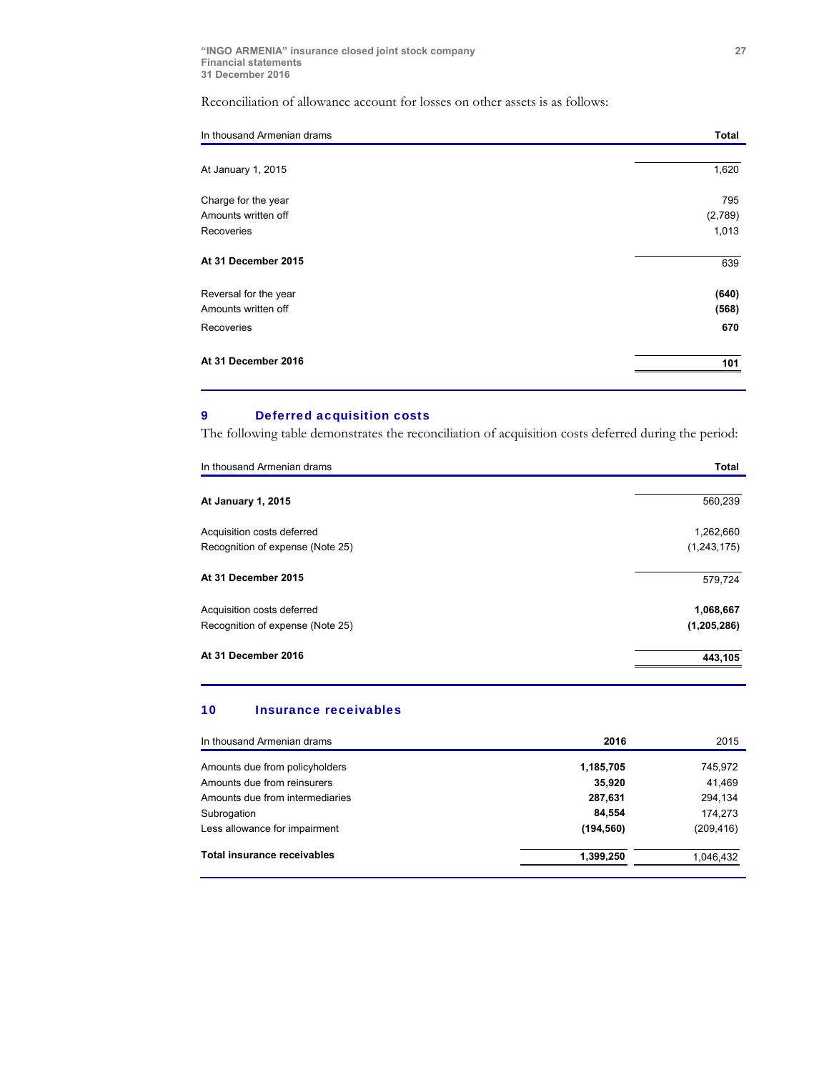Reconciliation of allowance account for losses on other assets is as follows:

| In thousand Armenian drams | Total |
|---|---|
| At January 1, 2015 | 1,620 |
| Charge for the year | 795 |
| Amounts written off | (2,789) |
| Recoveries | 1,013 |
| **At 31 December 2015** | 639 |
| Reversal for the year | **(640)** |
| Amounts written off | **(568)** |
| Recoveries | **670** |
| **At 31 December 2016** | **101** |

## 9 Deferred acquisition costs

The following table demonstrates the reconciliation of acquisition costs deferred during the period:

| In thousand Armenian drams | Total |
|---|---|
| **At January 1, 2015** | 560,239 |
| Acquisition costs deferred | 1,262,660 |
| Recognition of expense (Note 25) | (1,243,175) |
| **At 31 December 2015** | 579,724 |
| Acquisition costs deferred | **1,068,667** |
| Recognition of expense (Note 25) | **(1,205,286)** |
| **At 31 December 2016** | **443,105** |

## 10 Insurance receivables

| In thousand Armenian drams | 2016 | 2015 |
|---|---|---|
| Amounts due from policyholders | **1,185,705** | 745,972 |
| Amounts due from reinsurers | **35,920** | 41,469 |
| Amounts due from intermediaries | **287,631** | 294,134 |
| Subrogation | **84,554** | 174,273 |
| Less allowance for impairment | **(194,560)** | (209,416) |
| **Total insurance receivables** | **1,399,250** | 1,046,432 |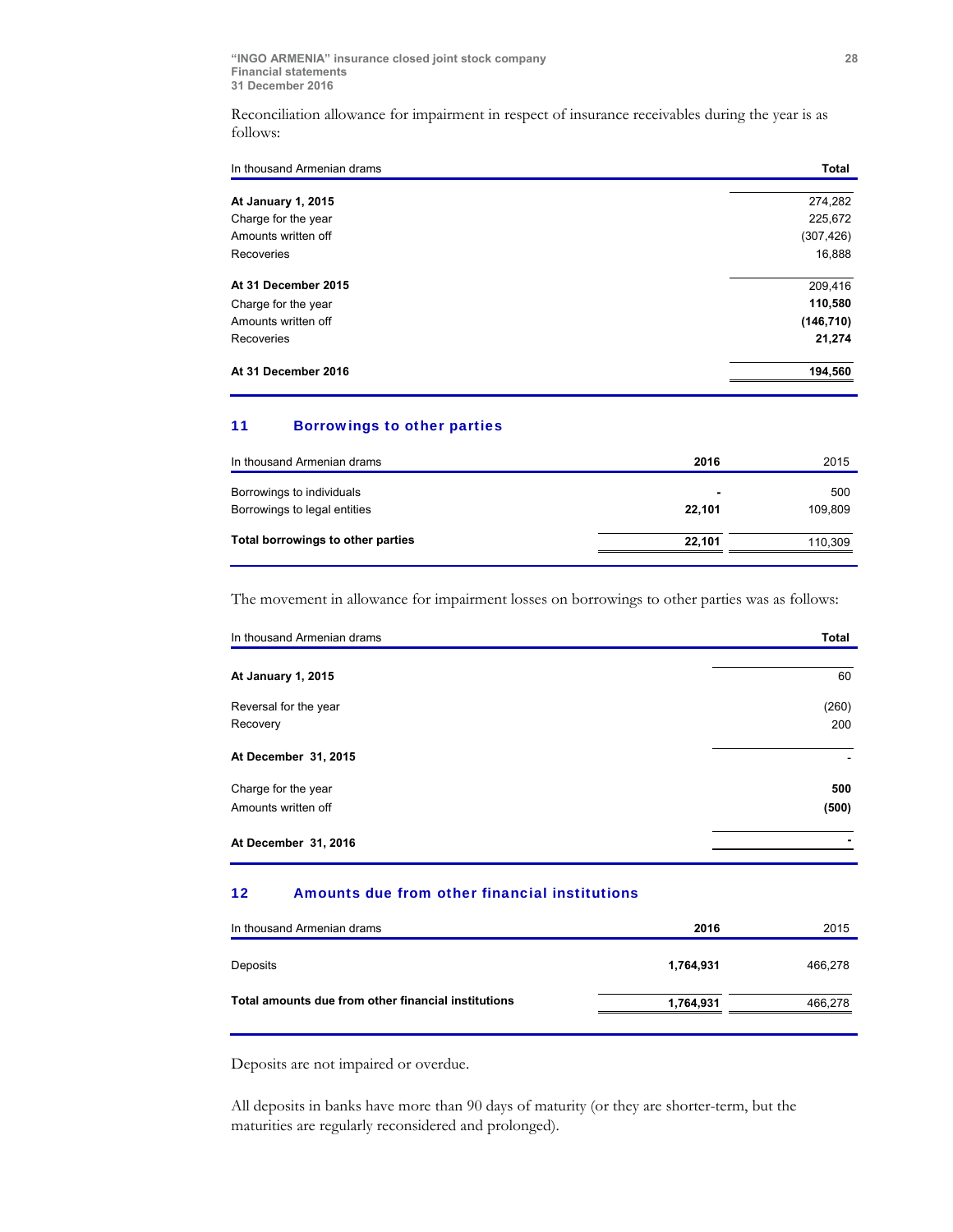Reconciliation allowance for impairment in respect of insurance receivables during the year is as follows:

| In thousand Armenian drams | Total |
|---|---|
| **At January 1, 2015** | 274,282 |
| Charge for the year | 225,672 |
| Amounts written off | (307,426) |
| Recoveries | 16,888 |
| **At 31 December 2015** | 209,416 |
| Charge for the year | **110,580** |
| Amounts written off | **(146,710)** |
| Recoveries | **21,274** |
| **At 31 December 2016** | **194,560** |

## 11 Borrowings to other parties

| In thousand Armenian drams | 2016 | 2015 |
|---|---|---|
| Borrowings to individuals | **-** | 500 |
| Borrowings to legal entities | **22,101** | 109,809 |
| **Total borrowings to other parties** | **22,101** | 110,309 |

The movement in allowance for impairment losses on borrowings to other parties was as follows:

| In thousand Armenian drams | Total |
|---|---|
| **At January 1, 2015** | 60 |
| Reversal for the year | (260) |
| Recovery | 200 |
| **At December 31, 2015** | - |
| Charge for the year | **500** |
| Amounts written off | **(500)** |
| **At December 31, 2016** | **-** |

## 12 Amounts due from other financial institutions

| In thousand Armenian drams | 2016 | 2015 |
|---|---|---|
| Deposits | **1,764,931** | 466,278 |
| **Total amounts due from other financial institutions** | **1,764,931** | 466,278 |

Deposits are not impaired or overdue.

All deposits in banks have more than 90 days of maturity (or they are shorter-term, but the maturities are regularly reconsidered and prolonged).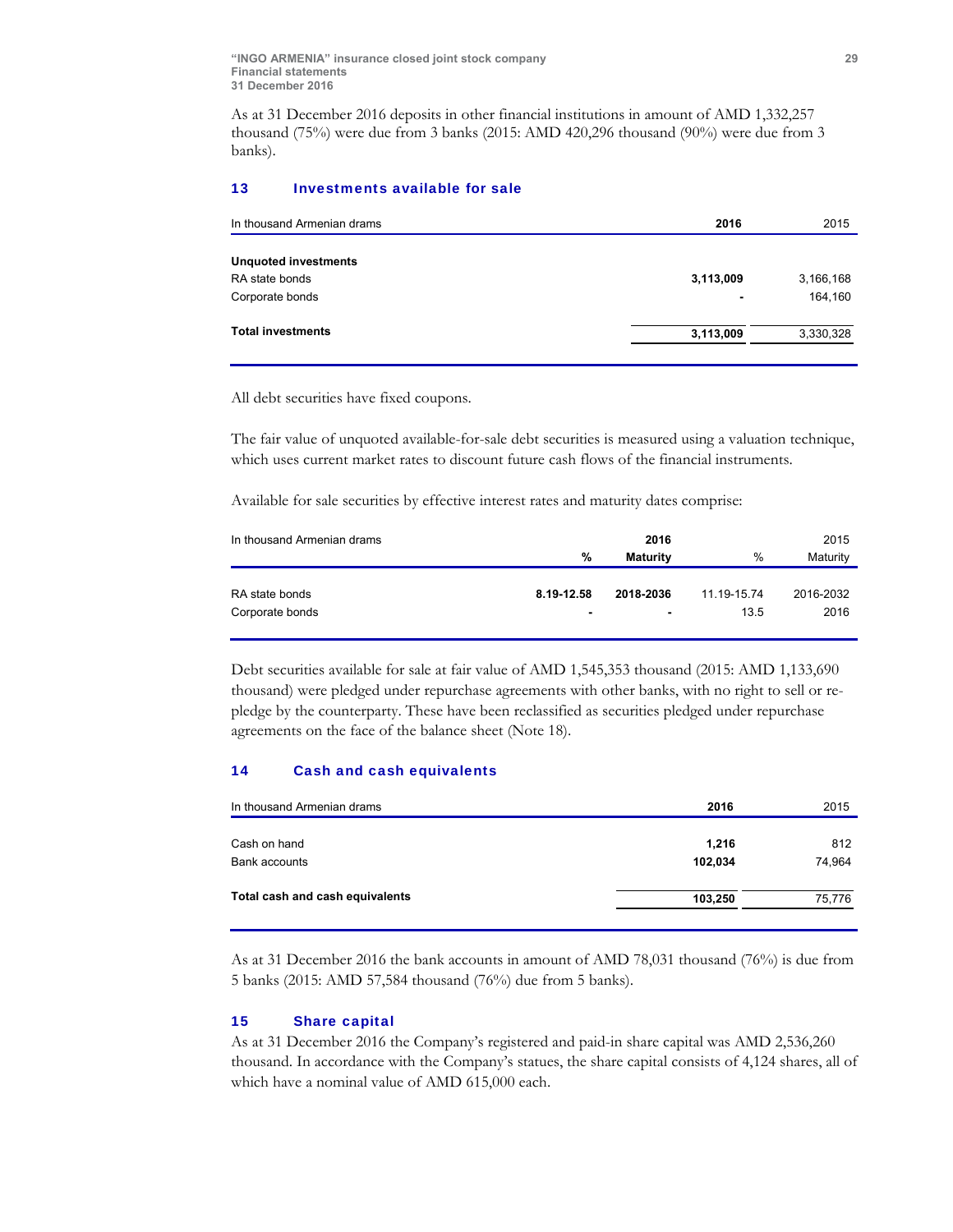As at 31 December 2016 deposits in other financial institutions in amount of AMD 1,332,257 thousand (75%) were due from 3 banks (2015: AMD 420,296 thousand (90%) were due from 3 banks).

## 13 Investments available for sale

| In thousand Armenian drams | 2016 | 2015 |
|---|---|---|
| **Unquoted investments** | | |
| RA state bonds | **3,113,009** | 3,166,168 |
| Corporate bonds | **-** | 164,160 |
| **Total investments** | **3,113,009** | 3,330,328 |

All debt securities have fixed coupons.

The fair value of unquoted available-for-sale debt securities is measured using a valuation technique, which uses current market rates to discount future cash flows of the financial instruments.

Available for sale securities by effective interest rates and maturity dates comprise:

| In thousand Armenian drams | 2016 | | 2015 | |
|---|---|---|---|---|
| | **%** | **Maturity** | % | Maturity |
| RA state bonds | **8.19-12.58** | **2018-2036** | 11.19-15.74 | 2016-2032 |
| Corporate bonds | **-** | **-** | 13.5 | 2016 |

Debt securities available for sale at fair value of AMD 1,545,353 thousand (2015: AMD 1,133,690 thousand) were pledged under repurchase agreements with other banks, with no right to sell or re-pledge by the counterparty. These have been reclassified as securities pledged under repurchase agreements on the face of the balance sheet (Note 18).

## 14 Cash and cash equivalents

| In thousand Armenian drams | 2016 | 2015 |
|---|---|---|
| Cash on hand | **1,216** | 812 |
| Bank accounts | **102,034** | 74,964 |
| **Total cash and cash equivalents** | **103,250** | 75,776 |

As at 31 December 2016 the bank accounts in amount of AMD 78,031 thousand (76%) is due from 5 banks (2015: AMD 57,584 thousand (76%) due from 5 banks).

## 15 Share capital

As at 31 December 2016 the Company's registered and paid-in share capital was AMD 2,536,260 thousand. In accordance with the Company's statues, the share capital consists of 4,124 shares, all of which have a nominal value of AMD 615,000 each.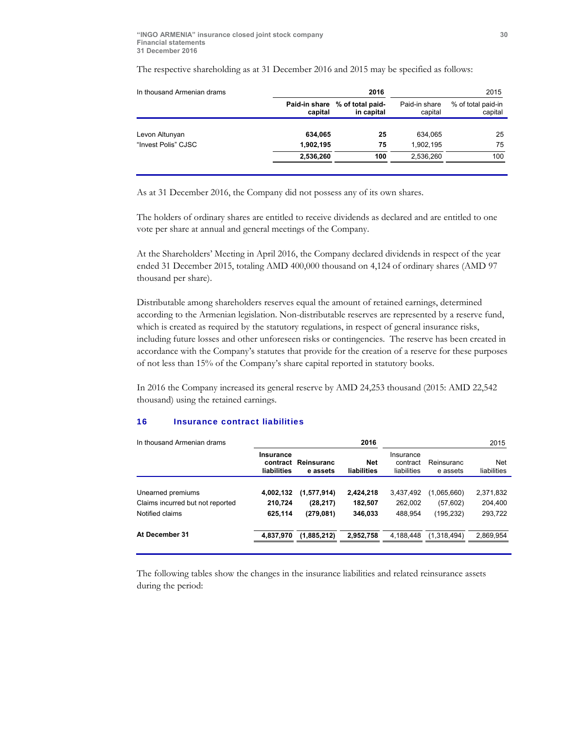The respective shareholding as at 31 December 2016 and 2015 may be specified as follows:

| In thousand Armenian drams | 2016 | | 2015 | |
|---|---|---|---|---|
| | **Paid-in share capital** | **% of total paid-in capital** | Paid-in share capital | % of total paid-in capital |
| Levon Altunyan | **634,065** | **25** | 634,065 | 25 |
| "Invest Polis" CJSC | **1,902,195** | **75** | 1,902,195 | 75 |
| | **2,536,260** | **100** | 2,536,260 | 100 |

As at 31 December 2016, the Company did not possess any of its own shares.

The holders of ordinary shares are entitled to receive dividends as declared and are entitled to one vote per share at annual and general meetings of the Company.

At the Shareholders' Meeting in April 2016, the Company declared dividends in respect of the year ended 31 December 2015, totaling AMD 400,000 thousand on 4,124 of ordinary shares (AMD 97 thousand per share).

Distributable among shareholders reserves equal the amount of retained earnings, determined according to the Armenian legislation. Non-distributable reserves are represented by a reserve fund, which is created as required by the statutory regulations, in respect of general insurance risks, including future losses and other unforeseen risks or contingencies. The reserve has been created in accordance with the Company's statutes that provide for the creation of a reserve for these purposes of not less than 15% of the Company's share capital reported in statutory books.

In 2016 the Company increased its general reserve by AMD 24,253 thousand (2015: AMD 22,542 thousand) using the retained earnings.

## 16 Insurance contract liabilities

| In thousand Armenian drams | 2016 | | | 2015 | | |
|---|---|---|---|---|---|---|
| | **Insurance contract liabilities** | **Reinsurance assets** | **Net liabilities** | Insurance contract liabilities | Reinsurance assets | Net liabilities |
| Unearned premiums | **4,002,132** | **(1,577,914)** | **2,424,218** | 3,437,492 | (1,065,660) | 2,371,832 |
| Claims incurred but not reported | **210,724** | **(28,217)** | **182,507** | 262,002 | (57,602) | 204,400 |
| Notified claims | **625,114** | **(279,081)** | **346,033** | 488,954 | (195,232) | 293,722 |
| **At December 31** | **4,837,970** | **(1,885,212)** | **2,952,758** | 4,188,448 | (1,318,494) | 2,869,954 |

The following tables show the changes in the insurance liabilities and related reinsurance assets during the period: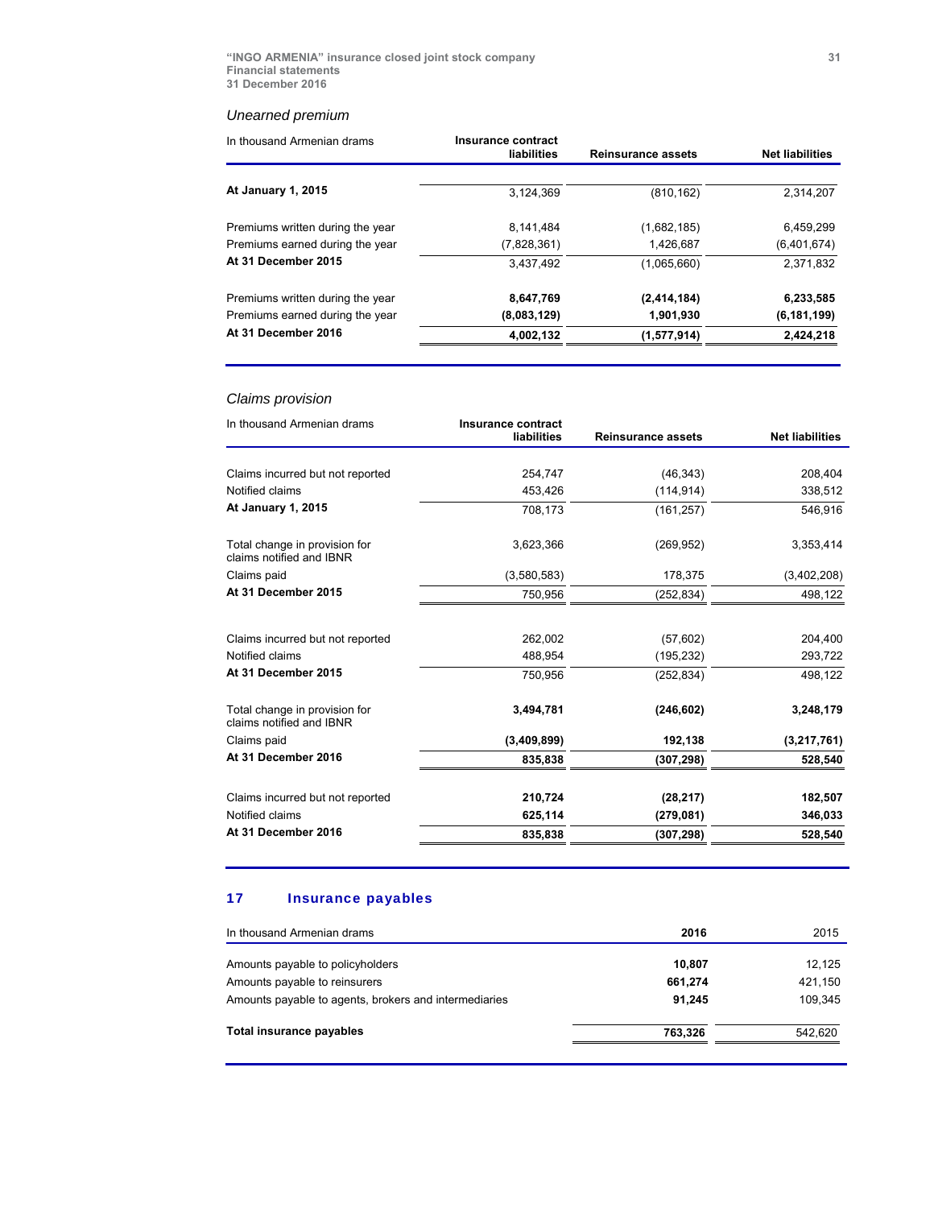*Unearned premium*

| In thousand Armenian drams | Insurance contract liabilities | Reinsurance assets | Net liabilities |
|---|---|---|---|
| **At January 1, 2015** | 3,124,369 | (810,162) | 2,314,207 |
| Premiums written during the year | 8,141,484 | (1,682,185) | 6,459,299 |
| Premiums earned during the year | (7,828,361) | 1,426,687 | (6,401,674) |
| **At 31 December 2015** | 3,437,492 | (1,065,660) | 2,371,832 |
| Premiums written during the year | **8,647,769** | **(2,414,184)** | **6,233,585** |
| Premiums earned during the year | **(8,083,129)** | **1,901,930** | **(6,181,199)** |
| **At 31 December 2016** | **4,002,132** | **(1,577,914)** | **2,424,218** |

*Claims provision*

| In thousand Armenian drams | Insurance contract liabilities | Reinsurance assets | Net liabilities |
|---|---|---|---|
| Claims incurred but not reported | 254,747 | (46,343) | 208,404 |
| Notified claims | 453,426 | (114,914) | 338,512 |
| **At January 1, 2015** | 708,173 | (161,257) | 546,916 |
| Total change in provision for claims notified and IBNR | 3,623,366 | (269,952) | 3,353,414 |
| Claims paid | (3,580,583) | 178,375 | (3,402,208) |
| **At 31 December 2015** | 750,956 | (252,834) | 498,122 |
| Claims incurred but not reported | 262,002 | (57,602) | 204,400 |
| Notified claims | 488,954 | (195,232) | 293,722 |
| **At 31 December 2015** | 750,956 | (252,834) | 498,122 |
| Total change in provision for claims notified and IBNR | **3,494,781** | **(246,602)** | **3,248,179** |
| Claims paid | **(3,409,899)** | **192,138** | **(3,217,761)** |
| **At 31 December 2016** | **835,838** | **(307,298)** | **528,540** |
| Claims incurred but not reported | **210,724** | **(28,217)** | **182,507** |
| Notified claims | **625,114** | **(279,081)** | **346,033** |
| **At 31 December 2016** | **835,838** | **(307,298)** | **528,540** |

## 17 Insurance payables

| In thousand Armenian drams | 2016 | 2015 |
|---|---|---|
| Amounts payable to policyholders | **10,807** | 12,125 |
| Amounts payable to reinsurers | **661,274** | 421,150 |
| Amounts payable to agents, brokers and intermediaries | **91,245** | 109,345 |
| **Total insurance payables** | **763,326** | 542,620 |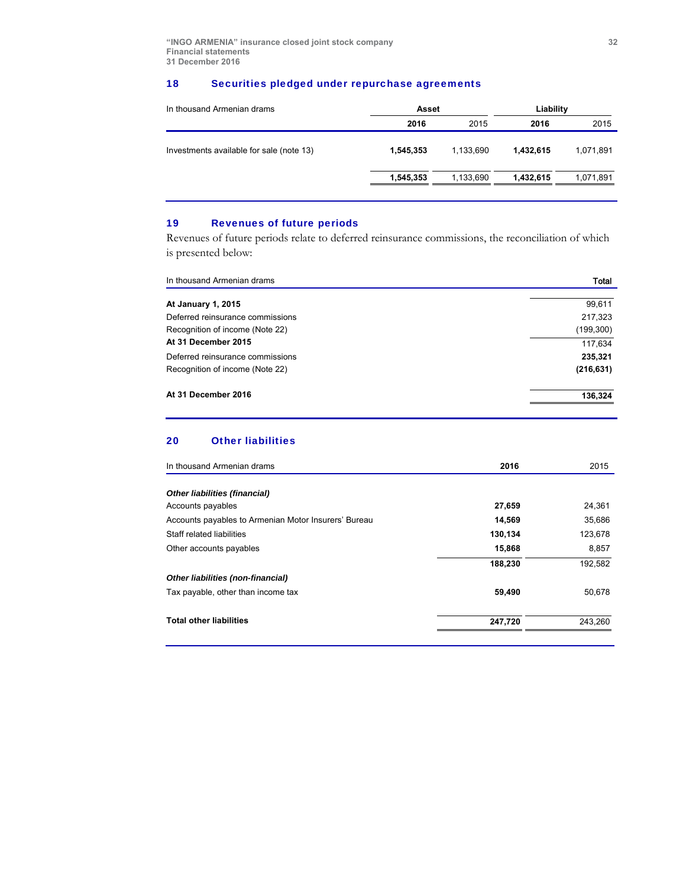## 18 Securities pledged under repurchase agreements

| In thousand Armenian drams | Asset | | Liability | |
|---|---|---|---|---|
| | **2016** | 2015 | **2016** | 2015 |
| Investments available for sale (note 13) | **1,545,353** | 1,133,690 | **1,432,615** | 1,071,891 |
| | **1,545,353** | 1,133,690 | **1,432,615** | 1,071,891 |

## 19 Revenues of future periods

Revenues of future periods relate to deferred reinsurance commissions, the reconciliation of which is presented below:

| In thousand Armenian drams | **Total** |
|---|---|
| **At January 1, 2015** | 99,611 |
| Deferred reinsurance commissions | 217,323 |
| Recognition of income (Note 22) | (199,300) |
| **At 31 December 2015** | 117,634 |
| Deferred reinsurance commissions | **235,321** |
| Recognition of income (Note 22) | **(216,631)** |
| **At 31 December 2016** | **136,324** |

## 20 Other liabilities

| In thousand Armenian drams | **2016** | 2015 |
|---|---|---|
| ***Other liabilities (financial)*** | | |
| Accounts payables | **27,659** | 24,361 |
| Accounts payables to Armenian Motor Insurers' Bureau | **14,569** | 35,686 |
| Staff related liabilities | **130,134** | 123,678 |
| Other accounts payables | **15,868** | 8,857 |
| | **188,230** | 192,582 |
| ***Other liabilities (non-financial)*** | | |
| Tax payable, other than income tax | **59,490** | 50,678 |
| **Total other liabilities** | **247,720** | 243,260 |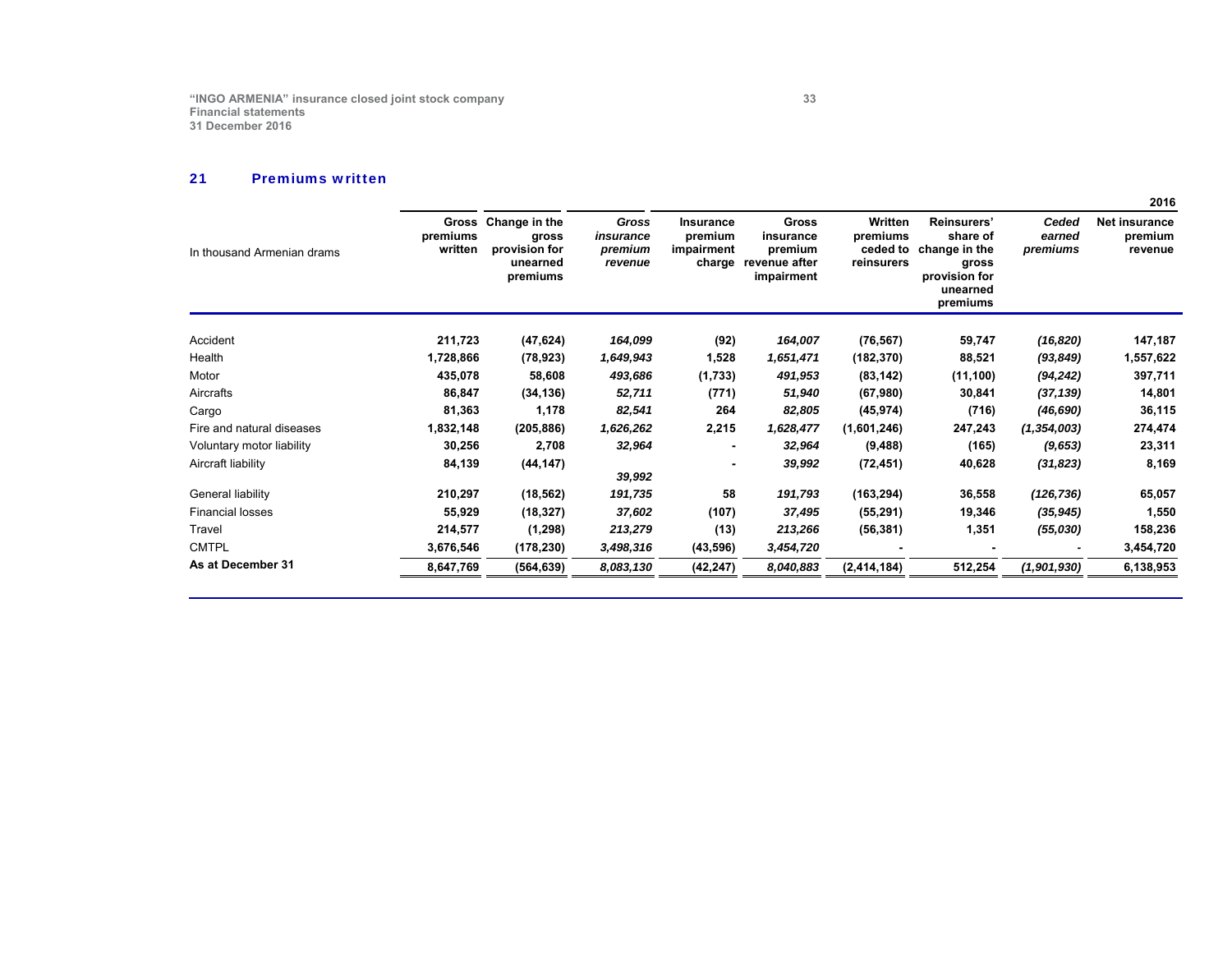## 21 Premiums written

2016

| In thousand Armenian drams | Gross premiums written | Change in the gross provision for unearned premiums | *Gross insurance premium revenue* | Insurance premium impairment charge | Gross insurance premium revenue after impairment | Written premiums ceded to reinsurers | Reinsurers' share of change in the gross provision for unearned premiums | *Ceded earned premiums* | Net insurance premium revenue |
|---|---|---|---|---|---|---|---|---|---|
| Accident | 211,723 | (47,624) | *164,099* | (92) | *164,007* | (76,567) | 59,747 | *(16,820)* | 147,187 |
| Health | 1,728,866 | (78,923) | *1,649,943* | 1,528 | *1,651,471* | (182,370) | 88,521 | *(93,849)* | 1,557,622 |
| Motor | 435,078 | 58,608 | *493,686* | (1,733) | *491,953* | (83,142) | (11,100) | *(94,242)* | 397,711 |
| Aircrafts | 86,847 | (34,136) | *52,711* | (771) | *51,940* | (67,980) | 30,841 | *(37,139)* | 14,801 |
| Cargo | 81,363 | 1,178 | *82,541* | 264 | *82,805* | (45,974) | (716) | *(46,690)* | 36,115 |
| Fire and natural diseases | 1,832,148 | (205,886) | *1,626,262* | 2,215 | *1,628,477* | (1,601,246) | 247,243 | *(1,354,003)* | 274,474 |
| Voluntary motor liability | 30,256 | 2,708 | *32,964* | - | *32,964* | (9,488) | (165) | *(9,653)* | 23,311 |
| Aircraft liability | 84,139 | (44,147) | *39,992* | - | *39,992* | (72,451) | 40,628 | *(31,823)* | 8,169 |
| General liability | 210,297 | (18,562) | *191,735* | 58 | *191,793* | (163,294) | 36,558 | *(126,736)* | 65,057 |
| Financial losses | 55,929 | (18,327) | *37,602* | (107) | *37,495* | (55,291) | 19,346 | *(35,945)* | 1,550 |
| Travel | 214,577 | (1,298) | *213,279* | (13) | *213,266* | (56,381) | 1,351 | *(55,030)* | 158,236 |
| CMTPL | 3,676,546 | (178,230) | *3,498,316* | (43,596) | *3,454,720* | - | - | - | 3,454,720 |
| **As at December 31** | 8,647,769 | (564,639) | *8,083,130* | (42,247) | *8,040,883* | (2,414,184) | 512,254 | *(1,901,930)* | 6,138,953 |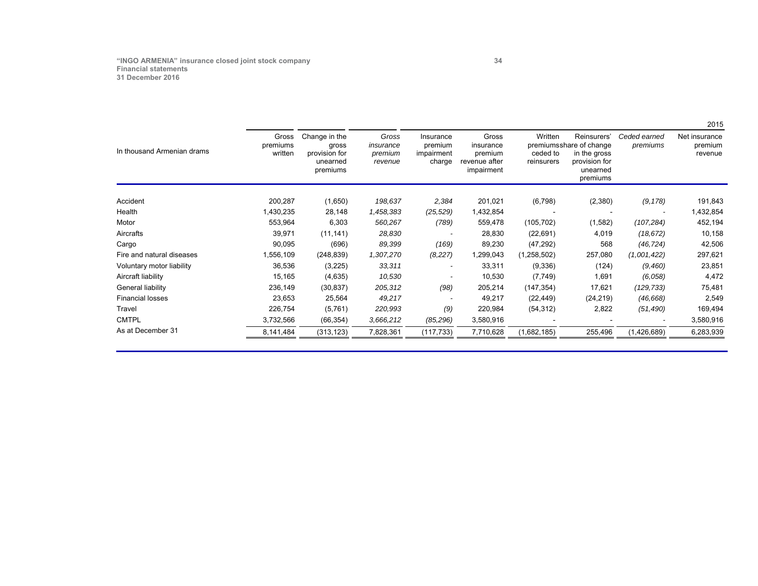2015

| In thousand Armenian drams | Gross premiums written | Change in the gross provision for unearned premiums | *Gross insurance premium revenue* | Insurance premium impairment charge | Gross insurance premium revenue after impairment | Written premiums ceded to reinsurers | Reinsurers' share of change in the gross provision for unearned premiums | *Ceded earned premiums* | Net insurance premium revenue |
|---|---|---|---|---|---|---|---|---|---|
| Accident | 200,287 | (1,650) | *198,637* | *2,384* | 201,021 | (6,798) | (2,380) | *(9,178)* | 191,843 |
| Health | 1,430,235 | 28,148 | *1,458,383* | *(25,529)* | 1,432,854 | - | - | - | 1,432,854 |
| Motor | 553,964 | 6,303 | *560,267* | *(789)* | 559,478 | (105,702) | (1,582) | *(107,284)* | 452,194 |
| Aircrafts | 39,971 | (11,141) | *28,830* | - | 28,830 | (22,691) | 4,019 | *(18,672)* | 10,158 |
| Cargo | 90,095 | (696) | *89,399* | *(169)* | 89,230 | (47,292) | 568 | *(46,724)* | 42,506 |
| Fire and natural diseases | 1,556,109 | (248,839) | *1,307,270* | *(8,227)* | 1,299,043 | (1,258,502) | 257,080 | *(1,001,422)* | 297,621 |
| Voluntary motor liability | 36,536 | (3,225) | *33,311* | - | 33,311 | (9,336) | (124) | *(9,460)* | 23,851 |
| Aircraft liability | 15,165 | (4,635) | *10,530* | - | 10,530 | (7,749) | 1,691 | *(6,058)* | 4,472 |
| General liability | 236,149 | (30,837) | *205,312* | *(98)* | 205,214 | (147,354) | 17,621 | *(129,733)* | 75,481 |
| Financial losses | 23,653 | 25,564 | *49,217* | - | 49,217 | (22,449) | (24,219) | *(46,668)* | 2,549 |
| Travel | 226,754 | (5,761) | *220,993* | *(9)* | 220,984 | (54,312) | 2,822 | *(51,490)* | 169,494 |
| CMTPL | 3,732,566 | (66,354) | *3,666,212* | *(85,296)* | 3,580,916 | - | - | - | 3,580,916 |
| As at December 31 | 8,141,484 | (313,123) | 7,828,361 | (117,733) | 7,710,628 | (1,682,185) | 255,496 | (1,426,689) | 6,283,939 |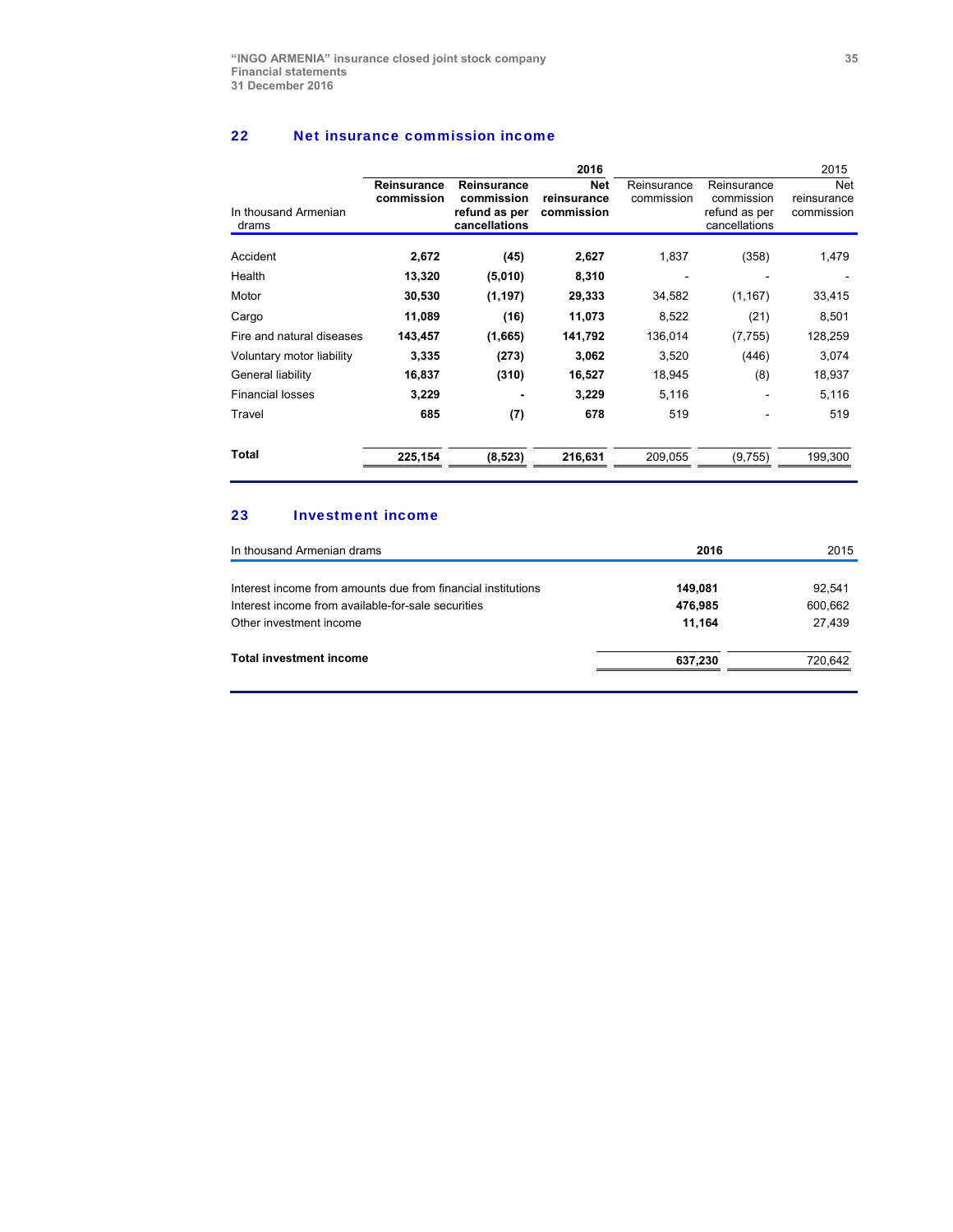## 22 Net insurance commission income

| In thousand Armenian drams | 2016 | | | 2015 | | |
|---|---|---|---|---|---|---|
| | **Reinsurance commission** | **Reinsurance commission refund as per cancellations** | **Net reinsurance commission** | Reinsurance commission | Reinsurance commission refund as per cancellations | Net reinsurance commission |
| Accident | **2,672** | **(45)** | **2,627** | 1,837 | (358) | 1,479 |
| Health | **13,320** | **(5,010)** | **8,310** | - | - | - |
| Motor | **30,530** | **(1,197)** | **29,333** | 34,582 | (1,167) | 33,415 |
| Cargo | **11,089** | **(16)** | **11,073** | 8,522 | (21) | 8,501 |
| Fire and natural diseases | **143,457** | **(1,665)** | **141,792** | 136,014 | (7,755) | 128,259 |
| Voluntary motor liability | **3,335** | **(273)** | **3,062** | 3,520 | (446) | 3,074 |
| General liability | **16,837** | **(310)** | **16,527** | 18,945 | (8) | 18,937 |
| Financial losses | **3,229** | **-** | **3,229** | 5,116 | - | 5,116 |
| Travel | **685** | **(7)** | **678** | 519 | - | 519 |
| **Total** | **225,154** | **(8,523)** | **216,631** | 209,055 | (9,755) | 199,300 |

## 23 Investment income

| In thousand Armenian drams | 2016 | 2015 |
|---|---|---|
| Interest income from amounts due from financial institutions | **149,081** | 92,541 |
| Interest income from available-for-sale securities | **476,985** | 600,662 |
| Other investment income | **11,164** | 27,439 |
| **Total investment income** | **637,230** | 720,642 |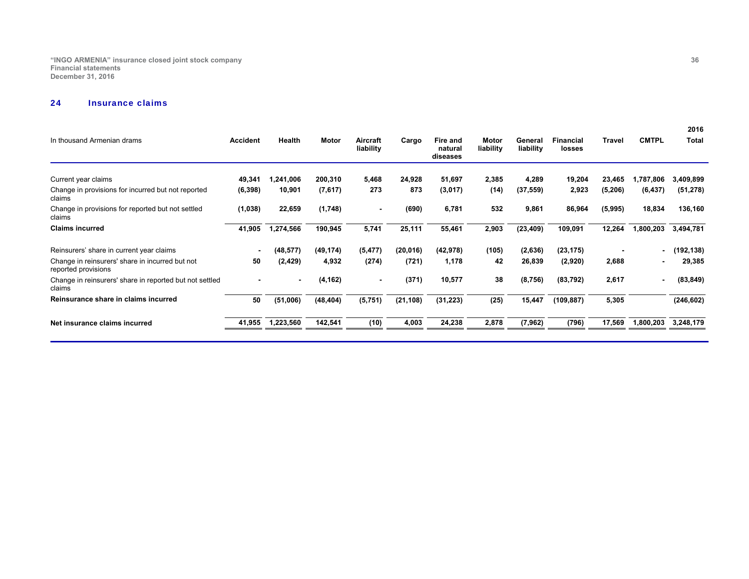## 24 Insurance claims

| In thousand Armenian drams | Accident | Health | Motor | Aircraft liability | Cargo | Fire and natural diseases | Motor liability | General liability | Financial losses | Travel | CMTPL | 2016 Total |
|---|---|---|---|---|---|---|---|---|---|---|---|---|
| Current year claims | 49,341 | 1,241,006 | 200,310 | 5,468 | 24,928 | 51,697 | 2,385 | 4,289 | 19,204 | 23,465 | 1,787,806 | 3,409,899 |
| Change in provisions for incurred but not reported claims | (6,398) | 10,901 | (7,617) | 273 | 873 | (3,017) | (14) | (37,559) | 2,923 | (5,206) | (6,437) | (51,278) |
| Change in provisions for reported but not settled claims | (1,038) | 22,659 | (1,748) | - | (690) | 6,781 | 532 | 9,861 | 86,964 | (5,995) | 18,834 | 136,160 |
| **Claims incurred** | **41,905** | **1,274,566** | **190,945** | **5,741** | **25,111** | **55,461** | **2,903** | **(23,409)** | **109,091** | **12,264** | **1,800,203** | **3,494,781** |
| Reinsurers' share in current year claims | - | (48,577) | (49,174) | (5,477) | (20,016) | (42,978) | (105) | (2,636) | (23,175) | - | - | (192,138) |
| Change in reinsurers' share in incurred but not reported provisions | 50 | (2,429) | 4,932 | (274) | (721) | 1,178 | 42 | 26,839 | (2,920) | 2,688 | - | 29,385 |
| Change in reinsurers' share in reported but not settled claims | - | - | (4,162) | - | (371) | 10,577 | 38 | (8,756) | (83,792) | 2,617 | - | (83,849) |
| **Reinsurance share in claims incurred** | **50** | **(51,006)** | **(48,404)** | **(5,751)** | **(21,108)** | **(31,223)** | **(25)** | **15,447** | **(109,887)** | **5,305** | | **(246,602)** |
| **Net insurance claims incurred** | **41,955** | **1,223,560** | **142,541** | **(10)** | **4,003** | **24,238** | **2,878** | **(7,962)** | **(796)** | **17,569** | **1,800,203** | **3,248,179** |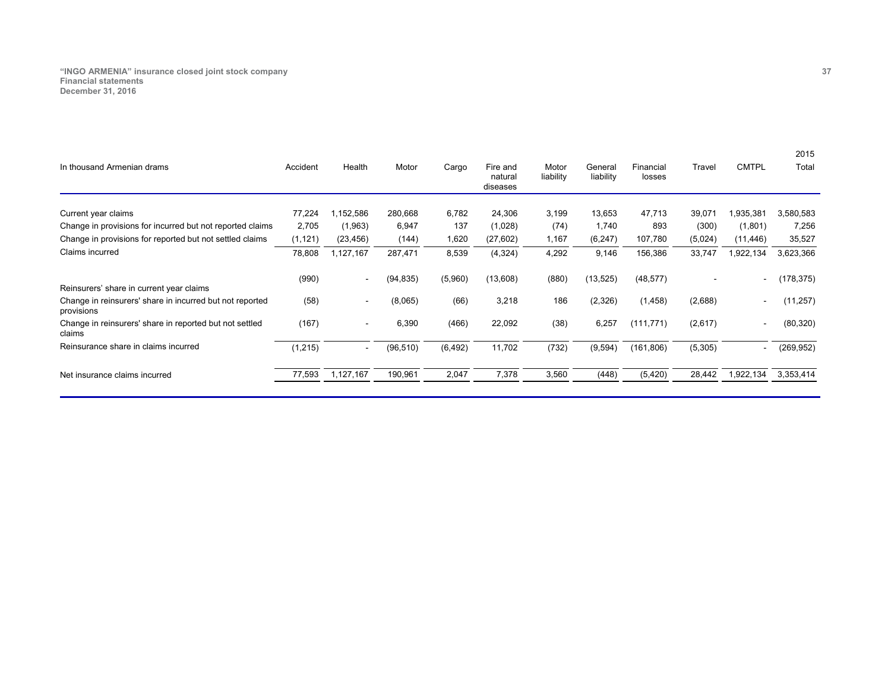| In thousand Armenian drams | Accident | Health | Motor | Cargo | Fire and natural diseases | Motor liability | General liability | Financial losses | Travel | CMTPL | 2015 Total |
|---|---|---|---|---|---|---|---|---|---|---|---|
| Current year claims | 77,224 | 1,152,586 | 280,668 | 6,782 | 24,306 | 3,199 | 13,653 | 47,713 | 39,071 | 1,935,381 | 3,580,583 |
| Change in provisions for incurred but not reported claims | 2,705 | (1,963) | 6,947 | 137 | (1,028) | (74) | 1,740 | 893 | (300) | (1,801) | 7,256 |
| Change in provisions for reported but not settled claims | (1,121) | (23,456) | (144) | 1,620 | (27,602) | 1,167 | (6,247) | 107,780 | (5,024) | (11,446) | 35,527 |
| Claims incurred | 78,808 | 1,127,167 | 287,471 | 8,539 | (4,324) | 4,292 | 9,146 | 156,386 | 33,747 | 1,922,134 | 3,623,366 |
| Reinsurers' share in current year claims | (990) | - | (94,835) | (5,960) | (13,608) | (880) | (13,525) | (48,577) | - | - | (178,375) |
| Change in reinsurers' share in incurred but not reported provisions | (58) | - | (8,065) | (66) | 3,218 | 186 | (2,326) | (1,458) | (2,688) | - | (11,257) |
| Change in reinsurers' share in reported but not settled claims | (167) | - | 6,390 | (466) | 22,092 | (38) | 6,257 | (111,771) | (2,617) | - | (80,320) |
| Reinsurance share in claims incurred | (1,215) | - | (96,510) | (6,492) | 11,702 | (732) | (9,594) | (161,806) | (5,305) | - | (269,952) |
| Net insurance claims incurred | 77,593 | 1,127,167 | 190,961 | 2,047 | 7,378 | 3,560 | (448) | (5,420) | 28,442 | 1,922,134 | 3,353,414 |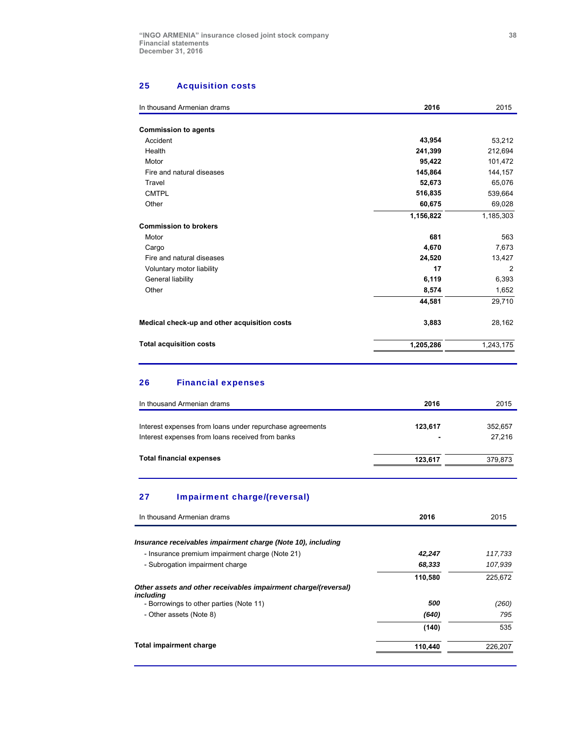## 25 Acquisition costs

| In thousand Armenian drams | 2016 | 2015 |
|---|---|---|
| **Commission to agents** | | |
| Accident | **43,954** | 53,212 |
| Health | **241,399** | 212,694 |
| Motor | **95,422** | 101,472 |
| Fire and natural diseases | **145,864** | 144,157 |
| Travel | **52,673** | 65,076 |
| CMTPL | **516,835** | 539,664 |
| Other | **60,675** | 69,028 |
| | **1,156,822** | 1,185,303 |
| **Commission to brokers** | | |
| Motor | **681** | 563 |
| Cargo | **4,670** | 7,673 |
| Fire and natural diseases | **24,520** | 13,427 |
| Voluntary motor liability | **17** | 2 |
| General liability | **6,119** | 6,393 |
| Other | **8,574** | 1,652 |
| | **44,581** | 29,710 |
| **Medical check-up and other acquisition costs** | **3,883** | 28,162 |
| **Total acquisition costs** | **1,205,286** | 1,243,175 |

## 26 Financial expenses

| In thousand Armenian drams | 2016 | 2015 |
|---|---|---|
| Interest expenses from loans under repurchase agreements | **123,617** | 352,657 |
| Interest expenses from loans received from banks | **-** | 27,216 |
| **Total financial expenses** | **123,617** | 379,873 |

## 27 Impairment charge/(reversal)

| In thousand Armenian drams | 2016 | 2015 |
|---|---|---|
| ***Insurance receivables impairment charge (Note 10), including*** | | |
| - Insurance premium impairment charge (Note 21) | ***42,247*** | *117,733* |
| - Subrogation impairment charge | ***68,333*** | *107,939* |
| | **110,580** | 225,672 |
| ***Other assets and other receivables impairment charge/(reversal) including*** | | |
| - Borrowings to other parties (Note 11) | ***500*** | *(260)* |
| - Other assets (Note 8) | ***(640)*** | *795* |
| | **(140)** | 535 |
| **Total impairment charge** | **110,440** | 226,207 |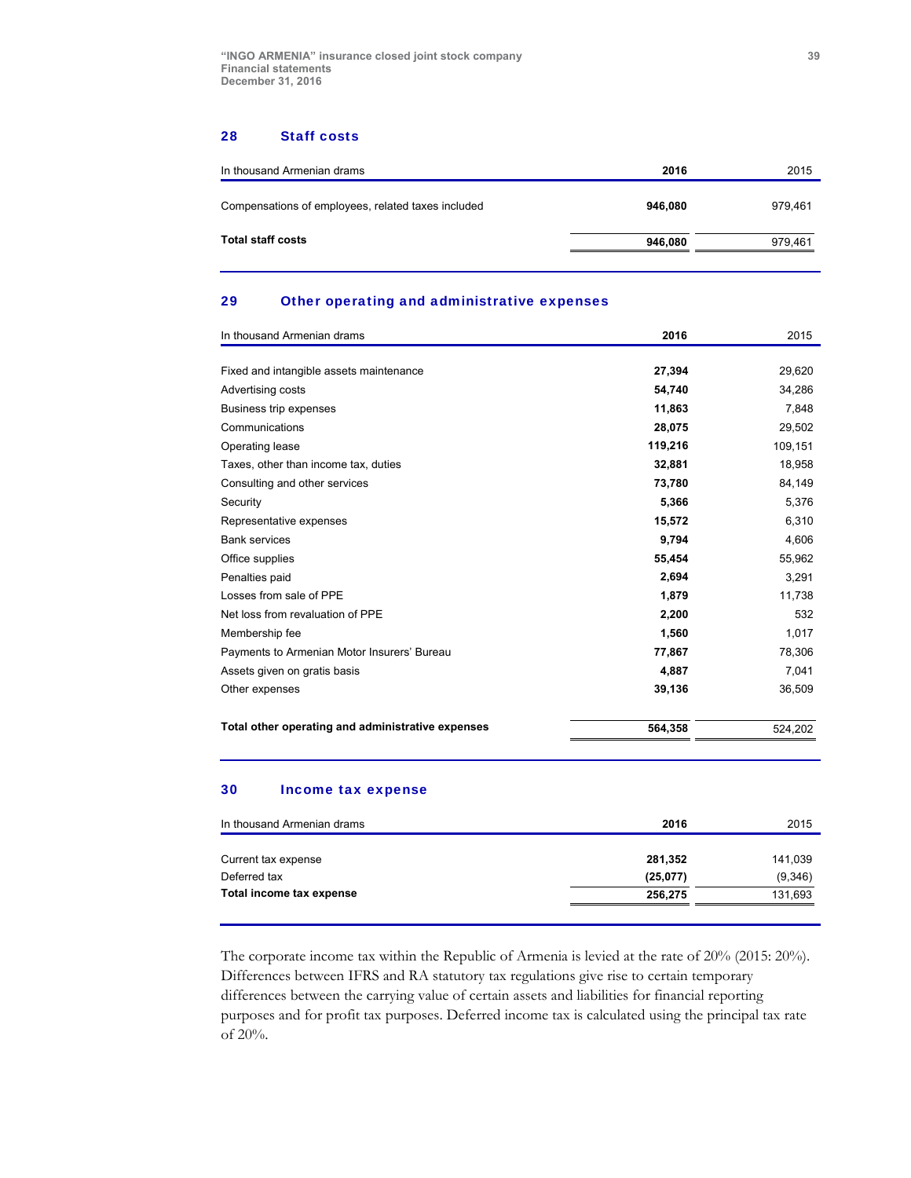## 28 Staff costs

| In thousand Armenian drams | 2016 | 2015 |
|---|---|---|
| Compensations of employees, related taxes included | **946,080** | 979,461 |
| **Total staff costs** | **946,080** | 979,461 |

## 29 Other operating and administrative expenses

| In thousand Armenian drams | 2016 | 2015 |
|---|---|---|
| Fixed and intangible assets maintenance | **27,394** | 29,620 |
| Advertising costs | **54,740** | 34,286 |
| Business trip expenses | **11,863** | 7,848 |
| Communications | **28,075** | 29,502 |
| Operating lease | **119,216** | 109,151 |
| Taxes, other than income tax, duties | **32,881** | 18,958 |
| Consulting and other services | **73,780** | 84,149 |
| Security | **5,366** | 5,376 |
| Representative expenses | **15,572** | 6,310 |
| Bank services | **9,794** | 4,606 |
| Office supplies | **55,454** | 55,962 |
| Penalties paid | **2,694** | 3,291 |
| Losses from sale of PPE | **1,879** | 11,738 |
| Net loss from revaluation of PPE | **2,200** | 532 |
| Membership fee | **1,560** | 1,017 |
| Payments to Armenian Motor Insurers' Bureau | **77,867** | 78,306 |
| Assets given on gratis basis | **4,887** | 7,041 |
| Other expenses | **39,136** | 36,509 |
| **Total other operating and administrative expenses** | **564,358** | 524,202 |

## 30 Income tax expense

| In thousand Armenian drams | 2016 | 2015 |
|---|---|---|
| Current tax expense | **281,352** | 141,039 |
| Deferred tax | **(25,077)** | (9,346) |
| **Total income tax expense** | **256,275** | 131,693 |

The corporate income tax within the Republic of Armenia is levied at the rate of 20% (2015: 20%). Differences between IFRS and RA statutory tax regulations give rise to certain temporary differences between the carrying value of certain assets and liabilities for financial reporting purposes and for profit tax purposes. Deferred income tax is calculated using the principal tax rate of 20%.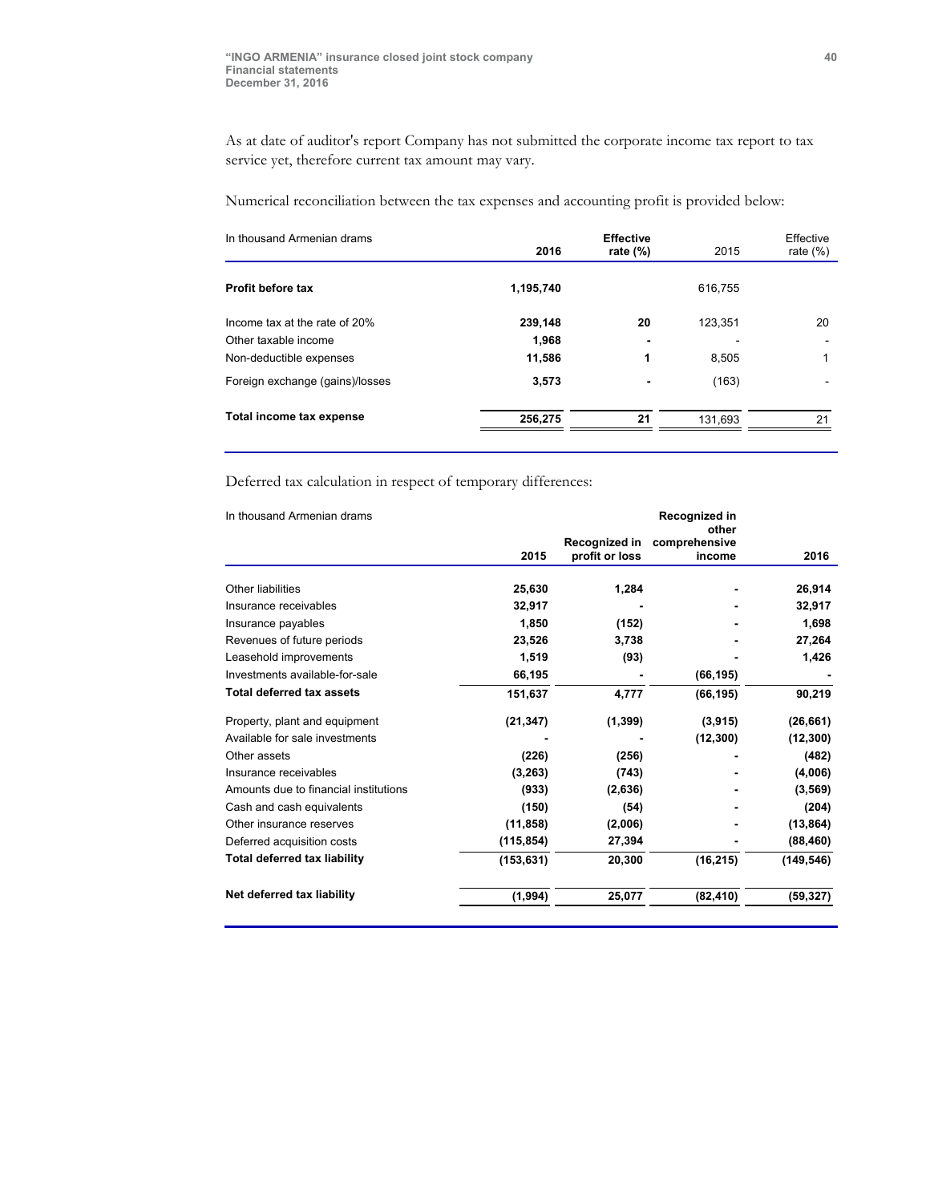As at date of auditor's report Company has not submitted the corporate income tax report to tax service yet, therefore current tax amount may vary.

Numerical reconciliation between the tax expenses and accounting profit is provided below:

| In thousand Armenian drams | 2016 | Effective rate (%) | 2015 | Effective rate (%) |
|---|---|---|---|---|
| **Profit before tax** | **1,195,740** | | 616,755 | |
| Income tax at the rate of 20% | **239,148** | **20** | 123,351 | 20 |
| Other taxable income | **1,968** | **-** | - | - |
| Non-deductible expenses | **11,586** | **1** | 8,505 | 1 |
| Foreign exchange (gains)/losses | **3,573** | **-** | (163) | - |
| **Total income tax expense** | **256,275** | **21** | 131,693 | 21 |

Deferred tax calculation in respect of temporary differences:

| In thousand Armenian drams | 2015 | Recognized in profit or loss | Recognized in other comprehensive income | 2016 |
|---|---|---|---|---|
| Other liabilities | **25,630** | **1,284** | **-** | **26,914** |
| Insurance receivables | **32,917** | **-** | **-** | **32,917** |
| Insurance payables | **1,850** | **(152)** | **-** | **1,698** |
| Revenues of future periods | **23,526** | **3,738** | **-** | **27,264** |
| Leasehold improvements | **1,519** | **(93)** | **-** | **1,426** |
| Investments available-for-sale | **66,195** | **-** | **(66,195)** | **-** |
| **Total deferred tax assets** | **151,637** | **4,777** | **(66,195)** | **90,219** |
| Property, plant and equipment | **(21,347)** | **(1,399)** | **(3,915)** | **(26,661)** |
| Available for sale investments | **-** | **-** | **(12,300)** | **(12,300)** |
| Other assets | **(226)** | **(256)** | **-** | **(482)** |
| Insurance receivables | **(3,263)** | **(743)** | **-** | **(4,006)** |
| Amounts due to financial institutions | **(933)** | **(2,636)** | **-** | **(3,569)** |
| Cash and cash equivalents | **(150)** | **(54)** | **-** | **(204)** |
| Other insurance reserves | **(11,858)** | **(2,006)** | **-** | **(13,864)** |
| Deferred acquisition costs | **(115,854)** | **27,394** | **-** | **(88,460)** |
| **Total deferred tax liability** | **(153,631)** | **20,300** | **(16,215)** | **(149,546)** |
| **Net deferred tax liability** | **(1,994)** | **25,077** | **(82,410)** | **(59,327)** |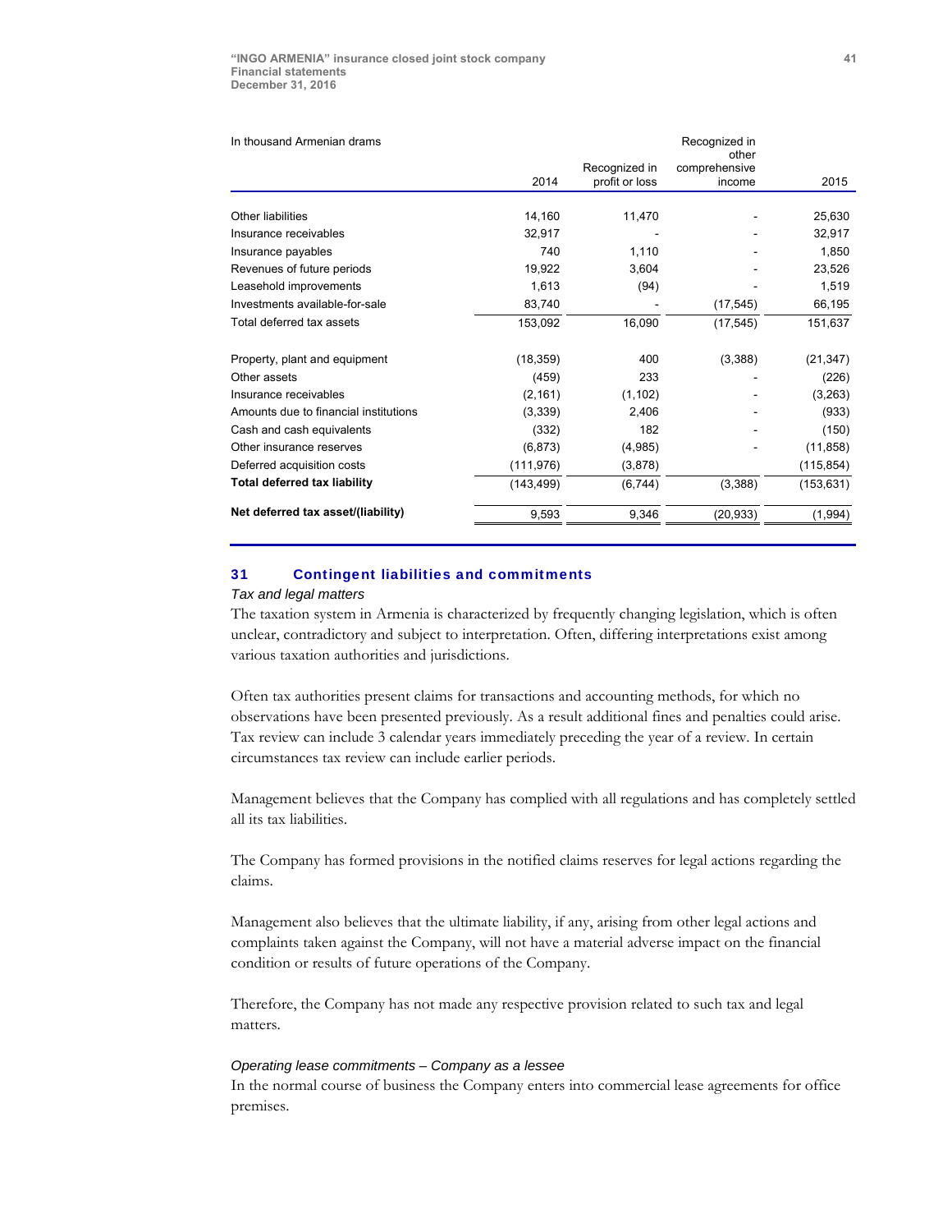| In thousand Armenian drams | 2014 | Recognized in profit or loss | Recognized in other comprehensive income | 2015 |
|---|---|---|---|---|
| Other liabilities | 14,160 | 11,470 | - | 25,630 |
| Insurance receivables | 32,917 | - | - | 32,917 |
| Insurance payables | 740 | 1,110 | - | 1,850 |
| Revenues of future periods | 19,922 | 3,604 | - | 23,526 |
| Leasehold improvements | 1,613 | (94) | - | 1,519 |
| Investments available-for-sale | 83,740 | - | (17,545) | 66,195 |
| Total deferred tax assets | 153,092 | 16,090 | (17,545) | 151,637 |
| | | | | |
| Property, plant and equipment | (18,359) | 400 | (3,388) | (21,347) |
| Other assets | (459) | 233 | - | (226) |
| Insurance receivables | (2,161) | (1,102) | - | (3,263) |
| Amounts due to financial institutions | (3,339) | 2,406 | - | (933) |
| Cash and cash equivalents | (332) | 182 | - | (150) |
| Other insurance reserves | (6,873) | (4,985) | - | (11,858) |
| Deferred acquisition costs | (111,976) | (3,878) | | (115,854) |
| **Total deferred tax liability** | (143,499) | (6,744) | (3,388) | (153,631) |
| **Net deferred tax asset/(liability)** | 9,593 | 9,346 | (20,933) | (1,994) |

## 31 Contingent liabilities and commitments

*Tax and legal matters*

The taxation system in Armenia is characterized by frequently changing legislation, which is often unclear, contradictory and subject to interpretation. Often, differing interpretations exist among various taxation authorities and jurisdictions.

Often tax authorities present claims for transactions and accounting methods, for which no observations have been presented previously. As a result additional fines and penalties could arise. Tax review can include 3 calendar years immediately preceding the year of a review. In certain circumstances tax review can include earlier periods.

Management believes that the Company has complied with all regulations and has completely settled all its tax liabilities.

The Company has formed provisions in the notified claims reserves for legal actions regarding the claims.

Management also believes that the ultimate liability, if any, arising from other legal actions and complaints taken against the Company, will not have a material adverse impact on the financial condition or results of future operations of the Company.

Therefore, the Company has not made any respective provision related to such tax and legal matters.

*Operating lease commitments – Company as a lessee*

In the normal course of business the Company enters into commercial lease agreements for office premises.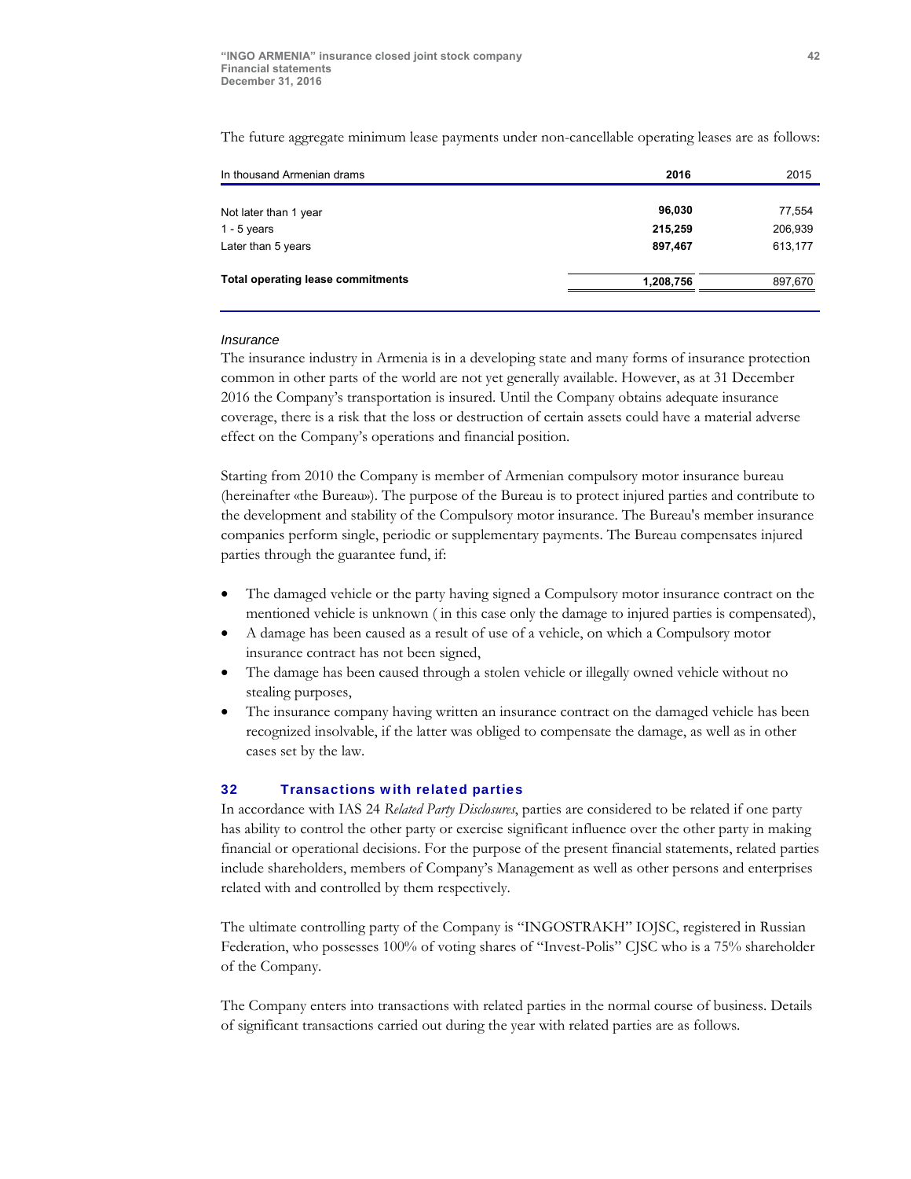The future aggregate minimum lease payments under non-cancellable operating leases are as follows:

| In thousand Armenian drams | 2016 | 2015 |
|---|---|---|
| Not later than 1 year | **96,030** | 77,554 |
| 1 - 5 years | **215,259** | 206,939 |
| Later than 5 years | **897,467** | 613,177 |
| **Total operating lease commitments** | **1,208,756** | 897,670 |

*Insurance*

The insurance industry in Armenia is in a developing state and many forms of insurance protection common in other parts of the world are not yet generally available. However, as at 31 December 2016 the Company's transportation is insured. Until the Company obtains adequate insurance coverage, there is a risk that the loss or destruction of certain assets could have a material adverse effect on the Company's operations and financial position.

Starting from 2010 the Company is member of Armenian compulsory motor insurance bureau (hereinafter «the Bureau»). The purpose of the Bureau is to protect injured parties and contribute to the development and stability of the Compulsory motor insurance. The Bureau's member insurance companies perform single, periodic or supplementary payments. The Bureau compensates injured parties through the guarantee fund, if:

- The damaged vehicle or the party having signed a Compulsory motor insurance contract on the mentioned vehicle is unknown ( in this case only the damage to injured parties is compensated),
- A damage has been caused as a result of use of a vehicle, on which a Compulsory motor insurance contract has not been signed,
- The damage has been caused through a stolen vehicle or illegally owned vehicle without no stealing purposes,
- The insurance company having written an insurance contract on the damaged vehicle has been recognized insolvable, if the latter was obliged to compensate the damage, as well as in other cases set by the law.

## 32 Transactions with related parties

In accordance with IAS 24 *Related Party Disclosures*, parties are considered to be related if one party has ability to control the other party or exercise significant influence over the other party in making financial or operational decisions. For the purpose of the present financial statements, related parties include shareholders, members of Company's Management as well as other persons and enterprises related with and controlled by them respectively.

The ultimate controlling party of the Company is "INGOSTRAKH" IOJSC, registered in Russian Federation, who possesses 100% of voting shares of "Invest-Polis" CJSC who is a 75% shareholder of the Company.

The Company enters into transactions with related parties in the normal course of business. Details of significant transactions carried out during the year with related parties are as follows.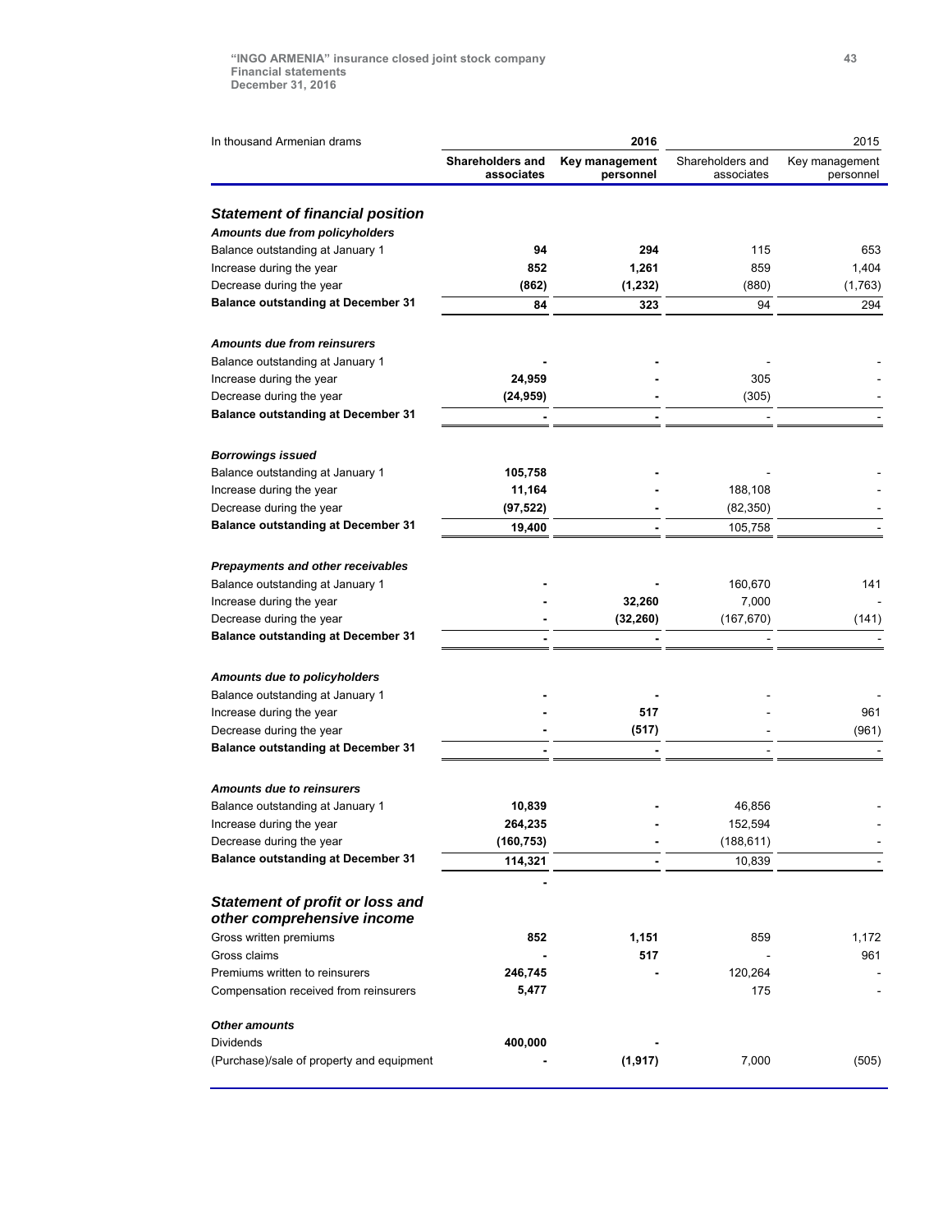| In thousand Armenian drams | 2016 | | 2015 | |
|---|---|---|---|---|
| | **Shareholders and associates** | **Key management personnel** | Shareholders and associates | Key management personnel |
| ***Statement of financial position*** | | | | |
| ***Amounts due from policyholders*** | | | | |
| Balance outstanding at January 1 | **94** | **294** | 115 | 653 |
| Increase during the year | **852** | **1,261** | 859 | 1,404 |
| Decrease during the year | **(862)** | **(1,232)** | (880) | (1,763) |
| **Balance outstanding at December 31** | **84** | **323** | 94 | 294 |
| ***Amounts due from reinsurers*** | | | | |
| Balance outstanding at January 1 | **-** | **-** | - | - |
| Increase during the year | **24,959** | **-** | 305 | - |
| Decrease during the year | **(24,959)** | **-** | (305) | - |
| **Balance outstanding at December 31** | **-** | **-** | - | - |
| ***Borrowings issued*** | | | | |
| Balance outstanding at January 1 | **105,758** | **-** | - | - |
| Increase during the year | **11,164** | **-** | 188,108 | - |
| Decrease during the year | **(97,522)** | **-** | (82,350) | - |
| **Balance outstanding at December 31** | **19,400** | **-** | 105,758 | - |
| ***Prepayments and other receivables*** | | | | |
| Balance outstanding at January 1 | **-** | **-** | 160,670 | 141 |
| Increase during the year | **-** | **32,260** | 7,000 | - |
| Decrease during the year | **-** | **(32,260)** | (167,670) | (141) |
| **Balance outstanding at December 31** | **-** | **-** | - | - |
| ***Amounts due to policyholders*** | | | | |
| Balance outstanding at January 1 | **-** | **-** | - | - |
| Increase during the year | **-** | **517** | - | 961 |
| Decrease during the year | **-** | **(517)** | - | (961) |
| **Balance outstanding at December 31** | **-** | **-** | - | - |
| ***Amounts due to reinsurers*** | | | | |
| Balance outstanding at January 1 | **10,839** | **-** | 46,856 | - |
| Increase during the year | **264,235** | **-** | 152,594 | - |
| Decrease during the year | **(160,753)** | **-** | (188,611) | - |
| **Balance outstanding at December 31** | **114,321** | **-** | 10,839 | - |
| | **-** | | | |
| ***Statement of profit or loss and other comprehensive income*** | | | | |
| Gross written premiums | **852** | **1,151** | 859 | 1,172 |
| Gross claims | **-** | **517** | - | 961 |
| Premiums written to reinsurers | **246,745** | **-** | 120,264 | - |
| Compensation received from reinsurers | **5,477** | | 175 | - |
| ***Other amounts*** | | | | |
| Dividends | **400,000** | **-** | | |
| (Purchase)/sale of property and equipment | **-** | **(1,917)** | 7,000 | (505) |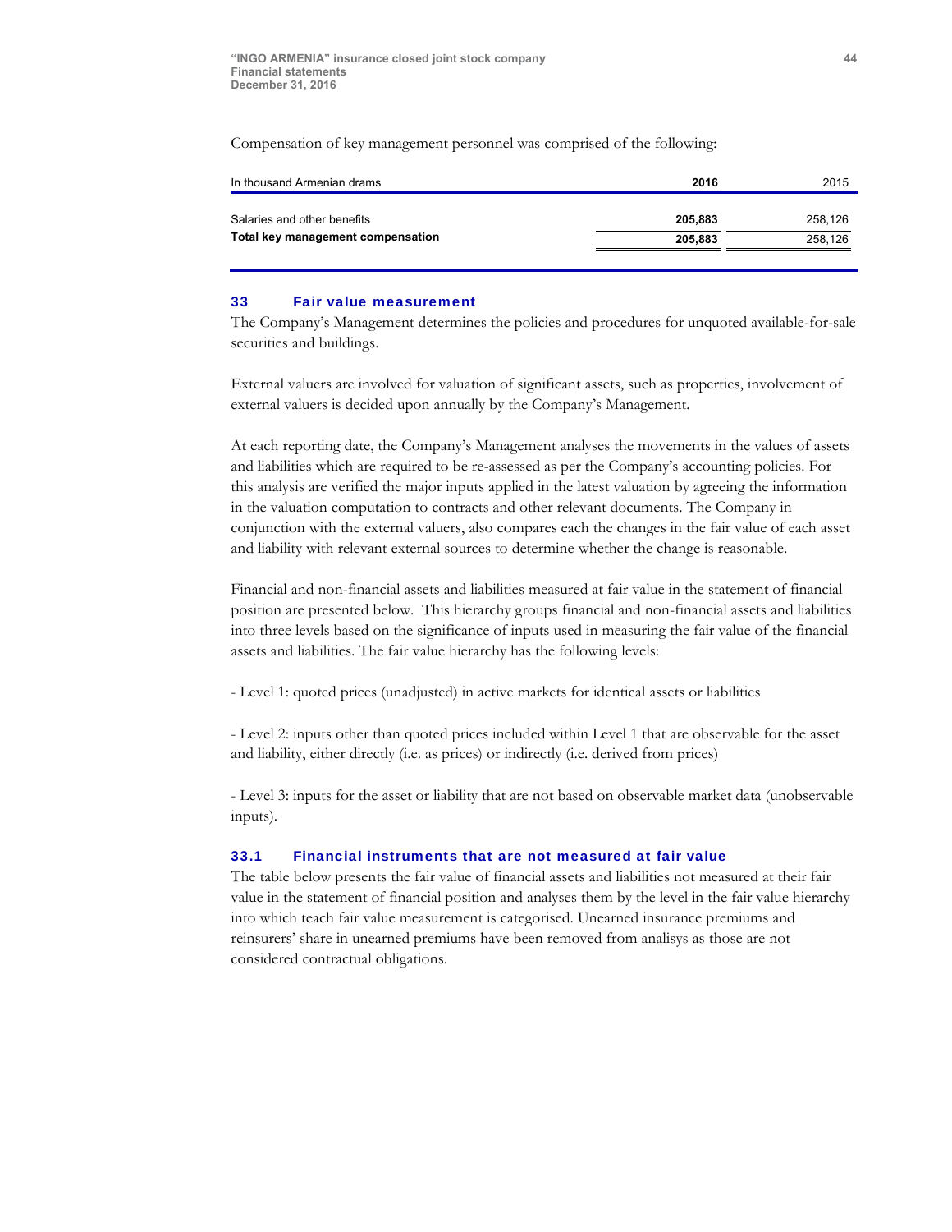Compensation of key management personnel was comprised of the following:

| In thousand Armenian drams | **2016** | 2015 |
|---|---|---|
| Salaries and other benefits | **205,883** | 258,126 |
| **Total key management compensation** | **205,883** | 258,126 |

## 33 Fair value measurement

The Company's Management determines the policies and procedures for unquoted available-for-sale securities and buildings.

External valuers are involved for valuation of significant assets, such as properties, involvement of external valuers is decided upon annually by the Company's Management.

At each reporting date, the Company's Management analyses the movements in the values of assets and liabilities which are required to be re-assessed as per the Company's accounting policies. For this analysis are verified the major inputs applied in the latest valuation by agreeing the information in the valuation computation to contracts and other relevant documents. The Company in conjunction with the external valuers, also compares each the changes in the fair value of each asset and liability with relevant external sources to determine whether the change is reasonable.

Financial and non-financial assets and liabilities measured at fair value in the statement of financial position are presented below. This hierarchy groups financial and non-financial assets and liabilities into three levels based on the significance of inputs used in measuring the fair value of the financial assets and liabilities. The fair value hierarchy has the following levels:

- Level 1: quoted prices (unadjusted) in active markets for identical assets or liabilities

- Level 2: inputs other than quoted prices included within Level 1 that are observable for the asset and liability, either directly (i.e. as prices) or indirectly (i.e. derived from prices)

- Level 3: inputs for the asset or liability that are not based on observable market data (unobservable inputs).

### 33.1 Financial instruments that are not measured at fair value

The table below presents the fair value of financial assets and liabilities not measured at their fair value in the statement of financial position and analyses them by the level in the fair value hierarchy into which teach fair value measurement is categorised. Unearned insurance premiums and reinsurers' share in unearned premiums have been removed from analisys as those are not considered contractual obligations.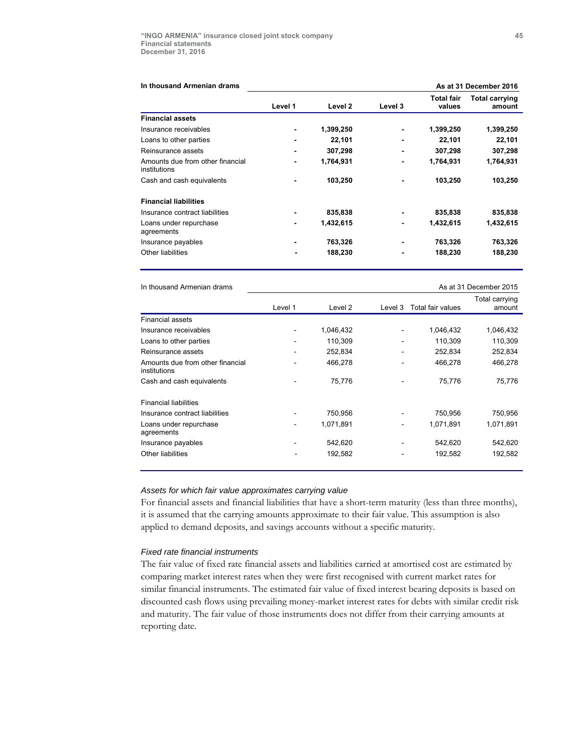| In thousand Armenian drams | As at 31 December 2016 | | | | |
|---|---|---|---|---|---|
| | **Level 1** | **Level 2** | **Level 3** | **Total fair values** | **Total carrying amount** |
| **Financial assets** | | | | | |
| Insurance receivables | **-** | **1,399,250** | **-** | **1,399,250** | **1,399,250** |
| Loans to other parties | **-** | **22,101** | **-** | **22,101** | **22,101** |
| Reinsurance assets | **-** | **307,298** | **-** | **307,298** | **307,298** |
| Amounts due from other financial institutions | **-** | **1,764,931** | **-** | **1,764,931** | **1,764,931** |
| Cash and cash equivalents | **-** | **103,250** | **-** | **103,250** | **103,250** |
| **Financial liabilities** | | | | | |
| Insurance contract liabilities | **-** | **835,838** | **-** | **835,838** | **835,838** |
| Loans under repurchase agreements | **-** | **1,432,615** | **-** | **1,432,615** | **1,432,615** |
| Insurance payables | **-** | **763,326** | **-** | **763,326** | **763,326** |
| Other liabilities | **-** | **188,230** | **-** | **188,230** | **188,230** |

| In thousand Armenian drams | As at 31 December 2015 | | | | |
|---|---|---|---|---|---|
| | Level 1 | Level 2 | Level 3 | Total fair values | Total carrying amount |
| Financial assets | | | | | |
| Insurance receivables | - | 1,046,432 | - | 1,046,432 | 1,046,432 |
| Loans to other parties | - | 110,309 | - | 110,309 | 110,309 |
| Reinsurance assets | - | 252,834 | - | 252,834 | 252,834 |
| Amounts due from other financial institutions | - | 466,278 | - | 466,278 | 466,278 |
| Cash and cash equivalents | - | 75,776 | - | 75,776 | 75,776 |
| Financial liabilities | | | | | |
| Insurance contract liabilities | - | 750,956 | - | 750,956 | 750,956 |
| Loans under repurchase agreements | - | 1,071,891 | - | 1,071,891 | 1,071,891 |
| Insurance payables | - | 542,620 | - | 542,620 | 542,620 |
| Other liabilities | - | 192,582 | - | 192,582 | 192,582 |

*Assets for which fair value approximates carrying value*

For financial assets and financial liabilities that have a short-term maturity (less than three months), it is assumed that the carrying amounts approximate to their fair value. This assumption is also applied to demand deposits, and savings accounts without a specific maturity.

*Fixed rate financial instruments*

The fair value of fixed rate financial assets and liabilities carried at amortised cost are estimated by comparing market interest rates when they were first recognised with current market rates for similar financial instruments. The estimated fair value of fixed interest bearing deposits is based on discounted cash flows using prevailing money-market interest rates for debts with similar credit risk and maturity. The fair value of those instruments does not differ from their carrying amounts at reporting date.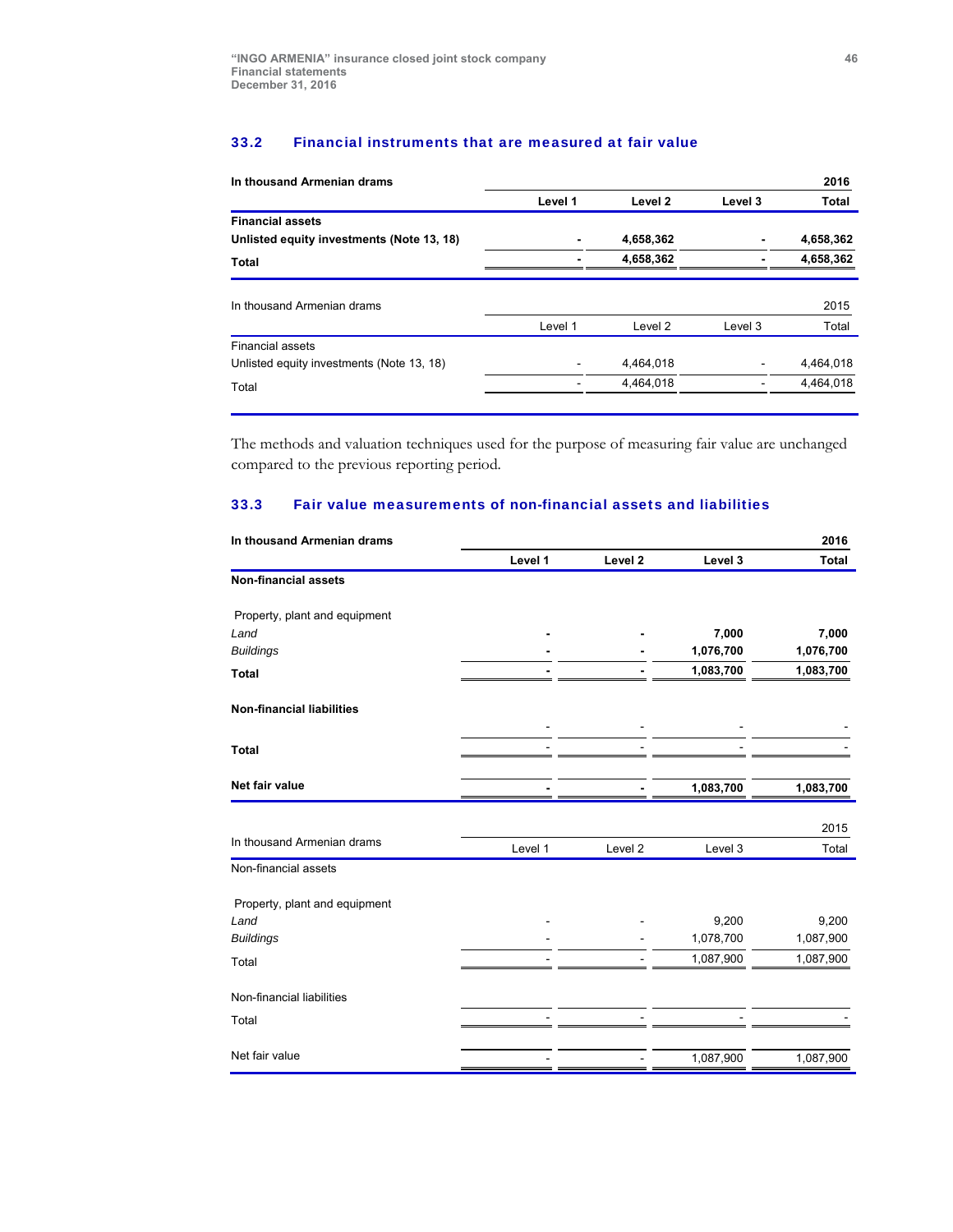### 33.2 Financial instruments that are measured at fair value

| **In thousand Armenian drams** | | | | **2016** |
|---|---|---|---|---|
| | **Level 1** | **Level 2** | **Level 3** | **Total** |
| **Financial assets** | | | | |
| **Unlisted equity investments (Note 13, 18)** | **-** | **4,658,362** | **-** | **4,658,362** |
| **Total** | **-** | **4,658,362** | **-** | **4,658,362** |

| In thousand Armenian drams | | | | 2015 |
|---|---|---|---|---|
| | Level 1 | Level 2 | Level 3 | Total |
| Financial assets | | | | |
| Unlisted equity investments (Note 13, 18) | - | 4,464,018 | - | 4,464,018 |
| Total | - | 4,464,018 | - | 4,464,018 |

The methods and valuation techniques used for the purpose of measuring fair value are unchanged compared to the previous reporting period.

### 33.3 Fair value measurements of non-financial assets and liabilities

| **In thousand Armenian drams** | | | | **2016** |
|---|---|---|---|---|
| | **Level 1** | **Level 2** | **Level 3** | **Total** |
| **Non-financial assets** | | | | |
| Property, plant and equipment | | | | |
| *Land* | **-** | **-** | **7,000** | **7,000** |
| *Buildings* | **-** | **-** | **1,076,700** | **1,076,700** |
| **Total** | **-** | **-** | **1,083,700** | **1,083,700** |
| **Non-financial liabilities** | | | | |
| | - | - | - | - |
| **Total** | - | - | - | - |
| **Net fair value** | **-** | **-** | **1,083,700** | **1,083,700** |

| In thousand Armenian drams | | | | 2015 |
|---|---|---|---|---|
| | Level 1 | Level 2 | Level 3 | Total |
| Non-financial assets | | | | |
| Property, plant and equipment | | | | |
| *Land* | - | - | 9,200 | 9,200 |
| *Buildings* | - | - | 1,078,700 | 1,087,900 |
| Total | - | - | 1,087,900 | 1,087,900 |
| Non-financial liabilities | | | | |
| Total | - | - | - | - |
| Net fair value | - | - | 1,087,900 | 1,087,900 |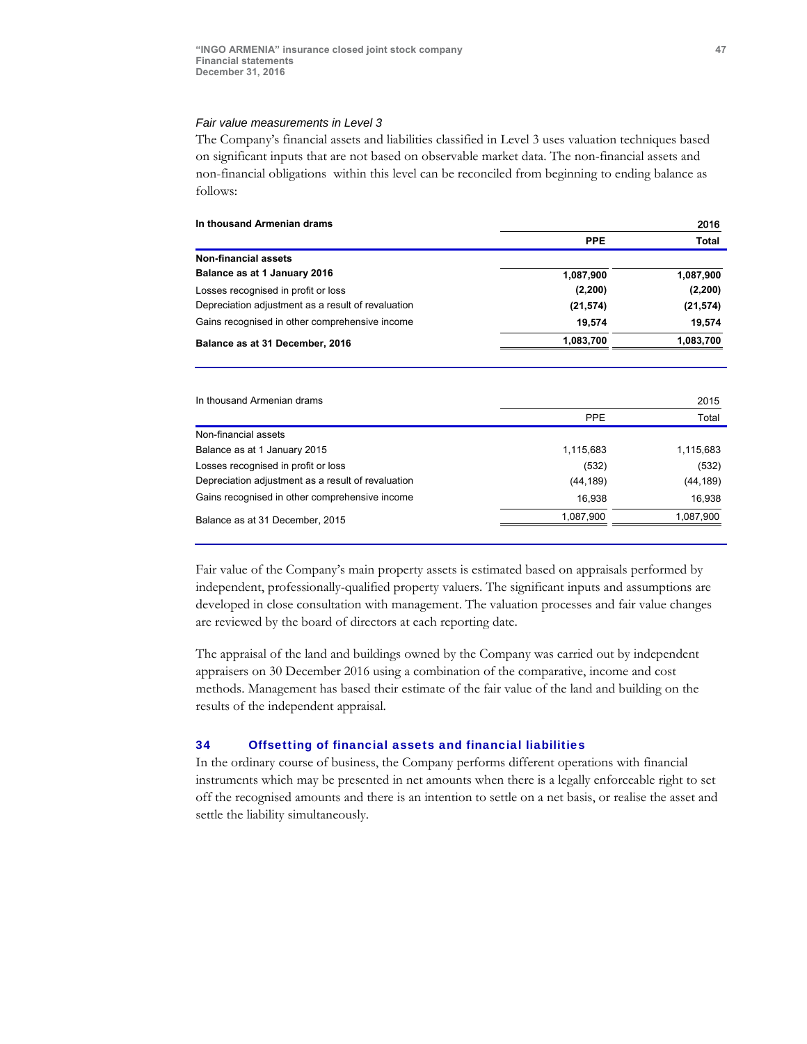*Fair value measurements in Level 3*

The Company's financial assets and liabilities classified in Level 3 uses valuation techniques based on significant inputs that are not based on observable market data. The non-financial assets and non-financial obligations within this level can be reconciled from beginning to ending balance as follows:

| **In thousand Armenian drams** | | **2016** |
|---|---|---|
| | **PPE** | **Total** |
| **Non-financial assets** | | |
| **Balance as at 1 January 2016** | **1,087,900** | **1,087,900** |
| Losses recognised in profit or loss | **(2,200)** | **(2,200)** |
| Depreciation adjustment as a result of revaluation | **(21,574)** | **(21,574)** |
| Gains recognised in other comprehensive income | **19,574** | **19,574** |
| **Balance as at 31 December, 2016** | **1,083,700** | **1,083,700** |

| In thousand Armenian drams | | 2015 |
|---|---|---|
| | PPE | Total |
| Non-financial assets | | |
| Balance as at 1 January 2015 | 1,115,683 | 1,115,683 |
| Losses recognised in profit or loss | (532) | (532) |
| Depreciation adjustment as a result of revaluation | (44,189) | (44,189) |
| Gains recognised in other comprehensive income | 16,938 | 16,938 |
| Balance as at 31 December, 2015 | 1,087,900 | 1,087,900 |

Fair value of the Company's main property assets is estimated based on appraisals performed by independent, professionally-qualified property valuers. The significant inputs and assumptions are developed in close consultation with management. The valuation processes and fair value changes are reviewed by the board of directors at each reporting date.

The appraisal of the land and buildings owned by the Company was carried out by independent appraisers on 30 December 2016 using a combination of the comparative, income and cost methods. Management has based their estimate of the fair value of the land and building on the results of the independent appraisal.

## 34 Offsetting of financial assets and financial liabilities

In the ordinary course of business, the Company performs different operations with financial instruments which may be presented in net amounts when there is a legally enforceable right to set off the recognised amounts and there is an intention to settle on a net basis, or realise the asset and settle the liability simultaneously.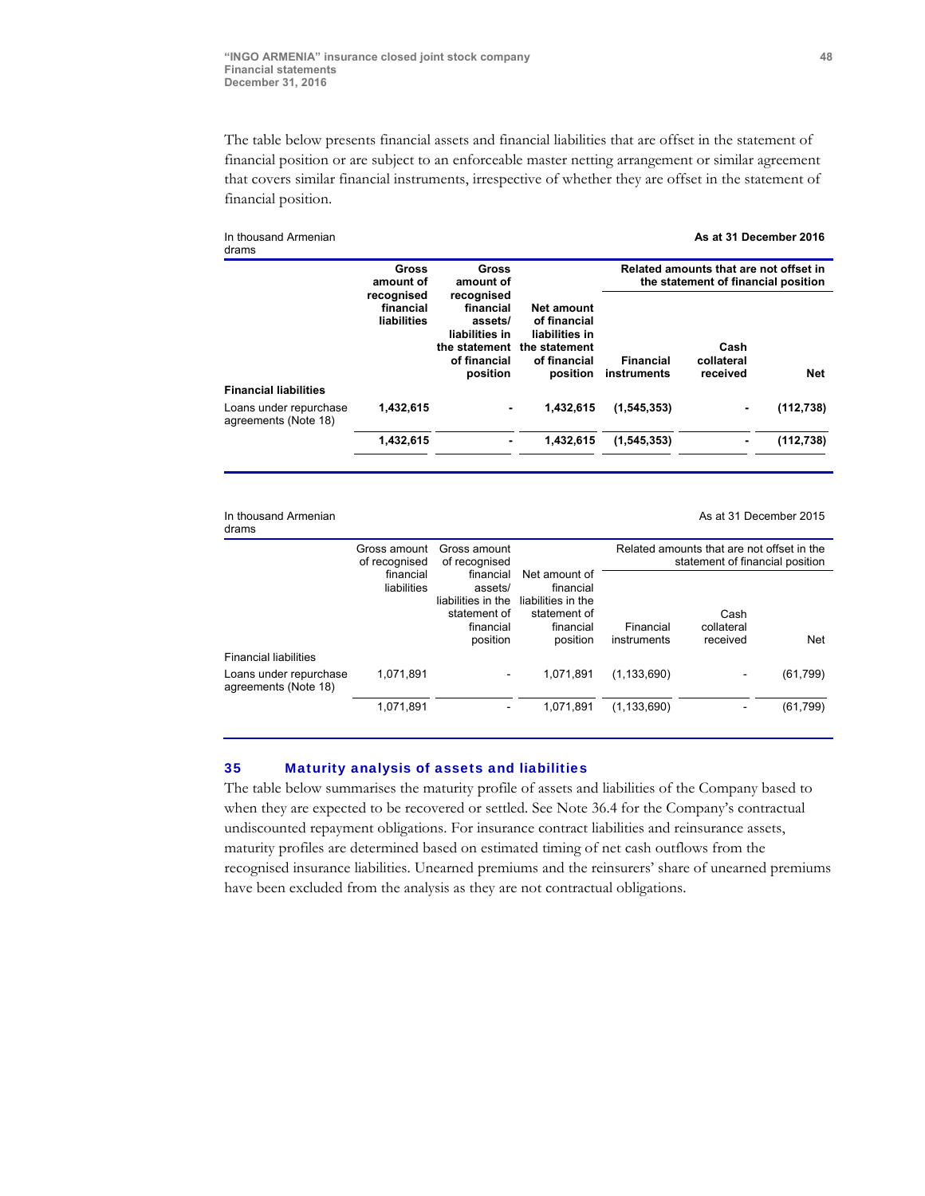The table below presents financial assets and financial liabilities that are offset in the statement of financial position or are subject to an enforceable master netting arrangement or similar agreement that covers similar financial instruments, irrespective of whether they are offset in the statement of financial position.

| In thousand Armenian drams | | | | | | **As at 31 December 2016** |
|---|---|---|---|---|---|---|
| | | | | **Related amounts that are not offset in the statement of financial position** | | |
| | **Gross amount of recognised financial liabilities** | **Gross amount of recognised financial assets/ liabilities in the statement of financial position** | **Net amount of financial liabilities in the statement of financial position** | **Financial instruments** | **Cash collateral received** | **Net** |
| **Financial liabilities** | | | | | | |
| Loans under repurchase agreements (Note 18) | **1,432,615** | **-** | **1,432,615** | **(1,545,353)** | **-** | **(112,738)** |
| | **1,432,615** | **-** | **1,432,615** | **(1,545,353)** | **-** | **(112,738)** |

| In thousand Armenian drams | | | | | | As at 31 December 2015 |
|---|---|---|---|---|---|---|
| | | | | Related amounts that are not offset in the statement of financial position | | |
| | Gross amount of recognised financial liabilities | Gross amount of recognised financial assets/ liabilities in the statement of financial position | Net amount of financial liabilities in the statement of financial position | Financial instruments | Cash collateral received | Net |
| Financial liabilities | | | | | | |
| Loans under repurchase agreements (Note 18) | 1,071,891 | - | 1,071,891 | (1,133,690) | - | (61,799) |
| | 1,071,891 | - | 1,071,891 | (1,133,690) | - | (61,799) |

## 35 Maturity analysis of assets and liabilities

The table below summarises the maturity profile of assets and liabilities of the Company based to when they are expected to be recovered or settled. See Note 36.4 for the Company's contractual undiscounted repayment obligations. For insurance contract liabilities and reinsurance assets, maturity profiles are determined based on estimated timing of net cash outflows from the recognised insurance liabilities. Unearned premiums and the reinsurers' share of unearned premiums have been excluded from the analysis as they are not contractual obligations.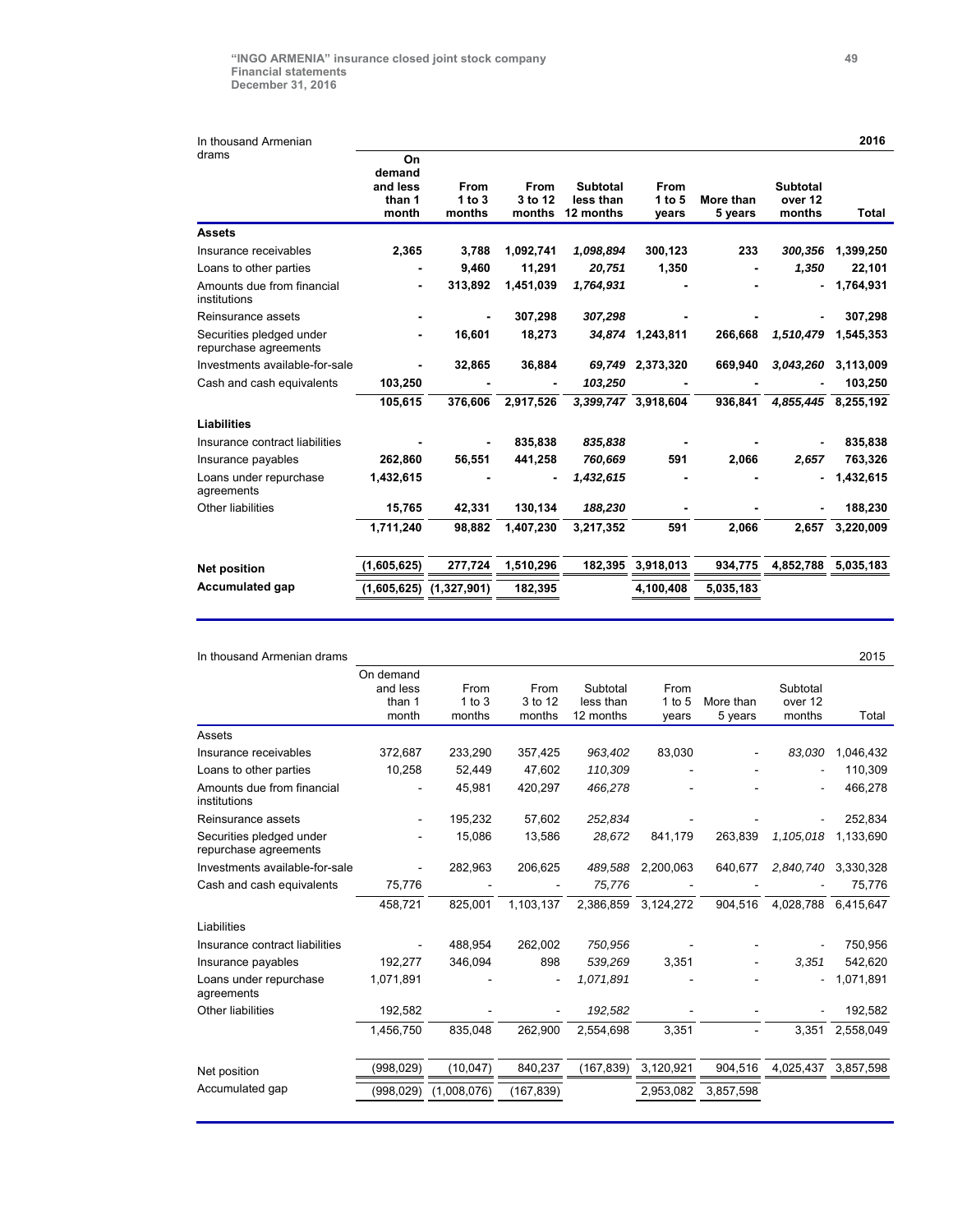| In thousand Armenian drams | | | | | | | | 2016 |
|---|---|---|---|---|---|---|---|---|
| | **On demand and less than 1 month** | **From 1 to 3 months** | **From 3 to 12 months** | **Subtotal less than 12 months** | **From 1 to 5 years** | **More than 5 years** | **Subtotal over 12 months** | **Total** |
| **Assets** | | | | | | | | |
| Insurance receivables | **2,365** | **3,788** | **1,092,741** | ***1,098,894*** | **300,123** | **233** | ***300,356*** | **1,399,250** |
| Loans to other parties | **-** | **9,460** | **11,291** | ***20,751*** | **1,350** | **-** | ***1,350*** | **22,101** |
| Amounts due from financial institutions | **-** | **313,892** | **1,451,039** | ***1,764,931*** | **-** | **-** | **-** | **1,764,931** |
| Reinsurance assets | **-** | **-** | **307,298** | ***307,298*** | **-** | **-** | **-** | **307,298** |
| Securities pledged under repurchase agreements | **-** | **16,601** | **18,273** | ***34,874*** | **1,243,811** | **266,668** | ***1,510,479*** | **1,545,353** |
| Investments available-for-sale | **-** | **32,865** | **36,884** | ***69,749*** | **2,373,320** | **669,940** | ***3,043,260*** | **3,113,009** |
| Cash and cash equivalents | **103,250** | **-** | **-** | ***103,250*** | **-** | **-** | **-** | **103,250** |
| | **105,615** | **376,606** | **2,917,526** | ***3,399,747*** | **3,918,604** | **936,841** | ***4,855,445*** | **8,255,192** |
| **Liabilities** | | | | | | | | |
| Insurance contract liabilities | **-** | **-** | **835,838** | ***835,838*** | **-** | **-** | **-** | **835,838** |
| Insurance payables | **262,860** | **56,551** | **441,258** | ***760,669*** | **591** | **2,066** | ***2,657*** | **763,326** |
| Loans under repurchase agreements | **1,432,615** | **-** | **-** | ***1,432,615*** | **-** | **-** | **-** | **1,432,615** |
| Other liabilities | **15,765** | **42,331** | **130,134** | ***188,230*** | **-** | **-** | **-** | **188,230** |
| | **1,711,240** | **98,882** | **1,407,230** | **3,217,352** | **591** | **2,066** | **2,657** | **3,220,009** |
| **Net position** | **(1,605,625)** | **277,724** | **1,510,296** | **182,395** | **3,918,013** | **934,775** | **4,852,788** | **5,035,183** |
| **Accumulated gap** | **(1,605,625)** | **(1,327,901)** | **182,395** | | **4,100,408** | **5,035,183** | | |

| In thousand Armenian drams | | | | | | | | 2015 |
|---|---|---|---|---|---|---|---|---|
| | On demand and less than 1 month | From 1 to 3 months | From 3 to 12 months | Subtotal less than 12 months | From 1 to 5 years | More than 5 years | Subtotal over 12 months | Total |
| Assets | | | | | | | | |
| Insurance receivables | 372,687 | 233,290 | 357,425 | *963,402* | 83,030 | - | *83,030* | 1,046,432 |
| Loans to other parties | 10,258 | 52,449 | 47,602 | *110,309* | - | - | - | 110,309 |
| Amounts due from financial institutions | - | 45,981 | 420,297 | *466,278* | - | - | - | 466,278 |
| Reinsurance assets | - | 195,232 | 57,602 | *252,834* | - | - | - | 252,834 |
| Securities pledged under repurchase agreements | - | 15,086 | 13,586 | *28,672* | 841,179 | 263,839 | *1,105,018* | 1,133,690 |
| Investments available-for-sale | - | 282,963 | 206,625 | *489,588* | 2,200,063 | 640,677 | *2,840,740* | 3,330,328 |
| Cash and cash equivalents | 75,776 | - | - | *75,776* | - | - | - | 75,776 |
| | 458,721 | 825,001 | 1,103,137 | 2,386,859 | 3,124,272 | 904,516 | 4,028,788 | 6,415,647 |
| Liabilities | | | | | | | | |
| Insurance contract liabilities | - | 488,954 | 262,002 | *750,956* | - | - | - | 750,956 |
| Insurance payables | 192,277 | 346,094 | 898 | *539,269* | 3,351 | - | *3,351* | 542,620 |
| Loans under repurchase agreements | 1,071,891 | - | - | *1,071,891* | - | - | - | 1,071,891 |
| Other liabilities | 192,582 | - | - | *192,582* | - | - | - | 192,582 |
| | 1,456,750 | 835,048 | 262,900 | 2,554,698 | 3,351 | - | 3,351 | 2,558,049 |
| Net position | (998,029) | (10,047) | 840,237 | (167,839) | 3,120,921 | 904,516 | 4,025,437 | 3,857,598 |
| Accumulated gap | (998,029) | (1,008,076) | (167,839) | | 2,953,082 | 3,857,598 | | |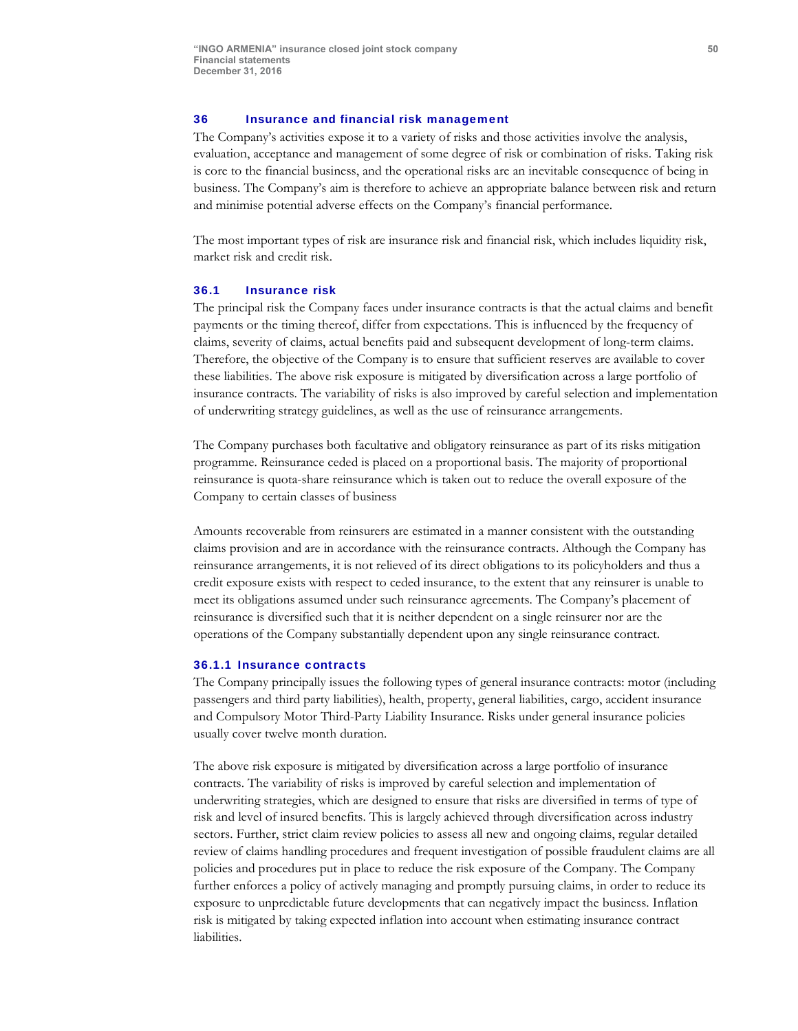## 36 Insurance and financial risk management

The Company's activities expose it to a variety of risks and those activities involve the analysis, evaluation, acceptance and management of some degree of risk or combination of risks. Taking risk is core to the financial business, and the operational risks are an inevitable consequence of being in business. The Company's aim is therefore to achieve an appropriate balance between risk and return and minimise potential adverse effects on the Company's financial performance.

The most important types of risk are insurance risk and financial risk, which includes liquidity risk, market risk and credit risk.

### 36.1 Insurance risk

The principal risk the Company faces under insurance contracts is that the actual claims and benefit payments or the timing thereof, differ from expectations. This is influenced by the frequency of claims, severity of claims, actual benefits paid and subsequent development of long-term claims. Therefore, the objective of the Company is to ensure that sufficient reserves are available to cover these liabilities. The above risk exposure is mitigated by diversification across a large portfolio of insurance contracts. The variability of risks is also improved by careful selection and implementation of underwriting strategy guidelines, as well as the use of reinsurance arrangements.

The Company purchases both facultative and obligatory reinsurance as part of its risks mitigation programme. Reinsurance ceded is placed on a proportional basis. The majority of proportional reinsurance is quota-share reinsurance which is taken out to reduce the overall exposure of the Company to certain classes of business

Amounts recoverable from reinsurers are estimated in a manner consistent with the outstanding claims provision and are in accordance with the reinsurance contracts. Although the Company has reinsurance arrangements, it is not relieved of its direct obligations to its policyholders and thus a credit exposure exists with respect to ceded insurance, to the extent that any reinsurer is unable to meet its obligations assumed under such reinsurance agreements. The Company's placement of reinsurance is diversified such that it is neither dependent on a single reinsurer nor are the operations of the Company substantially dependent upon any single reinsurance contract.

#### 36.1.1 Insurance contracts

The Company principally issues the following types of general insurance contracts: motor (including passengers and third party liabilities), health, property, general liabilities, cargo, accident insurance and Compulsory Motor Third-Party Liability Insurance. Risks under general insurance policies usually cover twelve month duration.

The above risk exposure is mitigated by diversification across a large portfolio of insurance contracts. The variability of risks is improved by careful selection and implementation of underwriting strategies, which are designed to ensure that risks are diversified in terms of type of risk and level of insured benefits. This is largely achieved through diversification across industry sectors. Further, strict claim review policies to assess all new and ongoing claims, regular detailed review of claims handling procedures and frequent investigation of possible fraudulent claims are all policies and procedures put in place to reduce the risk exposure of the Company. The Company further enforces a policy of actively managing and promptly pursuing claims, in order to reduce its exposure to unpredictable future developments that can negatively impact the business. Inflation risk is mitigated by taking expected inflation into account when estimating insurance contract liabilities.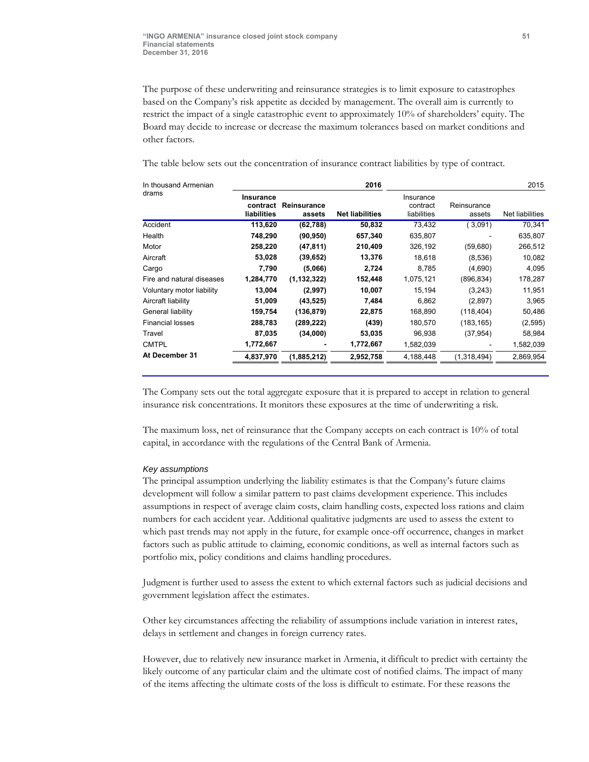The purpose of these underwriting and reinsurance strategies is to limit exposure to catastrophes based on the Company's risk appetite as decided by management. The overall aim is currently to restrict the impact of a single catastrophic event to approximately 10% of shareholders' equity. The Board may decide to increase or decrease the maximum tolerances based on market conditions and other factors.

The table below sets out the concentration of insurance contract liabilities by type of contract.

| In thousand Armenian drams | 2016 | | | 2015 | | |
|---|---|---|---|---|---|---|
| | **Insurance contract liabilities** | **Reinsurance assets** | **Net liabilities** | Insurance contract liabilities | Reinsurance assets | Net liabilities |
| Accident | **113,620** | **(62,788)** | **50,832** | 73,432 | (3,091) | 70,341 |
| Health | **748,290** | **(90,950)** | **657,340** | 635,807 | - | 635,807 |
| Motor | **258,220** | **(47,811)** | **210,409** | 326,192 | (59,680) | 266,512 |
| Aircraft | **53,028** | **(39,652)** | **13,376** | 18,618 | (8,536) | 10,082 |
| Cargo | **7,790** | **(5,066)** | **2,724** | 8,785 | (4,690) | 4,095 |
| Fire and natural diseases | **1,284,770** | **(1,132,322)** | **152,448** | 1,075,121 | (896,834) | 178,287 |
| Voluntary motor liability | **13,004** | **(2,997)** | **10,007** | 15,194 | (3,243) | 11,951 |
| Aircraft liability | **51,009** | **(43,525)** | **7,484** | 6,862 | (2,897) | 3,965 |
| General liability | **159,754** | **(136,879)** | **22,875** | 168,890 | (118,404) | 50,486 |
| Financial losses | **288,783** | **(289,222)** | **(439)** | 180,570 | (183,165) | (2,595) |
| Travel | **87,035** | **(34,000)** | **53,035** | 96,938 | (37,954) | 58,984 |
| CMTPL | **1,772,667** | **-** | **1,772,667** | 1,582,039 | - | 1,582,039 |
| **At December 31** | **4,837,970** | **(1,885,212)** | **2,952,758** | 4,188,448 | (1,318,494) | 2,869,954 |

The Company sets out the total aggregate exposure that it is prepared to accept in relation to general insurance risk concentrations. It monitors these exposures at the time of underwriting a risk.

The maximum loss, net of reinsurance that the Company accepts on each contract is 10% of total capital, in accordance with the regulations of the Central Bank of Armenia.

*Key assumptions*

The principal assumption underlying the liability estimates is that the Company's future claims development will follow a similar pattern to past claims development experience. This includes assumptions in respect of average claim costs, claim handling costs, expected loss rations and claim numbers for each accident year. Additional qualitative judgments are used to assess the extent to which past trends may not apply in the future, for example once-off occurrence, changes in market factors such as public attitude to claiming, economic conditions, as well as internal factors such as portfolio mix, policy conditions and claims handling procedures.

Judgment is further used to assess the extent to which external factors such as judicial decisions and government legislation affect the estimates.

Other key circumstances affecting the reliability of assumptions include variation in interest rates, delays in settlement and changes in foreign currency rates.

However, due to relatively new insurance market in Armenia, it difficult to predict with certainty the likely outcome of any particular claim and the ultimate cost of notified claims. The impact of many of the items affecting the ultimate costs of the loss is difficult to estimate. For these reasons the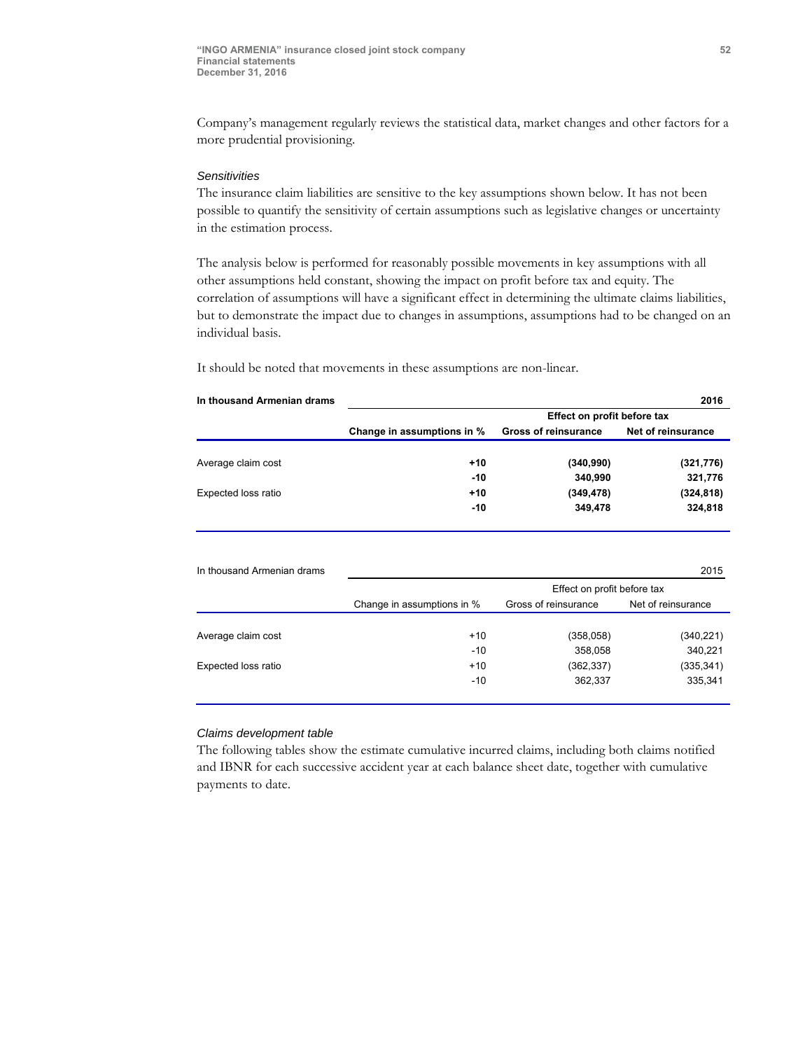Company's management regularly reviews the statistical data, market changes and other factors for a more prudential provisioning.

*Sensitivities*

The insurance claim liabilities are sensitive to the key assumptions shown below. It has not been possible to quantify the sensitivity of certain assumptions such as legislative changes or uncertainty in the estimation process.

The analysis below is performed for reasonably possible movements in key assumptions with all other assumptions held constant, showing the impact on profit before tax and equity. The correlation of assumptions will have a significant effect in determining the ultimate claims liabilities, but to demonstrate the impact due to changes in assumptions, assumptions had to be changed on an individual basis.

It should be noted that movements in these assumptions are non-linear.

| **In thousand Armenian drams** | | | **2016** |
|---|---|---|---|
| | | **Effect on profit before tax** | |
| | **Change in assumptions in %** | **Gross of reinsurance** | **Net of reinsurance** |
| Average claim cost | **+10** | **(340,990)** | **(321,776)** |
| | **-10** | **340,990** | **321,776** |
| Expected loss ratio | **+10** | **(349,478)** | **(324,818)** |
| | **-10** | **349,478** | **324,818** |

| In thousand Armenian drams | | | 2015 |
|---|---|---|---|
| | | Effect on profit before tax | |
| | Change in assumptions in % | Gross of reinsurance | Net of reinsurance |
| Average claim cost | +10 | (358,058) | (340,221) |
| | -10 | 358,058 | 340,221 |
| Expected loss ratio | +10 | (362,337) | (335,341) |
| | -10 | 362,337 | 335,341 |

*Claims development table*

The following tables show the estimate cumulative incurred claims, including both claims notified and IBNR for each successive accident year at each balance sheet date, together with cumulative payments to date.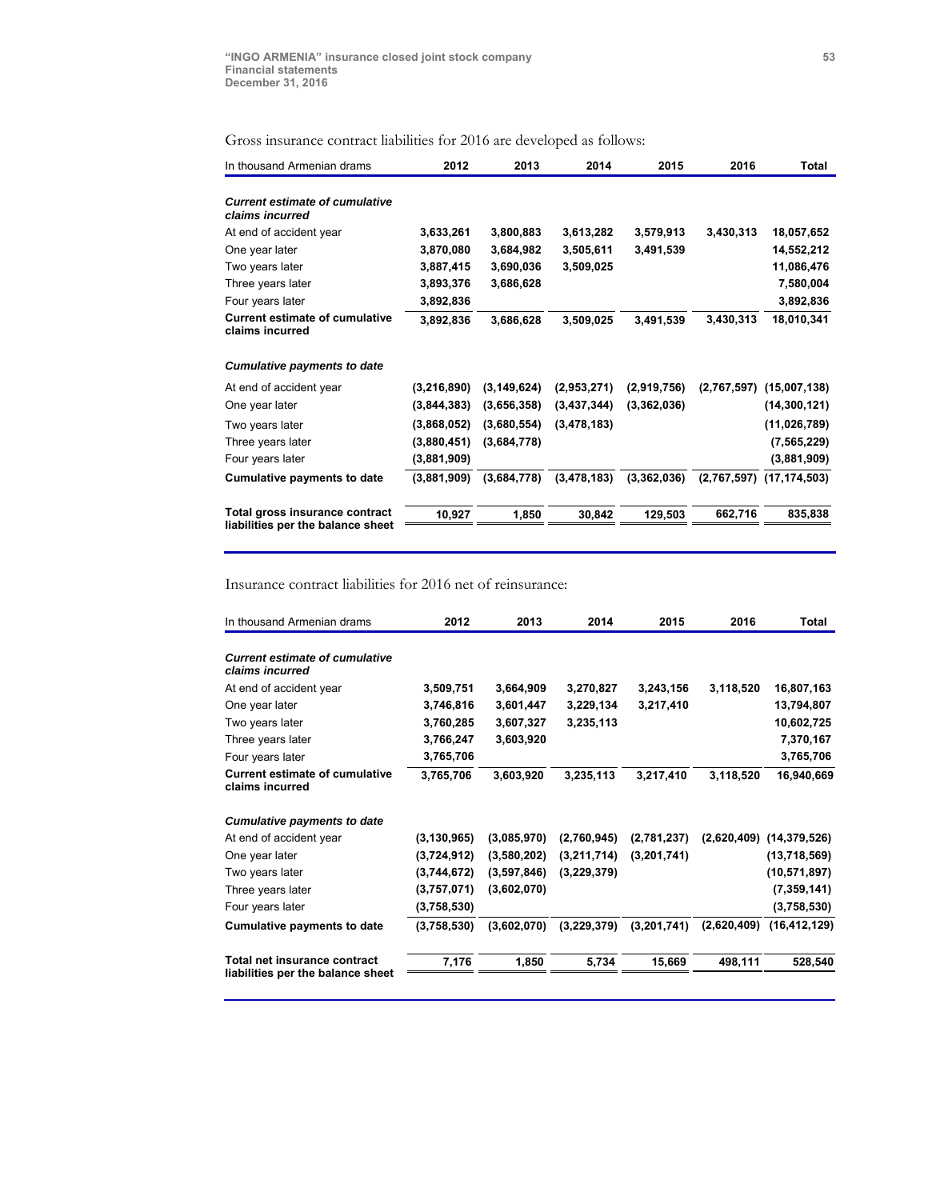Gross insurance contract liabilities for 2016 are developed as follows:

| In thousand Armenian drams | 2012 | 2013 | 2014 | 2015 | 2016 | Total |
|---|---|---|---|---|---|---|
| ***Current estimate of cumulative claims incurred*** | | | | | | |
| At end of accident year | **3,633,261** | **3,800,883** | **3,613,282** | **3,579,913** | **3,430,313** | **18,057,652** |
| One year later | **3,870,080** | **3,684,982** | **3,505,611** | **3,491,539** | | **14,552,212** |
| Two years later | **3,887,415** | **3,690,036** | **3,509,025** | | | **11,086,476** |
| Three years later | **3,893,376** | **3,686,628** | | | | **7,580,004** |
| Four years later | **3,892,836** | | | | | **3,892,836** |
| **Current estimate of cumulative claims incurred** | **3,892,836** | **3,686,628** | **3,509,025** | **3,491,539** | **3,430,313** | **18,010,341** |
| ***Cumulative payments to date*** | | | | | | |
| At end of accident year | **(3,216,890)** | **(3,149,624)** | **(2,953,271)** | **(2,919,756)** | **(2,767,597)** | **(15,007,138)** |
| One year later | **(3,844,383)** | **(3,656,358)** | **(3,437,344)** | **(3,362,036)** | | **(14,300,121)** |
| Two years later | **(3,868,052)** | **(3,680,554)** | **(3,478,183)** | | | **(11,026,789)** |
| Three years later | **(3,880,451)** | **(3,684,778)** | | | | **(7,565,229)** |
| Four years later | **(3,881,909)** | | | | | **(3,881,909)** |
| **Cumulative payments to date** | **(3,881,909)** | **(3,684,778)** | **(3,478,183)** | **(3,362,036)** | **(2,767,597)** | **(17,174,503)** |
| **Total gross insurance contract liabilities per the balance sheet** | **10,927** | **1,850** | **30,842** | **129,503** | **662,716** | **835,838** |

Insurance contract liabilities for 2016 net of reinsurance:

| In thousand Armenian drams | 2012 | 2013 | 2014 | 2015 | 2016 | Total |
|---|---|---|---|---|---|---|
| ***Current estimate of cumulative claims incurred*** | | | | | | |
| At end of accident year | **3,509,751** | **3,664,909** | **3,270,827** | **3,243,156** | **3,118,520** | **16,807,163** |
| One year later | **3,746,816** | **3,601,447** | **3,229,134** | **3,217,410** | | **13,794,807** |
| Two years later | **3,760,285** | **3,607,327** | **3,235,113** | | | **10,602,725** |
| Three years later | **3,766,247** | **3,603,920** | | | | **7,370,167** |
| Four years later | **3,765,706** | | | | | **3,765,706** |
| **Current estimate of cumulative claims incurred** | **3,765,706** | **3,603,920** | **3,235,113** | **3,217,410** | **3,118,520** | **16,940,669** |
| ***Cumulative payments to date*** | | | | | | |
| At end of accident year | **(3,130,965)** | **(3,085,970)** | **(2,760,945)** | **(2,781,237)** | **(2,620,409)** | **(14,379,526)** |
| One year later | **(3,724,912)** | **(3,580,202)** | **(3,211,714)** | **(3,201,741)** | | **(13,718,569)** |
| Two years later | **(3,744,672)** | **(3,597,846)** | **(3,229,379)** | | | **(10,571,897)** |
| Three years later | **(3,757,071)** | **(3,602,070)** | | | | **(7,359,141)** |
| Four years later | **(3,758,530)** | | | | | **(3,758,530)** |
| **Cumulative payments to date** | **(3,758,530)** | **(3,602,070)** | **(3,229,379)** | **(3,201,741)** | **(2,620,409)** | **(16,412,129)** |
| **Total net insurance contract liabilities per the balance sheet** | **7,176** | **1,850** | **5,734** | **15,669** | **498,111** | **528,540** |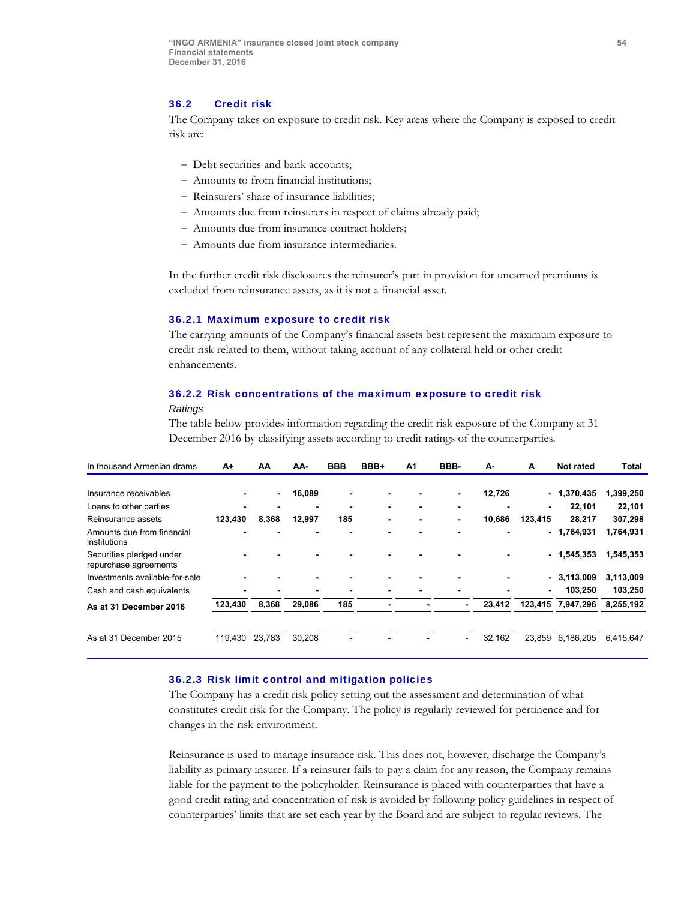### 36.2 Credit risk

The Company takes on exposure to credit risk. Key areas where the Company is exposed to credit risk are:

- Debt securities and bank accounts;
- Amounts to from financial institutions;
- Reinsurers' share of insurance liabilities;
- Amounts due from reinsurers in respect of claims already paid;
- Amounts due from insurance contract holders;
- Amounts due from insurance intermediaries.

In the further credit risk disclosures the reinsurer's part in provision for unearned premiums is excluded from reinsurance assets, as it is not a financial asset.

#### 36.2.1 Maximum exposure to credit risk

The carrying amounts of the Company's financial assets best represent the maximum exposure to credit risk related to them, without taking account of any collateral held or other credit enhancements.

#### 36.2.2 Risk concentrations of the maximum exposure to credit risk

*Ratings*

The table below provides information regarding the credit risk exposure of the Company at 31 December 2016 by classifying assets according to credit ratings of the counterparties.

| In thousand Armenian drams | A+ | AA | AA- | BBB | BBB+ | A1 | BBB- | A- | A | Not rated | Total |
|---|---|---|---|---|---|---|---|---|---|---|---|
| Insurance receivables | - | - | 16,089 | - | - | - | - | 12,726 | - | 1,370,435 | 1,399,250 |
| Loans to other parties | - | - | - | - | - | - | - | - | - | 22,101 | 22,101 |
| Reinsurance assets | 123,430 | 8,368 | 12,997 | 185 | - | - | - | 10,686 | 123,415 | 28,217 | 307,298 |
| Amounts due from financial institutions | - | - | - | - | - | - | - | - | - | 1,764,931 | 1,764,931 |
| Securities pledged under repurchase agreements | - | - | - | - | - | - | - | - | - | 1,545,353 | 1,545,353 |
| Investments available-for-sale | - | - | - | - | - | - | - | - | - | 3,113,009 | 3,113,009 |
| Cash and cash equivalents | - | - | - | - | - | - | - | - | - | 103,250 | 103,250 |
| **As at 31 December 2016** | **123,430** | **8,368** | **29,086** | **185** | **-** | **-** | **-** | **23,412** | **123,415** | **7,947,296** | **8,255,192** |
| As at 31 December 2015 | 119,430 | 23,783 | 30,208 | - | - | - | - | 32,162 | 23,859 | 6,186,205 | 6,415,647 |

#### 36.2.3 Risk limit control and mitigation policies

The Company has a credit risk policy setting out the assessment and determination of what constitutes credit risk for the Company. The policy is regularly reviewed for pertinence and for changes in the risk environment.

Reinsurance is used to manage insurance risk. This does not, however, discharge the Company's liability as primary insurer. If a reinsurer fails to pay a claim for any reason, the Company remains liable for the payment to the policyholder. Reinsurance is placed with counterparties that have a good credit rating and concentration of risk is avoided by following policy guidelines in respect of counterparties' limits that are set each year by the Board and are subject to regular reviews. The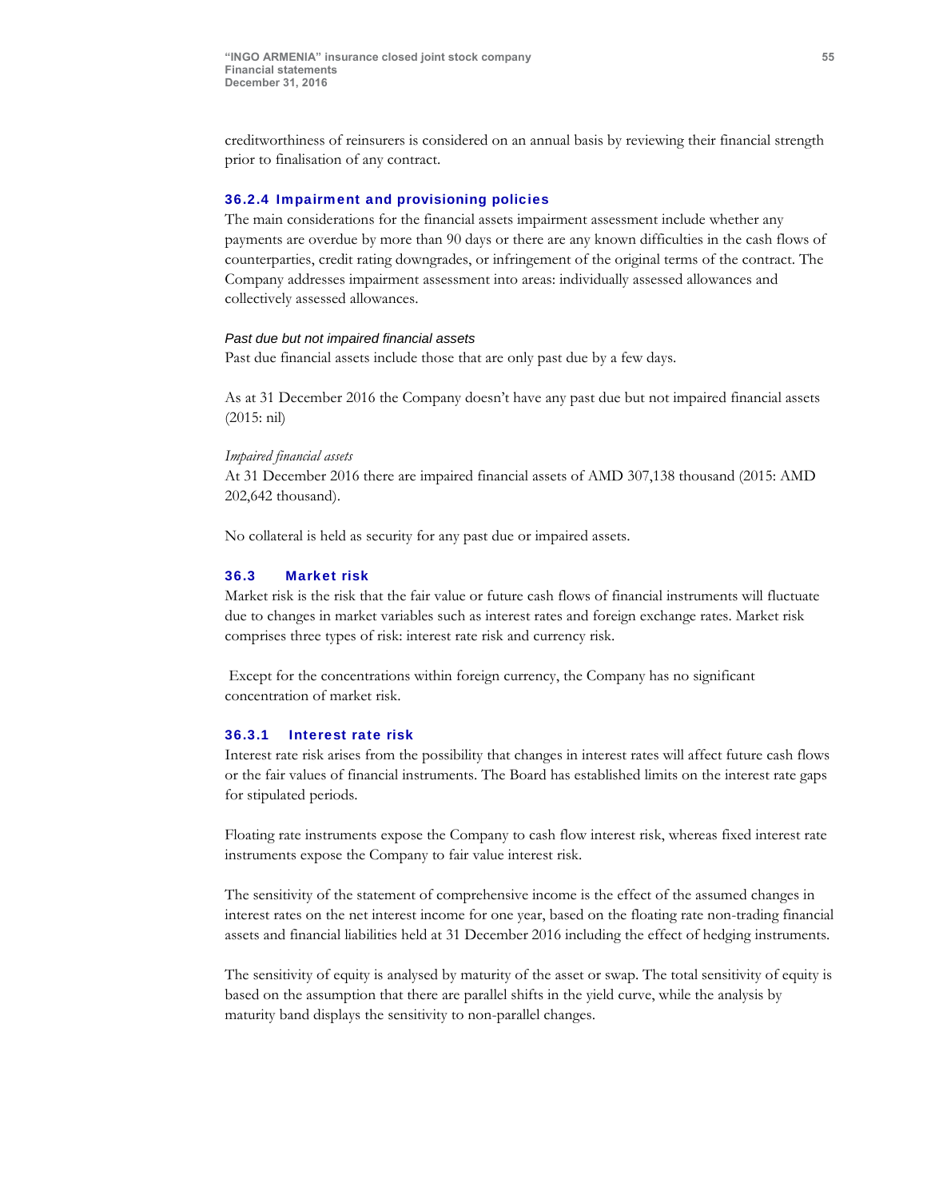creditworthiness of reinsurers is considered on an annual basis by reviewing their financial strength prior to finalisation of any contract.

### 36.2.4 Impairment and provisioning policies

The main considerations for the financial assets impairment assessment include whether any payments are overdue by more than 90 days or there are any known difficulties in the cash flows of counterparties, credit rating downgrades, or infringement of the original terms of the contract. The Company addresses impairment assessment into areas: individually assessed allowances and collectively assessed allowances.

*Past due but not impaired financial assets*

Past due financial assets include those that are only past due by a few days.

As at 31 December 2016 the Company doesn't have any past due but not impaired financial assets (2015: nil)

*Impaired financial assets*

At 31 December 2016 there are impaired financial assets of AMD 307,138 thousand (2015: AMD 202,642 thousand).

No collateral is held as security for any past due or impaired assets.

## 36.3 Market risk

Market risk is the risk that the fair value or future cash flows of financial instruments will fluctuate due to changes in market variables such as interest rates and foreign exchange rates. Market risk comprises three types of risk: interest rate risk and currency risk.

Except for the concentrations within foreign currency, the Company has no significant concentration of market risk.

### 36.3.1 Interest rate risk

Interest rate risk arises from the possibility that changes in interest rates will affect future cash flows or the fair values of financial instruments. The Board has established limits on the interest rate gaps for stipulated periods.

Floating rate instruments expose the Company to cash flow interest risk, whereas fixed interest rate instruments expose the Company to fair value interest risk.

The sensitivity of the statement of comprehensive income is the effect of the assumed changes in interest rates on the net interest income for one year, based on the floating rate non-trading financial assets and financial liabilities held at 31 December 2016 including the effect of hedging instruments.

The sensitivity of equity is analysed by maturity of the asset or swap. The total sensitivity of equity is based on the assumption that there are parallel shifts in the yield curve, while the analysis by maturity band displays the sensitivity to non-parallel changes.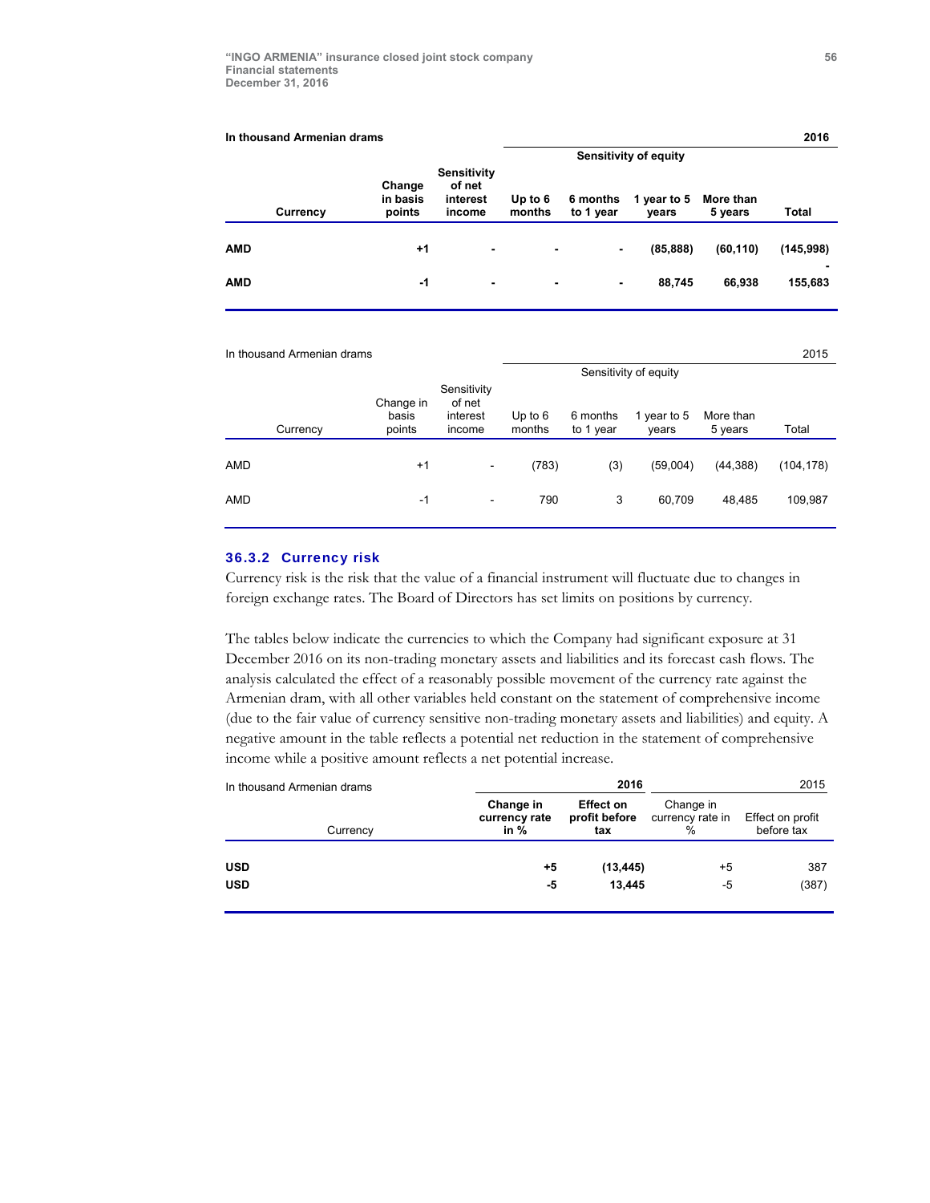**In thousand Armenian drams** **2016**

| Currency | Change in basis points | Sensitivity of net interest income | Sensitivity of equity | | | | |
|---|---|---|---|---|---|---|---|
| | | | Up to 6 months | 6 months to 1 year | 1 year to 5 years | More than 5 years | Total |
| **AMD** | **+1** | **-** | **-** | **-** | **(85,888)** | **(60,110)** | **(145,998)** |
| **AMD** | **-1** | **-** | **-** | **-** | **88,745** | **66,938** | **155,683** |

In thousand Armenian drams 2015

| Currency | Change in basis points | Sensitivity of net interest income | Sensitivity of equity | | | | |
|---|---|---|---|---|---|---|---|
| | | | Up to 6 months | 6 months to 1 year | 1 year to 5 years | More than 5 years | Total |
| AMD | +1 | - | (783) | (3) | (59,004) | (44,388) | (104,178) |
| AMD | -1 | - | 790 | 3 | 60,709 | 48,485 | 109,987 |

### 36.3.2 Currency risk

Currency risk is the risk that the value of a financial instrument will fluctuate due to changes in foreign exchange rates. The Board of Directors has set limits on positions by currency.

The tables below indicate the currencies to which the Company had significant exposure at 31 December 2016 on its non-trading monetary assets and liabilities and its forecast cash flows. The analysis calculated the effect of a reasonably possible movement of the currency rate against the Armenian dram, with all other variables held constant on the statement of comprehensive income (due to the fair value of currency sensitive non-trading monetary assets and liabilities) and equity. A negative amount in the table reflects a potential net reduction in the statement of comprehensive income while a positive amount reflects a net potential increase.

| In thousand Armenian drams | **2016** | | 2015 | |
|---|---|---|---|---|
| Currency | **Change in currency rate in %** | **Effect on profit before tax** | Change in currency rate in % | Effect on profit before tax |
| **USD** | **+5** | **(13,445)** | +5 | 387 |
| **USD** | **-5** | **13,445** | -5 | (387) |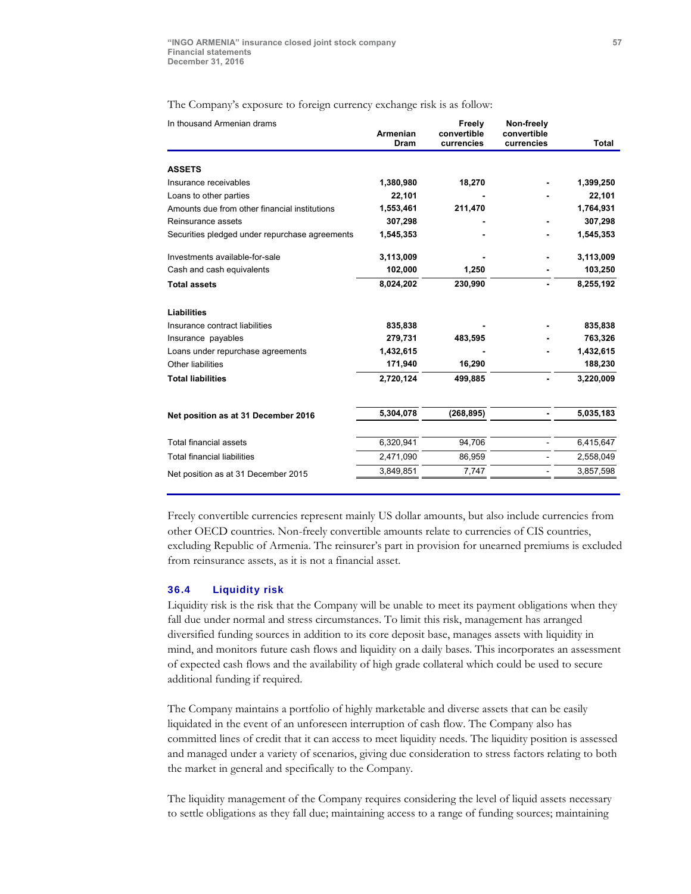The Company's exposure to foreign currency exchange risk is as follow:

| In thousand Armenian drams | Armenian Dram | Freely convertible currencies | Non-freely convertible currencies | Total |
|---|---|---|---|---|
| **ASSETS** | | | | |
| Insurance receivables | **1,380,980** | **18,270** | **-** | **1,399,250** |
| Loans to other parties | **22,101** | **-** | **-** | **22,101** |
| Amounts due from other financial institutions | **1,553,461** | **211,470** | **-** | **1,764,931** |
| Reinsurance assets | **307,298** | **-** | **-** | **307,298** |
| Securities pledged under repurchase agreements | **1,545,353** | **-** | **-** | **1,545,353** |
| Investments available-for-sale | **3,113,009** | **-** | **-** | **3,113,009** |
| Cash and cash equivalents | **102,000** | **1,250** | **-** | **103,250** |
| **Total assets** | **8,024,202** | **230,990** | **-** | **8,255,192** |
| **Liabilities** | | | | |
| Insurance contract liabilities | **835,838** | **-** | **-** | **835,838** |
| Insurance payables | **279,731** | **483,595** | **-** | **763,326** |
| Loans under repurchase agreements | **1,432,615** | **-** | **-** | **1,432,615** |
| Other liabilities | **171,940** | **16,290** | | **188,230** |
| **Total liabilities** | **2,720,124** | **499,885** | **-** | **3,220,009** |
| **Net position as at 31 December 2016** | **5,304,078** | **(268,895)** | **-** | **5,035,183** |
| Total financial assets | 6,320,941 | 94,706 | - | 6,415,647 |
| Total financial liabilities | 2,471,090 | 86,959 | - | 2,558,049 |
| Net position as at 31 December 2015 | 3,849,851 | 7,747 | - | 3,857,598 |

Freely convertible currencies represent mainly US dollar amounts, but also include currencies from other OECD countries. Non-freely convertible amounts relate to currencies of CIS countries, excluding Republic of Armenia. The reinsurer's part in provision for unearned premiums is excluded from reinsurance assets, as it is not a financial asset.

### 36.4 Liquidity risk

Liquidity risk is the risk that the Company will be unable to meet its payment obligations when they fall due under normal and stress circumstances. To limit this risk, management has arranged diversified funding sources in addition to its core deposit base, manages assets with liquidity in mind, and monitors future cash flows and liquidity on a daily bases. This incorporates an assessment of expected cash flows and the availability of high grade collateral which could be used to secure additional funding if required.

The Company maintains a portfolio of highly marketable and diverse assets that can be easily liquidated in the event of an unforeseen interruption of cash flow. The Company also has committed lines of credit that it can access to meet liquidity needs. The liquidity position is assessed and managed under a variety of scenarios, giving due consideration to stress factors relating to both the market in general and specifically to the Company.

The liquidity management of the Company requires considering the level of liquid assets necessary to settle obligations as they fall due; maintaining access to a range of funding sources; maintaining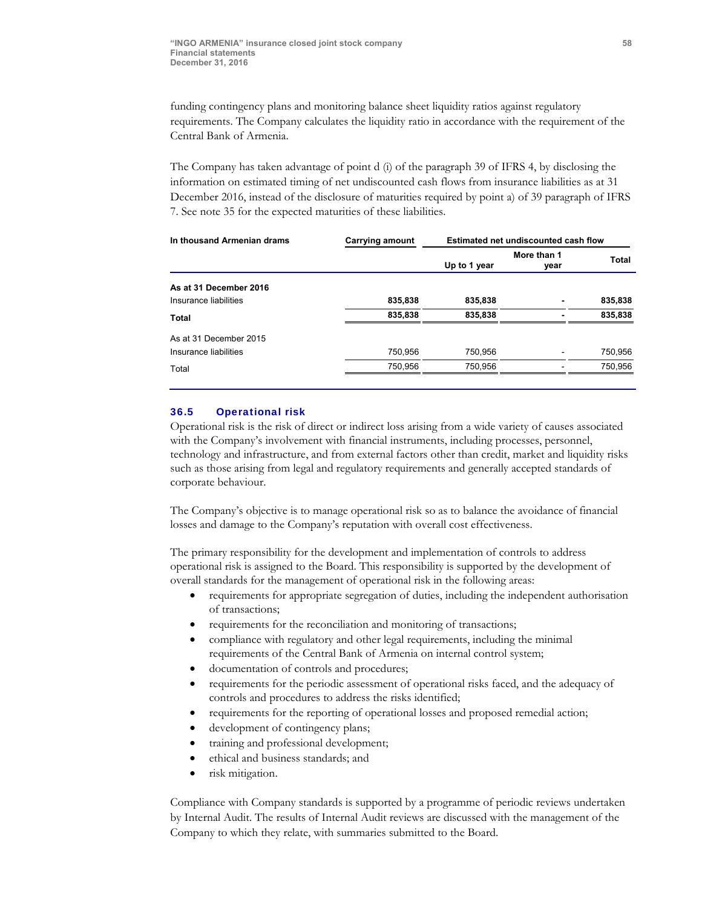funding contingency plans and monitoring balance sheet liquidity ratios against regulatory requirements. The Company calculates the liquidity ratio in accordance with the requirement of the Central Bank of Armenia.

The Company has taken advantage of point d (i) of the paragraph 39 of IFRS 4, by disclosing the information on estimated timing of net undiscounted cash flows from insurance liabilities as at 31 December 2016, instead of the disclosure of maturities required by point a) of 39 paragraph of IFRS 7. See note 35 for the expected maturities of these liabilities.

| In thousand Armenian drams | Carrying amount | Estimated net undiscounted cash flow | | |
|---|---|---|---|---|
| | | Up to 1 year | More than 1 year | Total |
| **As at 31 December 2016** | | | | |
| Insurance liabilities | **835,838** | **835,838** | **-** | **835,838** |
| **Total** | **835,838** | **835,838** | **-** | **835,838** |
| As at 31 December 2015 | | | | |
| Insurance liabilities | 750,956 | 750,956 | - | 750,956 |
| Total | 750,956 | 750,956 | - | 750,956 |

## 36.5 Operational risk

Operational risk is the risk of direct or indirect loss arising from a wide variety of causes associated with the Company's involvement with financial instruments, including processes, personnel, technology and infrastructure, and from external factors other than credit, market and liquidity risks such as those arising from legal and regulatory requirements and generally accepted standards of corporate behaviour.

The Company's objective is to manage operational risk so as to balance the avoidance of financial losses and damage to the Company's reputation with overall cost effectiveness.

The primary responsibility for the development and implementation of controls to address operational risk is assigned to the Board. This responsibility is supported by the development of overall standards for the management of operational risk in the following areas:

- requirements for appropriate segregation of duties, including the independent authorisation of transactions;
- requirements for the reconciliation and monitoring of transactions;
- compliance with regulatory and other legal requirements, including the minimal requirements of the Central Bank of Armenia on internal control system;
- documentation of controls and procedures;
- requirements for the periodic assessment of operational risks faced, and the adequacy of controls and procedures to address the risks identified;
- requirements for the reporting of operational losses and proposed remedial action;
- development of contingency plans;
- training and professional development;
- ethical and business standards; and
- risk mitigation.

Compliance with Company standards is supported by a programme of periodic reviews undertaken by Internal Audit. The results of Internal Audit reviews are discussed with the management of the Company to which they relate, with summaries submitted to the Board.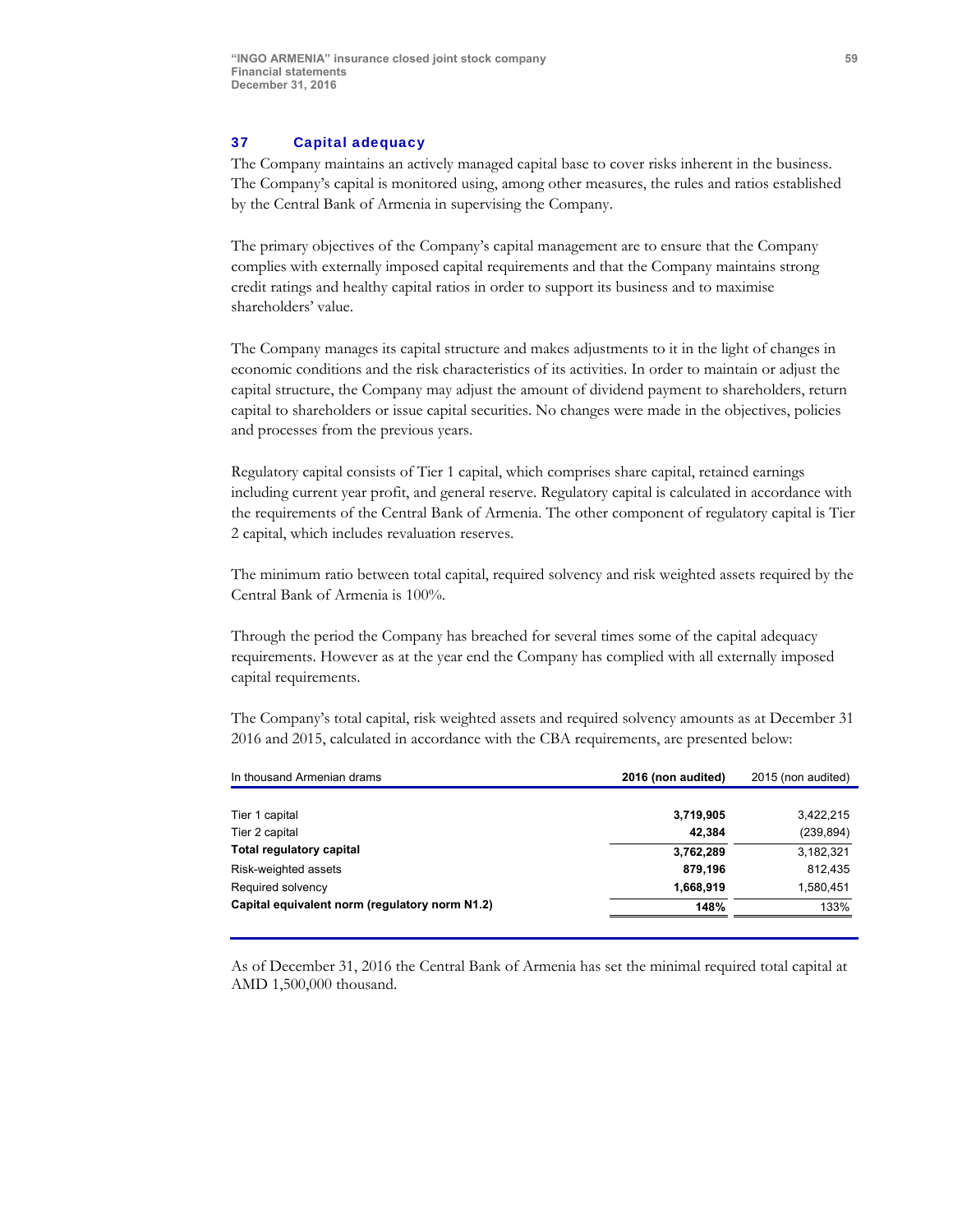## 37 Capital adequacy

The Company maintains an actively managed capital base to cover risks inherent in the business. The Company's capital is monitored using, among other measures, the rules and ratios established by the Central Bank of Armenia in supervising the Company.

The primary objectives of the Company's capital management are to ensure that the Company complies with externally imposed capital requirements and that the Company maintains strong credit ratings and healthy capital ratios in order to support its business and to maximise shareholders' value.

The Company manages its capital structure and makes adjustments to it in the light of changes in economic conditions and the risk characteristics of its activities. In order to maintain or adjust the capital structure, the Company may adjust the amount of dividend payment to shareholders, return capital to shareholders or issue capital securities. No changes were made in the objectives, policies and processes from the previous years.

Regulatory capital consists of Tier 1 capital, which comprises share capital, retained earnings including current year profit, and general reserve. Regulatory capital is calculated in accordance with the requirements of the Central Bank of Armenia. The other component of regulatory capital is Tier 2 capital, which includes revaluation reserves.

The minimum ratio between total capital, required solvency and risk weighted assets required by the Central Bank of Armenia is 100%.

Through the period the Company has breached for several times some of the capital adequacy requirements. However as at the year end the Company has complied with all externally imposed capital requirements.

The Company's total capital, risk weighted assets and required solvency amounts as at December 31 2016 and 2015, calculated in accordance with the CBA requirements, are presented below:

| In thousand Armenian drams | 2016 (non audited) | 2015 (non audited) |
|---|---|---|
| Tier 1 capital | **3,719,905** | 3,422,215 |
| Tier 2 capital | **42,384** | (239,894) |
| **Total regulatory capital** | **3,762,289** | 3,182,321 |
| Risk-weighted assets | **879,196** | 812,435 |
| Required solvency | **1,668,919** | 1,580,451 |
| **Capital equivalent norm (regulatory norm N1.2)** | **148%** | 133% |

As of December 31, 2016 the Central Bank of Armenia has set the minimal required total capital at AMD 1,500,000 thousand.